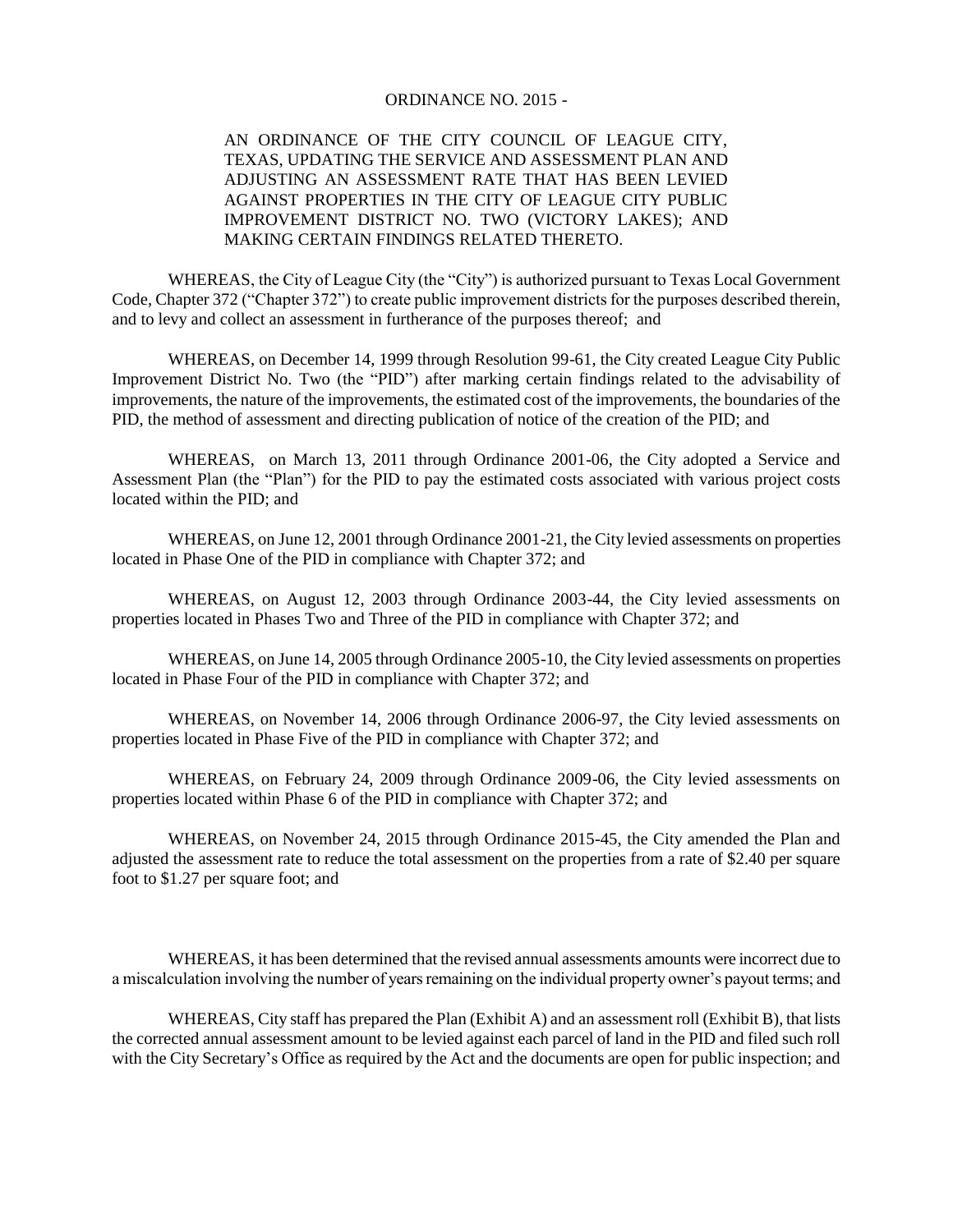ORDINANCE NO. 2015 -

AN ORDINANCE OF THE CITY COUNCIL OF LEAGUE CITY, TEXAS, UPDATING THE SERVICE AND ASSESSMENT PLAN AND ADJUSTING AN ASSESSMENT RATE THAT HAS BEEN LEVIED AGAINST PROPERTIES IN THE CITY OF LEAGUE CITY PUBLIC IMPROVEMENT DISTRICT NO. TWO (VICTORY LAKES); AND MAKING CERTAIN FINDINGS RELATED THERETO.

WHEREAS, the City of League City (the "City") is authorized pursuant to Texas Local Government Code, Chapter 372 ("Chapter 372") to create public improvement districts for the purposes described therein, and to levy and collect an assessment in furtherance of the purposes thereof; and

WHEREAS, on December 14, 1999 through Resolution 99-61, the City created League City Public Improvement District No. Two (the "PID") after marking certain findings related to the advisability of improvements, the nature of the improvements, the estimated cost of the improvements, the boundaries of the PID, the method of assessment and directing publication of notice of the creation of the PID; and

WHEREAS, on March 13, 2011 through Ordinance 2001-06, the City adopted a Service and Assessment Plan (the "Plan") for the PID to pay the estimated costs associated with various project costs located within the PID; and

WHEREAS, on June 12, 2001 through Ordinance 2001-21, the City levied assessments on properties located in Phase One of the PID in compliance with Chapter 372; and

WHEREAS, on August 12, 2003 through Ordinance 2003-44, the City levied assessments on properties located in Phases Two and Three of the PID in compliance with Chapter 372; and

WHEREAS, on June 14, 2005 through Ordinance 2005-10, the City levied assessments on properties located in Phase Four of the PID in compliance with Chapter 372; and

WHEREAS, on November 14, 2006 through Ordinance 2006-97, the City levied assessments on properties located in Phase Five of the PID in compliance with Chapter 372; and

WHEREAS, on February 24, 2009 through Ordinance 2009-06, the City levied assessments on properties located within Phase 6 of the PID in compliance with Chapter 372; and

WHEREAS, on November 24, 2015 through Ordinance 2015-45, the City amended the Plan and adjusted the assessment rate to reduce the total assessment on the properties from a rate of $2.40 per square foot to $1.27 per square foot; and

WHEREAS, it has been determined that the revised annual assessments amounts were incorrect due to a miscalculation involving the number of years remaining on the individual property owner's payout terms; and

WHEREAS, City staff has prepared the Plan (Exhibit A) and an assessment roll (Exhibit B), that lists the corrected annual assessment amount to be levied against each parcel of land in the PID and filed such roll with the City Secretary's Office as required by the Act and the documents are open for public inspection; and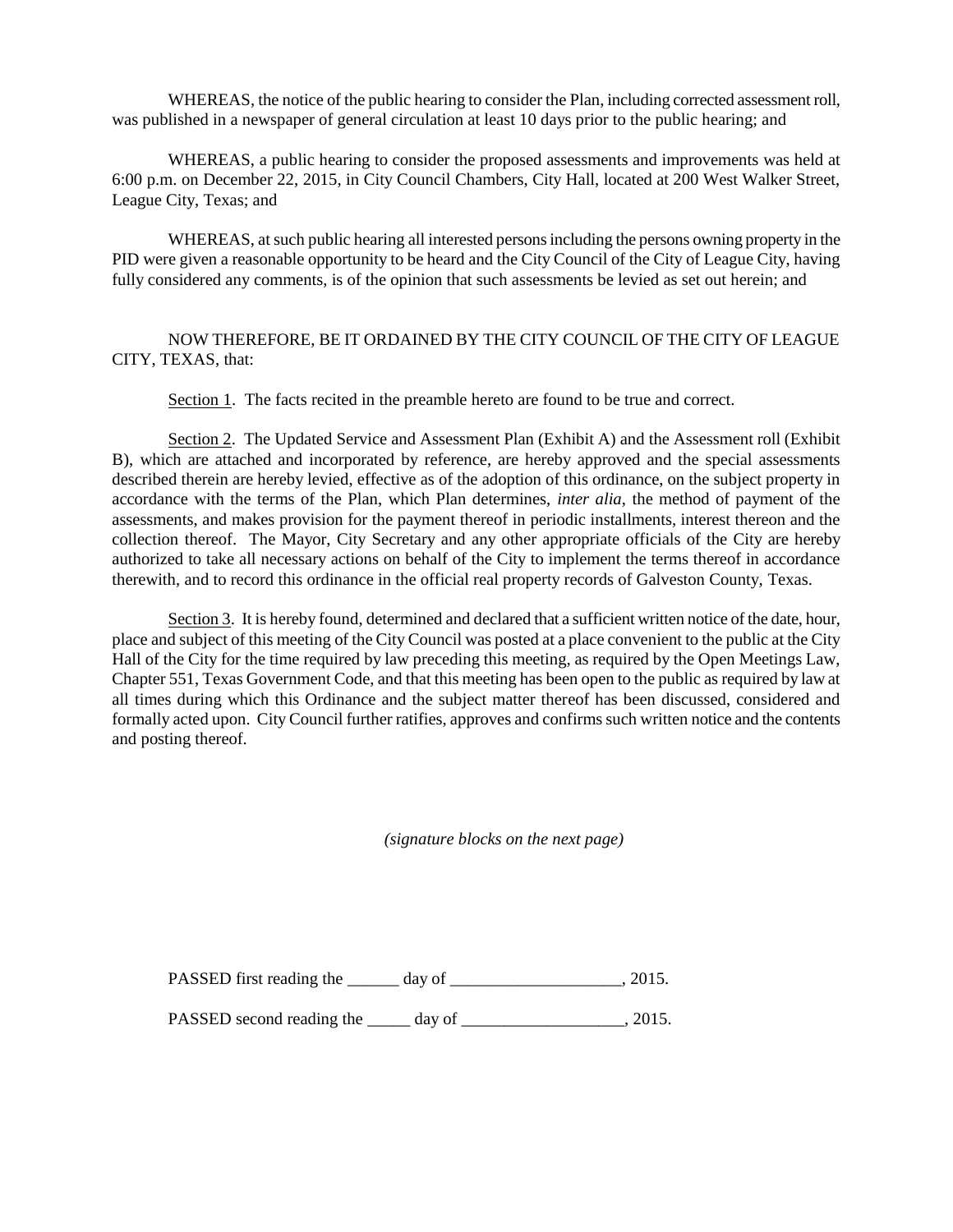WHEREAS, the notice of the public hearing to consider the Plan, including corrected assessment roll, was published in a newspaper of general circulation at least 10 days prior to the public hearing; and

WHEREAS, a public hearing to consider the proposed assessments and improvements was held at 6:00 p.m. on December 22, 2015, in City Council Chambers, City Hall, located at 200 West Walker Street, League City, Texas; and

WHEREAS, at such public hearing all interested persons including the persons owning property in the PID were given a reasonable opportunity to be heard and the City Council of the City of League City, having fully considered any comments, is of the opinion that such assessments be levied as set out herein; and

NOW THEREFORE, BE IT ORDAINED BY THE CITY COUNCIL OF THE CITY OF LEAGUE CITY, TEXAS, that:

Section 1. The facts recited in the preamble hereto are found to be true and correct.

Section 2. The Updated Service and Assessment Plan (Exhibit A) and the Assessment roll (Exhibit B), which are attached and incorporated by reference, are hereby approved and the special assessments described therein are hereby levied, effective as of the adoption of this ordinance, on the subject property in accordance with the terms of the Plan, which Plan determines, *inter alia*, the method of payment of the assessments, and makes provision for the payment thereof in periodic installments, interest thereon and the collection thereof. The Mayor, City Secretary and any other appropriate officials of the City are hereby authorized to take all necessary actions on behalf of the City to implement the terms thereof in accordance therewith, and to record this ordinance in the official real property records of Galveston County, Texas.

Section 3. It is hereby found, determined and declared that a sufficient written notice of the date, hour, place and subject of this meeting of the City Council was posted at a place convenient to the public at the City Hall of the City for the time required by law preceding this meeting, as required by the Open Meetings Law, Chapter 551, Texas Government Code, and that this meeting has been open to the public as required by law at all times during which this Ordinance and the subject matter thereof has been discussed, considered and formally acted upon. City Council further ratifies, approves and confirms such written notice and the contents and posting thereof.

*(signature blocks on the next page)*

PASSED first reading the ______ day of ____________________, 2015.

PASSED second reading the _____ day of ___________________, 2015.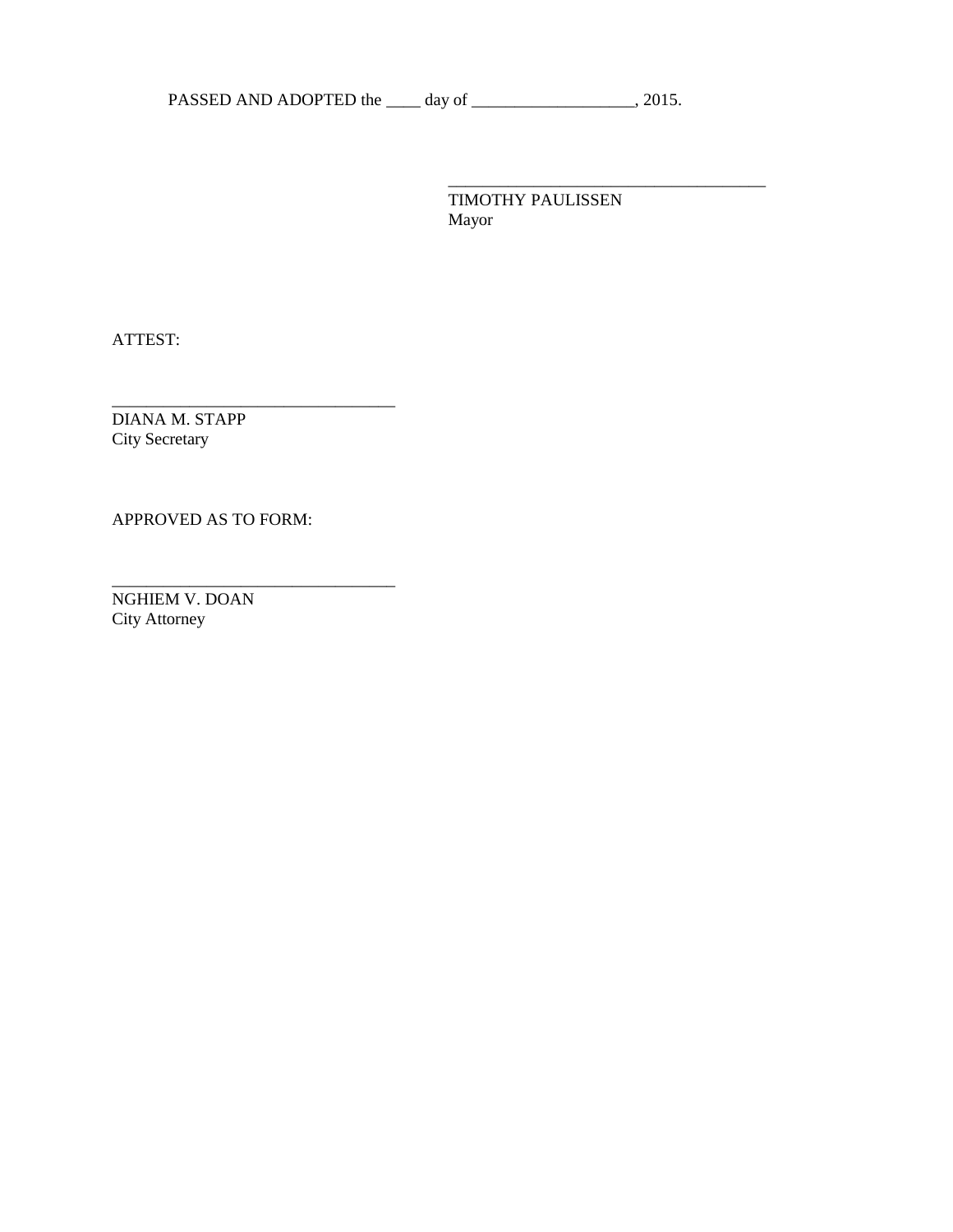PASSED AND ADOPTED the ____ day of ___________________, 2015.

_____________________________________
TIMOTHY PAULISSEN
Mayor

ATTEST:

_________________________________
DIANA M. STAPP
City Secretary

APPROVED AS TO FORM:

_________________________________
NGHIEM V. DOAN
City Attorney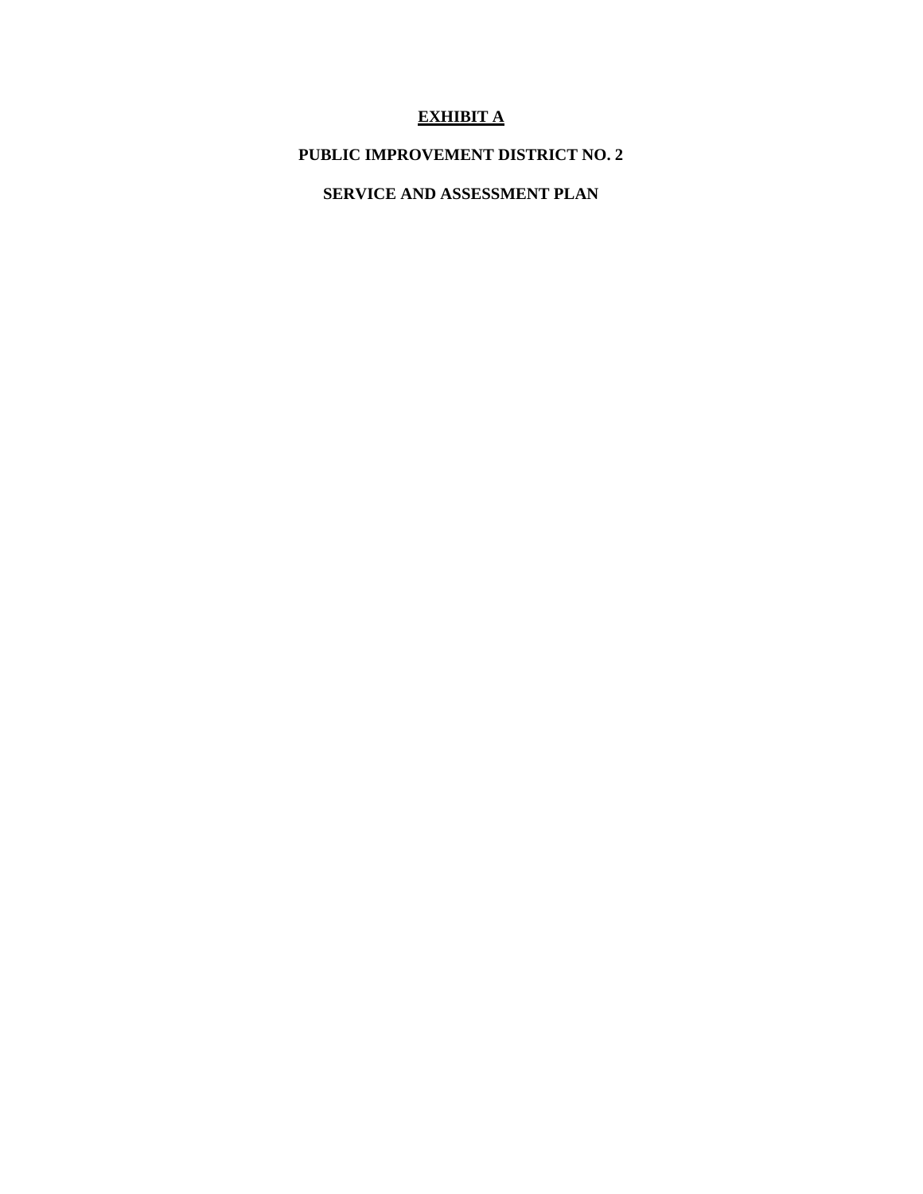# EXHIBIT A

## PUBLIC IMPROVEMENT DISTRICT NO. 2

## SERVICE AND ASSESSMENT PLAN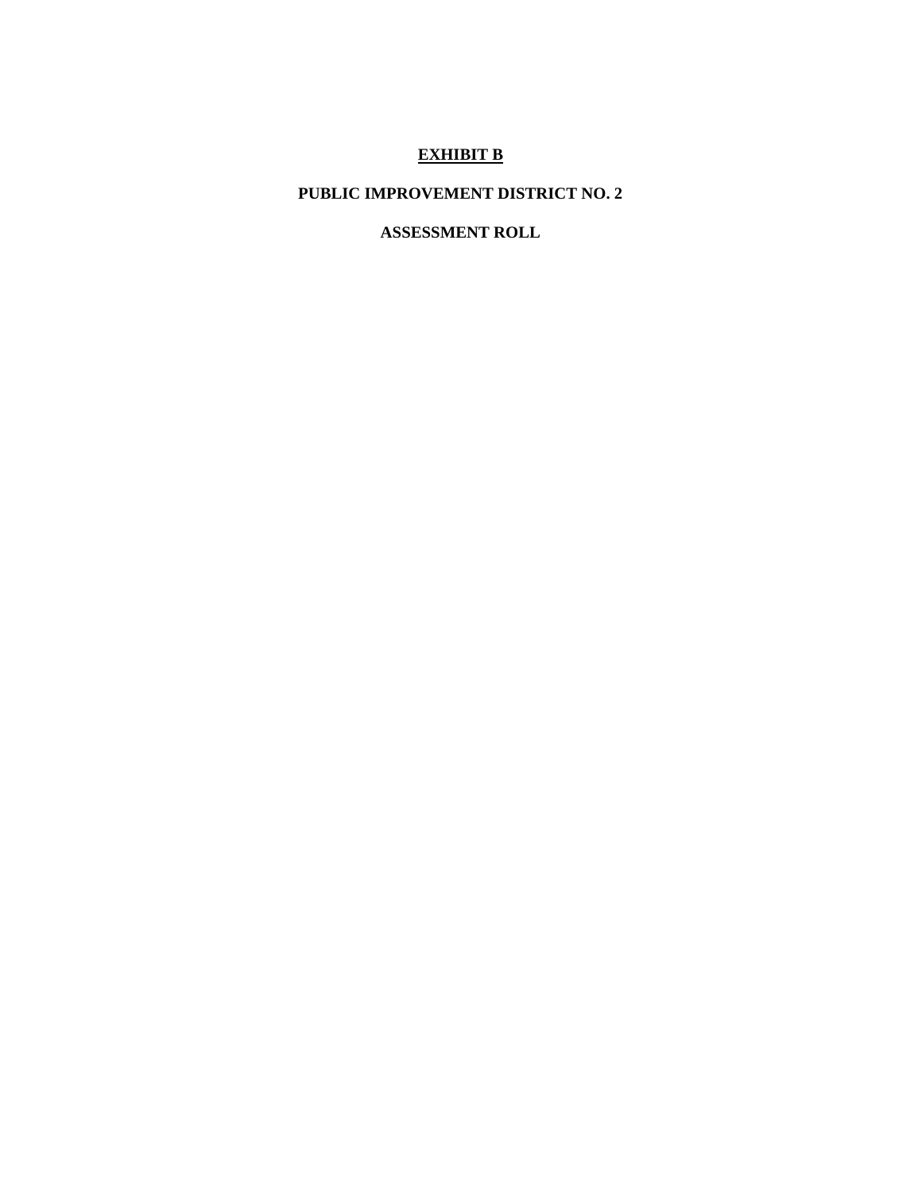# EXHIBIT B

## PUBLIC IMPROVEMENT DISTRICT NO. 2

## ASSESSMENT ROLL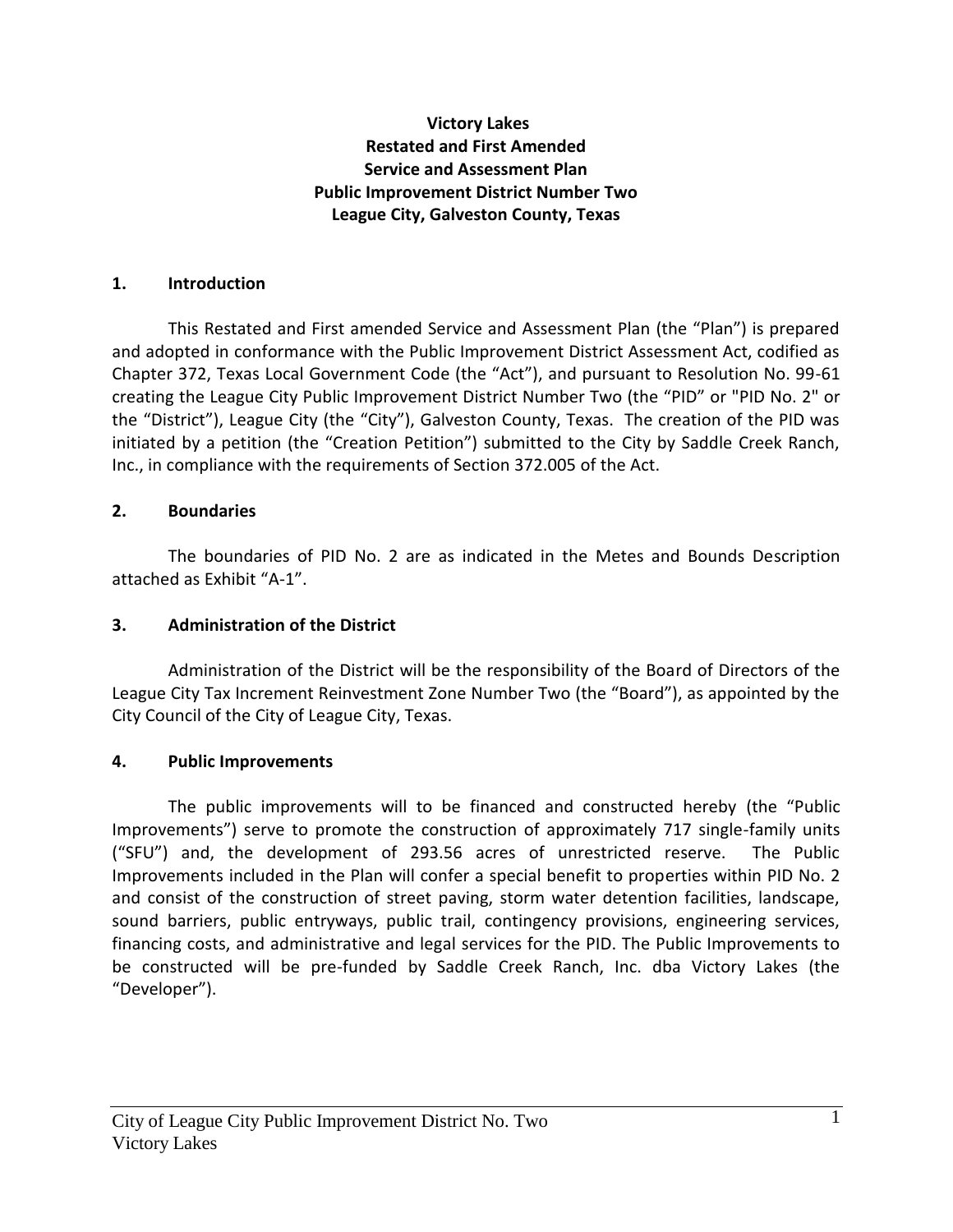**Victory Lakes**
**Restated and First Amended**
**Service and Assessment Plan**
**Public Improvement District Number Two**
**League City, Galveston County, Texas**

## 1. Introduction

This Restated and First amended Service and Assessment Plan (the "Plan") is prepared and adopted in conformance with the Public Improvement District Assessment Act, codified as Chapter 372, Texas Local Government Code (the "Act"), and pursuant to Resolution No. 99-61 creating the League City Public Improvement District Number Two (the "PID" or "PID No. 2" or the "District"), League City (the "City"), Galveston County, Texas. The creation of the PID was initiated by a petition (the "Creation Petition") submitted to the City by Saddle Creek Ranch, Inc., in compliance with the requirements of Section 372.005 of the Act.

## 2. Boundaries

The boundaries of PID No. 2 are as indicated in the Metes and Bounds Description attached as Exhibit "A-1".

## 3. Administration of the District

Administration of the District will be the responsibility of the Board of Directors of the League City Tax Increment Reinvestment Zone Number Two (the "Board"), as appointed by the City Council of the City of League City, Texas.

## 4. Public Improvements

The public improvements will to be financed and constructed hereby (the "Public Improvements") serve to promote the construction of approximately 717 single-family units ("SFU") and, the development of 293.56 acres of unrestricted reserve. The Public Improvements included in the Plan will confer a special benefit to properties within PID No. 2 and consist of the construction of street paving, storm water detention facilities, landscape, sound barriers, public entryways, public trail, contingency provisions, engineering services, financing costs, and administrative and legal services for the PID. The Public Improvements to be constructed will be pre-funded by Saddle Creek Ranch, Inc. dba Victory Lakes (the "Developer").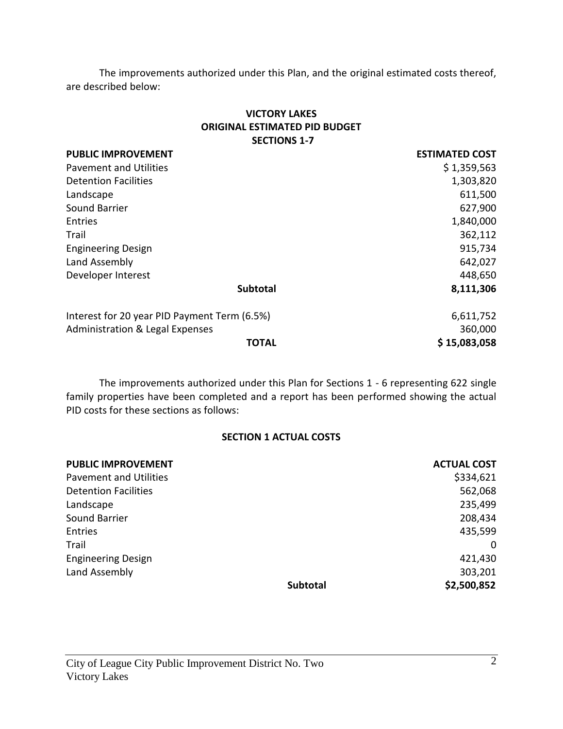The improvements authorized under this Plan, and the original estimated costs thereof, are described below:

**VICTORY LAKES**
**ORIGINAL ESTIMATED PID BUDGET**
**SECTIONS 1-7**

| PUBLIC IMPROVEMENT | ESTIMATED COST |
|---|---|
| Pavement and Utilities | $ 1,359,563 |
| Detention Facilities | 1,303,820 |
| Landscape | 611,500 |
| Sound Barrier | 627,900 |
| Entries | 1,840,000 |
| Trail | 362,112 |
| Engineering Design | 915,734 |
| Land Assembly | 642,027 |
| Developer Interest | 448,650 |
| **Subtotal** | **8,111,306** |
| Interest for 20 year PID Payment Term (6.5%) | 6,611,752 |
| Administration & Legal Expenses | 360,000 |
| **TOTAL** | **$ 15,083,058** |

The improvements authorized under this Plan for Sections 1 - 6 representing 622 single family properties have been completed and a report has been performed showing the actual PID costs for these sections as follows:

**SECTION 1 ACTUAL COSTS**

| PUBLIC IMPROVEMENT | ACTUAL COST |
|---|---|
| Pavement and Utilities | $334,621 |
| Detention Facilities | 562,068 |
| Landscape | 235,499 |
| Sound Barrier | 208,434 |
| Entries | 435,599 |
| Trail | 0 |
| Engineering Design | 421,430 |
| Land Assembly | 303,201 |
| **Subtotal** | **$2,500,852** |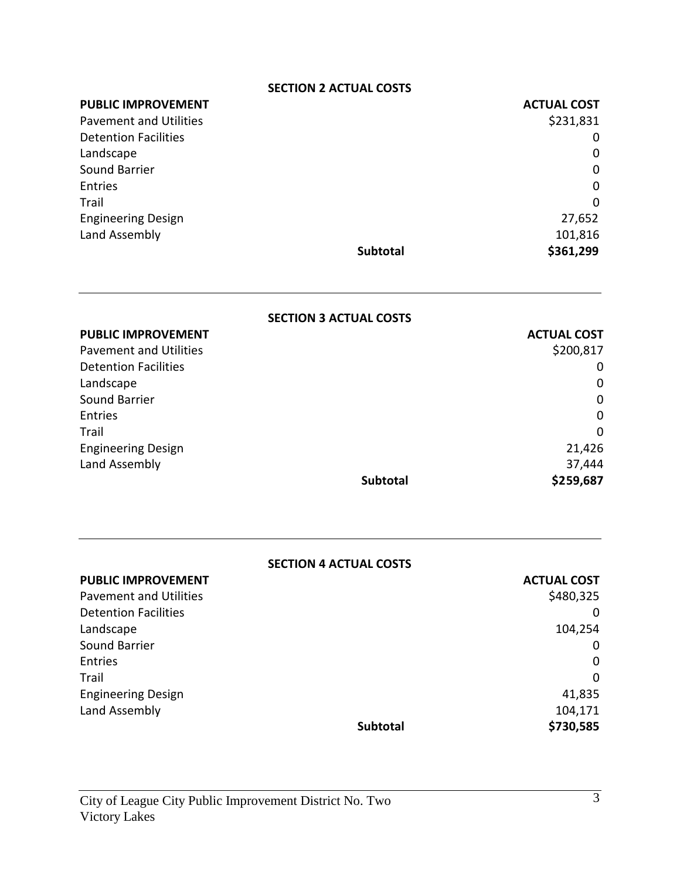**SECTION 2 ACTUAL COSTS**

| PUBLIC IMPROVEMENT | | ACTUAL COST |
|---|---|---|
| Pavement and Utilities | | $231,831 |
| Detention Facilities | | 0 |
| Landscape | | 0 |
| Sound Barrier | | 0 |
| Entries | | 0 |
| Trail | | 0 |
| Engineering Design | | 27,652 |
| Land Assembly | | 101,816 |
| | **Subtotal** | **$361,299** |

---

**SECTION 3 ACTUAL COSTS**

| PUBLIC IMPROVEMENT | | ACTUAL COST |
|---|---|---|
| Pavement and Utilities | | $200,817 |
| Detention Facilities | | 0 |
| Landscape | | 0 |
| Sound Barrier | | 0 |
| Entries | | 0 |
| Trail | | 0 |
| Engineering Design | | 21,426 |
| Land Assembly | | 37,444 |
| | **Subtotal** | **$259,687** |

---

**SECTION 4 ACTUAL COSTS**

| PUBLIC IMPROVEMENT | | ACTUAL COST |
|---|---|---|
| Pavement and Utilities | | $480,325 |
| Detention Facilities | | 0 |
| Landscape | | 104,254 |
| Sound Barrier | | 0 |
| Entries | | 0 |
| Trail | | 0 |
| Engineering Design | | 41,835 |
| Land Assembly | | 104,171 |
| | **Subtotal** | **$730,585** |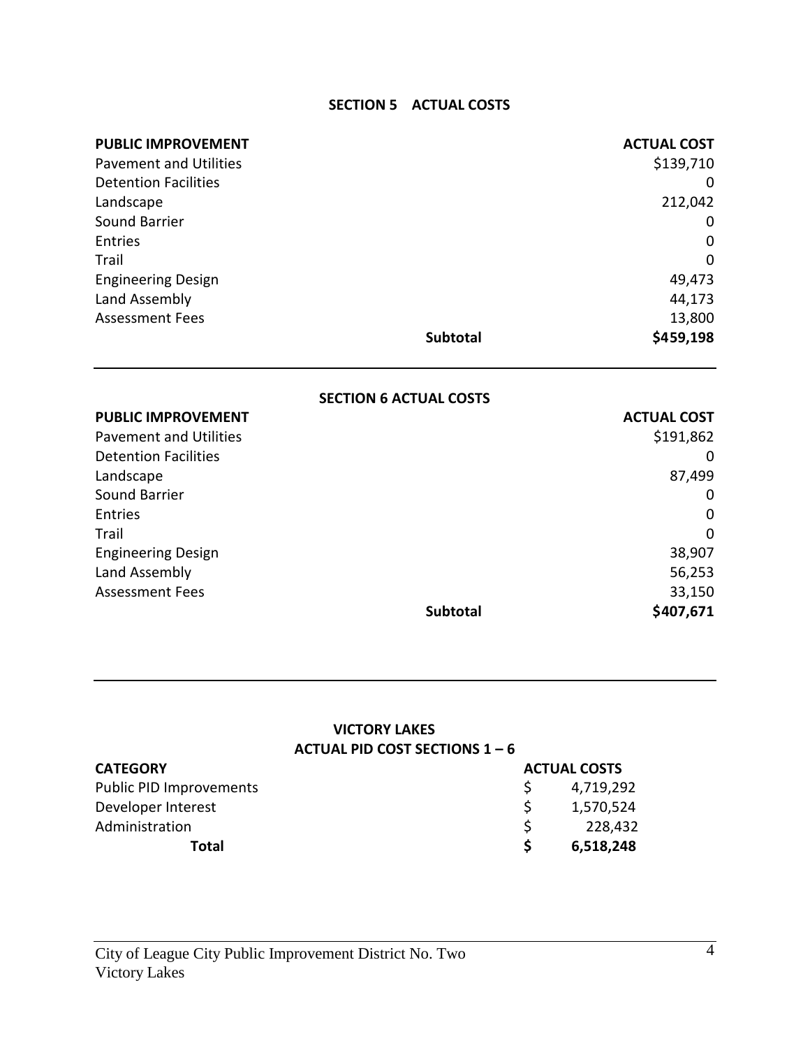## SECTION 5 ACTUAL COSTS

| PUBLIC IMPROVEMENT | | ACTUAL COST |
|---|---|---|
| Pavement and Utilities | | $139,710 |
| Detention Facilities | | 0 |
| Landscape | | 212,042 |
| Sound Barrier | | 0 |
| Entries | | 0 |
| Trail | | 0 |
| Engineering Design | | 49,473 |
| Land Assembly | | 44,173 |
| Assessment Fees | | 13,800 |
| | **Subtotal** | **$459,198** |

## SECTION 6 ACTUAL COSTS

| PUBLIC IMPROVEMENT | | ACTUAL COST |
|---|---|---|
| Pavement and Utilities | | $191,862 |
| Detention Facilities | | 0 |
| Landscape | | 87,499 |
| Sound Barrier | | 0 |
| Entries | | 0 |
| Trail | | 0 |
| Engineering Design | | 38,907 |
| Land Assembly | | 56,253 |
| Assessment Fees | | 33,150 |
| | **Subtotal** | **$407,671** |

## VICTORY LAKES
## ACTUAL PID COST SECTIONS 1 – 6

| CATEGORY | ACTUAL COSTS |
|---|---|
| Public PID Improvements | $ 4,719,292 |
| Developer Interest | $ 1,570,524 |
| Administration | $ 228,432 |
| **Total** | **$ 6,518,248** |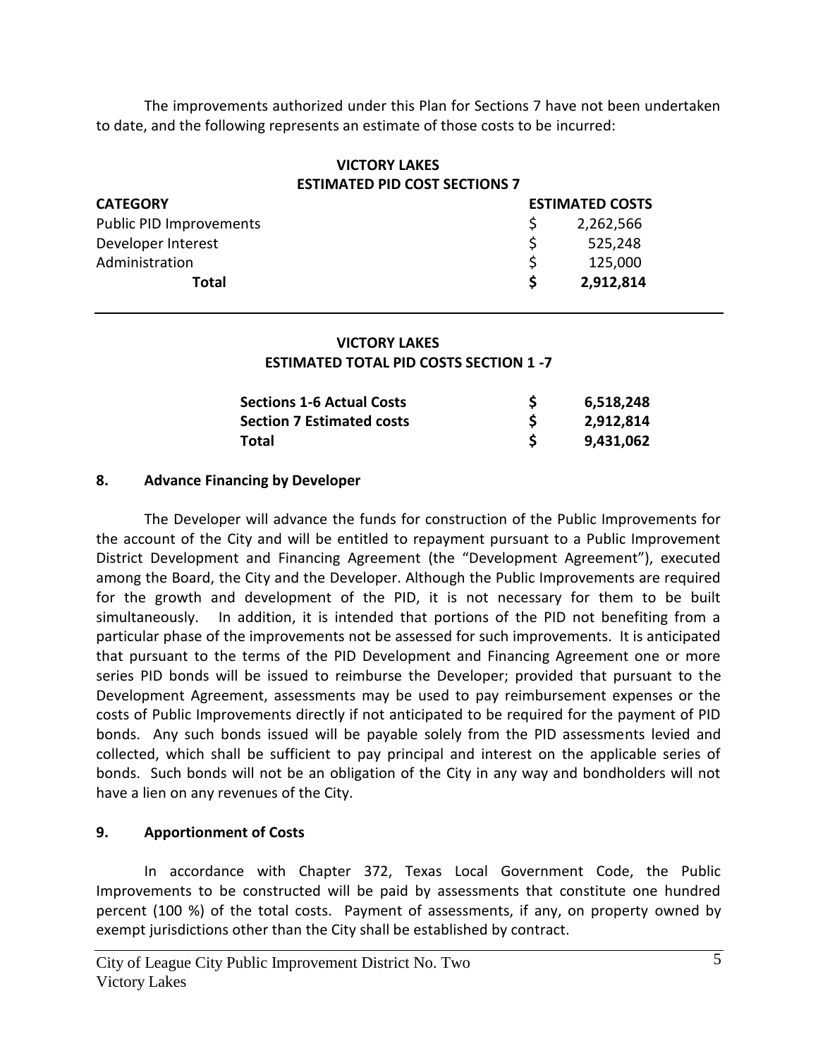The improvements authorized under this Plan for Sections 7 have not been undertaken to date, and the following represents an estimate of those costs to be incurred:

**VICTORY LAKES**
**ESTIMATED PID COST SECTIONS 7**

| CATEGORY | ESTIMATED COSTS |
|---|---|
| Public PID Improvements | $ 2,262,566 |
| Developer Interest | $ 525,248 |
| Administration | $ 125,000 |
| **Total** | **$ 2,912,814** |

**VICTORY LAKES**
**ESTIMATED TOTAL PID COSTS SECTION 1 -7**

| | |
|---|---|
| **Sections 1-6 Actual Costs** | **$ 6,518,248** |
| **Section 7 Estimated costs** | **$ 2,912,814** |
| **Total** | **$ 9,431,062** |

## 8. Advance Financing by Developer

The Developer will advance the funds for construction of the Public Improvements for the account of the City and will be entitled to repayment pursuant to a Public Improvement District Development and Financing Agreement (the "Development Agreement"), executed among the Board, the City and the Developer. Although the Public Improvements are required for the growth and development of the PID, it is not necessary for them to be built simultaneously. In addition, it is intended that portions of the PID not benefiting from a particular phase of the improvements not be assessed for such improvements. It is anticipated that pursuant to the terms of the PID Development and Financing Agreement one or more series PID bonds will be issued to reimburse the Developer; provided that pursuant to the Development Agreement, assessments may be used to pay reimbursement expenses or the costs of Public Improvements directly if not anticipated to be required for the payment of PID bonds. Any such bonds issued will be payable solely from the PID assessments levied and collected, which shall be sufficient to pay principal and interest on the applicable series of bonds. Such bonds will not be an obligation of the City in any way and bondholders will not have a lien on any revenues of the City.

## 9. Apportionment of Costs

In accordance with Chapter 372, Texas Local Government Code, the Public Improvements to be constructed will be paid by assessments that constitute one hundred percent (100 %) of the total costs. Payment of assessments, if any, on property owned by exempt jurisdictions other than the City shall be established by contract.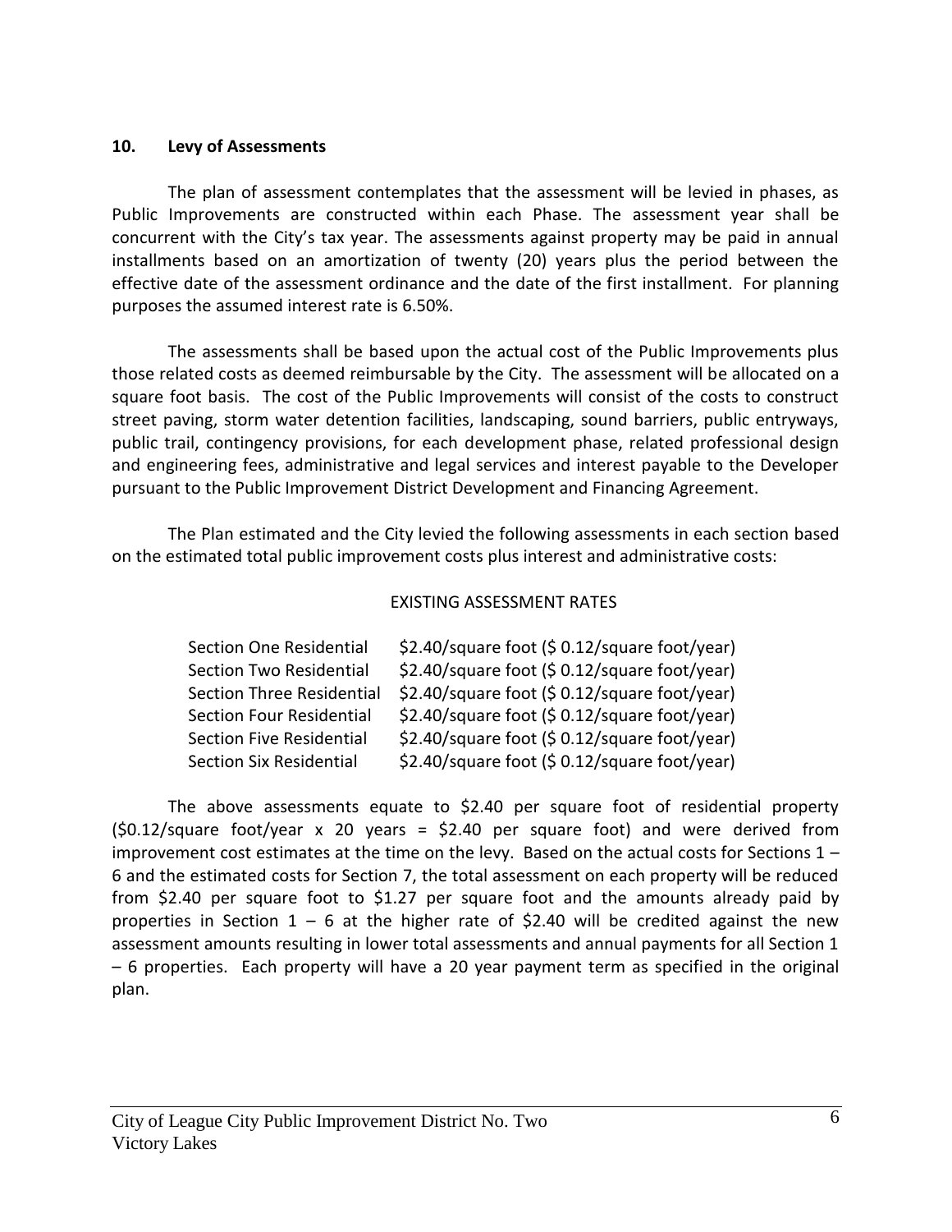## 10. Levy of Assessments

The plan of assessment contemplates that the assessment will be levied in phases, as Public Improvements are constructed within each Phase. The assessment year shall be concurrent with the City's tax year. The assessments against property may be paid in annual installments based on an amortization of twenty (20) years plus the period between the effective date of the assessment ordinance and the date of the first installment. For planning purposes the assumed interest rate is 6.50%.

The assessments shall be based upon the actual cost of the Public Improvements plus those related costs as deemed reimbursable by the City. The assessment will be allocated on a square foot basis. The cost of the Public Improvements will consist of the costs to construct street paving, storm water detention facilities, landscaping, sound barriers, public entryways, public trail, contingency provisions, for each development phase, related professional design and engineering fees, administrative and legal services and interest payable to the Developer pursuant to the Public Improvement District Development and Financing Agreement.

The Plan estimated and the City levied the following assessments in each section based on the estimated total public improvement costs plus interest and administrative costs:

EXISTING ASSESSMENT RATES

| | |
|---|---|
| Section One Residential | \$2.40/square foot (\$ 0.12/square foot/year) |
| Section Two Residential | \$2.40/square foot (\$ 0.12/square foot/year) |
| Section Three Residential | \$2.40/square foot (\$ 0.12/square foot/year) |
| Section Four Residential | \$2.40/square foot (\$ 0.12/square foot/year) |
| Section Five Residential | \$2.40/square foot (\$ 0.12/square foot/year) |
| Section Six Residential | \$2.40/square foot (\$ 0.12/square foot/year) |

The above assessments equate to \$2.40 per square foot of residential property (\$0.12/square foot/year x 20 years = \$2.40 per square foot) and were derived from improvement cost estimates at the time on the levy. Based on the actual costs for Sections 1 – 6 and the estimated costs for Section 7, the total assessment on each property will be reduced from \$2.40 per square foot to \$1.27 per square foot and the amounts already paid by properties in Section 1 – 6 at the higher rate of \$2.40 will be credited against the new assessment amounts resulting in lower total assessments and annual payments for all Section 1 – 6 properties. Each property will have a 20 year payment term as specified in the original plan.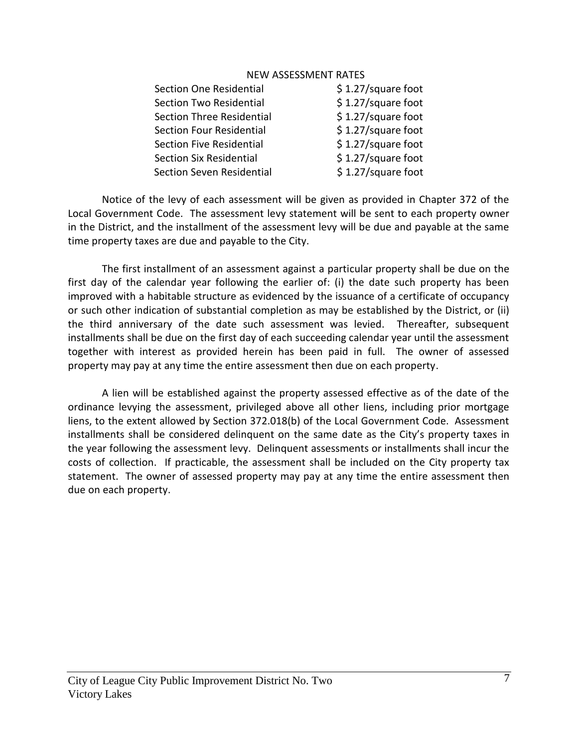NEW ASSESSMENT RATES

| | |
|---|---|
| Section One Residential | $ 1.27/square foot |
| Section Two Residential | $ 1.27/square foot |
| Section Three Residential | $ 1.27/square foot |
| Section Four Residential | $ 1.27/square foot |
| Section Five Residential | $ 1.27/square foot |
| Section Six Residential | $ 1.27/square foot |
| Section Seven Residential | $ 1.27/square foot |

Notice of the levy of each assessment will be given as provided in Chapter 372 of the Local Government Code. The assessment levy statement will be sent to each property owner in the District, and the installment of the assessment levy will be due and payable at the same time property taxes are due and payable to the City.

The first installment of an assessment against a particular property shall be due on the first day of the calendar year following the earlier of: (i) the date such property has been improved with a habitable structure as evidenced by the issuance of a certificate of occupancy or such other indication of substantial completion as may be established by the District, or (ii) the third anniversary of the date such assessment was levied. Thereafter, subsequent installments shall be due on the first day of each succeeding calendar year until the assessment together with interest as provided herein has been paid in full. The owner of assessed property may pay at any time the entire assessment then due on each property.

A lien will be established against the property assessed effective as of the date of the ordinance levying the assessment, privileged above all other liens, including prior mortgage liens, to the extent allowed by Section 372.018(b) of the Local Government Code. Assessment installments shall be considered delinquent on the same date as the City's property taxes in the year following the assessment levy. Delinquent assessments or installments shall incur the costs of collection. If practicable, the assessment shall be included on the City property tax statement. The owner of assessed property may pay at any time the entire assessment then due on each property.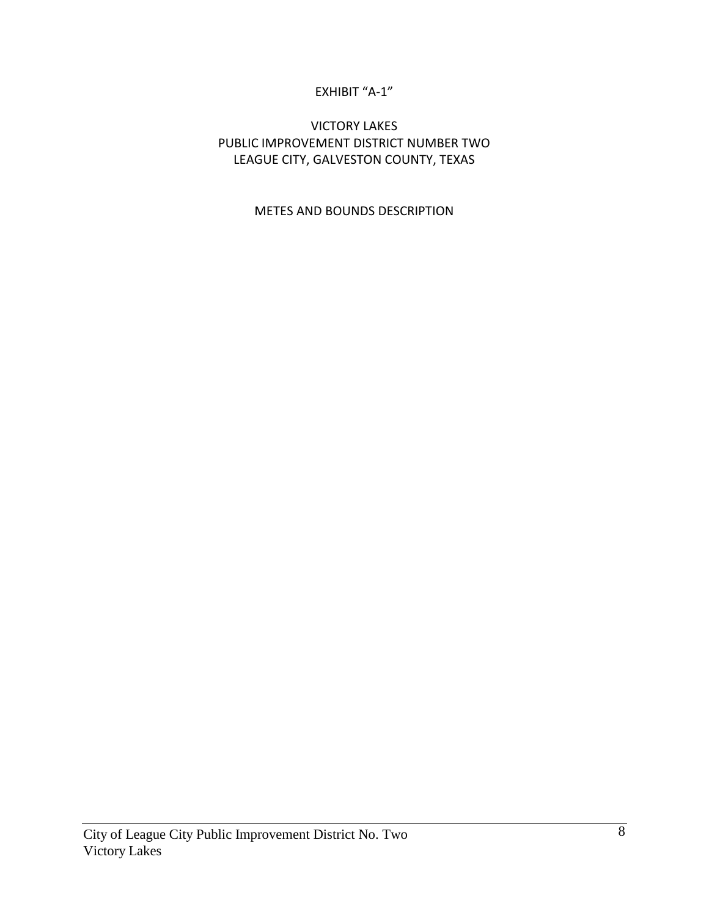EXHIBIT “A-1”

VICTORY LAKES
PUBLIC IMPROVEMENT DISTRICT NUMBER TWO
LEAGUE CITY, GALVESTON COUNTY, TEXAS

METES AND BOUNDS DESCRIPTION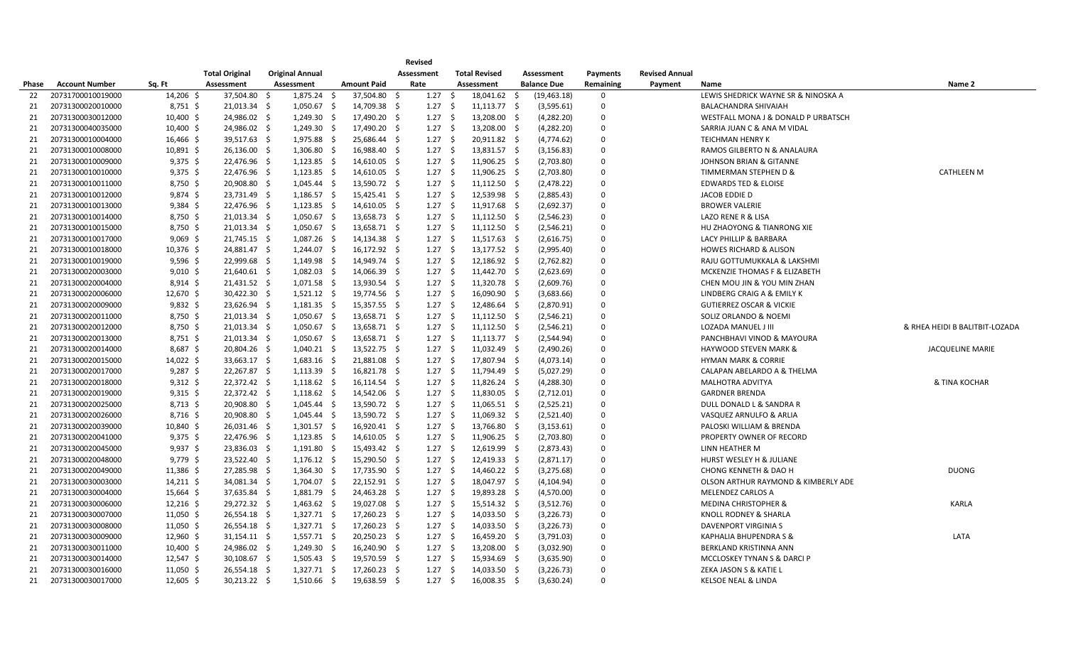| Phase | Account Number | Sq. Ft | Total Original Assessment | Original Annual Assessment | Amount Paid | Revised Assessment Rate | Total Revised Assessment | Assessment Balance Due | Payments Remaining | Revised Annual Payment | Name | Name 2 |
|---|---|---|---|---|---|---|---|---|---|---|---|---|
| 22 | 20731700010019000 | 14,206 | $ 37,504.80 | $ 1,875.24 | $ 37,504.80 | $ 1.27 | $ 18,041.62 | $ (19,463.18) | 0 | | LEWIS SHEDRICK WAYNE SR & NINOSKA A | |
| 21 | 20731300020010000 | 8,751 | $ 21,013.34 | $ 1,050.67 | $ 14,709.38 | $ 1.27 | $ 11,113.77 | $ (3,595.61) | 0 | | BALACHANDRA SHIVAIAH | |
| 21 | 20731300030012000 | 10,400 | $ 24,986.02 | $ 1,249.30 | $ 17,490.20 | $ 1.27 | $ 13,208.00 | $ (4,282.20) | 0 | | WESTFALL MONA J & DONALD P URBATSCH | |
| 21 | 20731300040035000 | 10,400 | $ 24,986.02 | $ 1,249.30 | $ 17,490.20 | $ 1.27 | $ 13,208.00 | $ (4,282.20) | 0 | | SARRIA JUAN C & ANA M VIDAL | |
| 21 | 20731300010004000 | 16,466 | $ 39,517.63 | $ 1,975.88 | $ 25,686.44 | $ 1.27 | $ 20,911.82 | $ (4,774.62) | 0 | | TEICHMAN HENRY K | |
| 21 | 20731300010008000 | 10,891 | $ 26,136.00 | $ 1,306.80 | $ 16,988.40 | $ 1.27 | $ 13,831.57 | $ (3,156.83) | 0 | | RAMOS GILBERTO N & ANALAURA | |
| 21 | 20731300010009000 | 9,375 | $ 22,476.96 | $ 1,123.85 | $ 14,610.05 | $ 1.27 | $ 11,906.25 | $ (2,703.80) | 0 | | JOHNSON BRIAN & GITANNE | |
| 21 | 20731300010010000 | 9,375 | $ 22,476.96 | $ 1,123.85 | $ 14,610.05 | $ 1.27 | $ 11,906.25 | $ (2,703.80) | 0 | | TIMMERMAN STEPHEN D & | CATHLEEN M |
| 21 | 20731300010011000 | 8,750 | $ 20,908.80 | $ 1,045.44 | $ 13,590.72 | $ 1.27 | $ 11,112.50 | $ (2,478.22) | 0 | | EDWARDS TED & ELOISE | |
| 21 | 20731300010012000 | 9,874 | $ 23,731.49 | $ 1,186.57 | $ 15,425.41 | $ 1.27 | $ 12,539.98 | $ (2,885.43) | 0 | | JACOB EDDIE D | |
| 21 | 20731300010013000 | 9,384 | $ 22,476.96 | $ 1,123.85 | $ 14,610.05 | $ 1.27 | $ 11,917.68 | $ (2,692.37) | 0 | | BROWER VALERIE | |
| 21 | 20731300010014000 | 8,750 | $ 21,013.34 | $ 1,050.67 | $ 13,658.73 | $ 1.27 | $ 11,112.50 | $ (2,546.23) | 0 | | LAZO RENE R & LISA | |
| 21 | 20731300010015000 | 8,750 | $ 21,013.34 | $ 1,050.67 | $ 13,658.71 | $ 1.27 | $ 11,112.50 | $ (2,546.21) | 0 | | HU ZHAOYONG & TIANRONG XIE | |
| 21 | 20731300010017000 | 9,069 | $ 21,745.15 | $ 1,087.26 | $ 14,134.38 | $ 1.27 | $ 11,517.63 | $ (2,616.75) | 0 | | LACY PHILLIP & BARBARA | |
| 21 | 20731300010018000 | 10,376 | $ 24,881.47 | $ 1,244.07 | $ 16,172.92 | $ 1.27 | $ 13,177.52 | $ (2,995.40) | 0 | | HOWES RICHARD & ALISON | |
| 21 | 20731300010019000 | 9,596 | $ 22,999.68 | $ 1,149.98 | $ 14,949.74 | $ 1.27 | $ 12,186.92 | $ (2,762.82) | 0 | | RAJU GOTTUMUKKALA & LAKSHMI | |
| 21 | 20731300020003000 | 9,010 | $ 21,640.61 | $ 1,082.03 | $ 14,066.39 | $ 1.27 | $ 11,442.70 | $ (2,623.69) | 0 | | MCKENZIE THOMAS F & ELIZABETH | |
| 21 | 20731300020004000 | 8,914 | $ 21,431.52 | $ 1,071.58 | $ 13,930.54 | $ 1.27 | $ 11,320.78 | $ (2,609.76) | 0 | | CHEN MOU JIN & YOU MIN ZHAN | |
| 21 | 20731300020006000 | 12,670 | $ 30,422.30 | $ 1,521.12 | $ 19,774.56 | $ 1.27 | $ 16,090.90 | $ (3,683.66) | 0 | | LINDBERG CRAIG A & EMILY K | |
| 21 | 20731300020009000 | 9,832 | $ 23,626.94 | $ 1,181.35 | $ 15,357.55 | $ 1.27 | $ 12,486.64 | $ (2,870.91) | 0 | | GUTIERREZ OSCAR & VICKIE | |
| 21 | 20731300020011000 | 8,750 | $ 21,013.34 | $ 1,050.67 | $ 13,658.71 | $ 1.27 | $ 11,112.50 | $ (2,546.21) | 0 | | SOLIZ ORLANDO & NOEMI | |
| 21 | 20731300020012000 | 8,750 | $ 21,013.34 | $ 1,050.67 | $ 13,658.71 | $ 1.27 | $ 11,112.50 | $ (2,546.21) | 0 | | LOZADA MANUEL J III | & RHEA HEIDI B BALITBIT-LOZADA |
| 21 | 20731300020013000 | 8,751 | $ 21,013.34 | $ 1,050.67 | $ 13,658.71 | $ 1.27 | $ 11,113.77 | $ (2,544.94) | 0 | | PANCHBHAVI VINOD & MAYOURA | |
| 21 | 20731300020014000 | 8,687 | $ 20,804.26 | $ 1,040.21 | $ 13,522.75 | $ 1.27 | $ 11,032.49 | $ (2,490.26) | 0 | | HAYWOOD STEVEN MARK & | JACQUELINE MARIE |
| 21 | 20731300020015000 | 14,022 | $ 33,663.17 | $ 1,683.16 | $ 21,881.08 | $ 1.27 | $ 17,807.94 | $ (4,073.14) | 0 | | HYMAN MARK & CORRIE | |
| 21 | 20731300020017000 | 9,287 | $ 22,267.87 | $ 1,113.39 | $ 16,821.78 | $ 1.27 | $ 11,794.49 | $ (5,027.29) | 0 | | CALAPAN ABELARDO A & THELMA | |
| 21 | 20731300020018000 | 9,312 | $ 22,372.42 | $ 1,118.62 | $ 16,114.54 | $ 1.27 | $ 11,826.24 | $ (4,288.30) | 0 | | MALHOTRA ADVITYA | & TINA KOCHAR |
| 21 | 20731300020019000 | 9,315 | $ 22,372.42 | $ 1,118.62 | $ 14,542.06 | $ 1.27 | $ 11,830.05 | $ (2,712.01) | 0 | | GARDNER BRENDA | |
| 21 | 20731300020025000 | 8,713 | $ 20,908.80 | $ 1,045.44 | $ 13,590.72 | $ 1.27 | $ 11,065.51 | $ (2,525.21) | 0 | | DULL DONALD L & SANDRA R | |
| 21 | 20731300020026000 | 8,716 | $ 20,908.80 | $ 1,045.44 | $ 13,590.72 | $ 1.27 | $ 11,069.32 | $ (2,521.40) | 0 | | VASQUEZ ARNULFO & ARLIA | |
| 21 | 20731300020039000 | 10,840 | $ 26,031.46 | $ 1,301.57 | $ 16,920.41 | $ 1.27 | $ 13,766.80 | $ (3,153.61) | 0 | | PALOSKI WILLIAM & BRENDA | |
| 21 | 20731300020041000 | 9,375 | $ 22,476.96 | $ 1,123.85 | $ 14,610.05 | $ 1.27 | $ 11,906.25 | $ (2,703.80) | 0 | | PROPERTY OWNER OF RECORD | |
| 21 | 20731300020045000 | 9,937 | $ 23,836.03 | $ 1,191.80 | $ 15,493.42 | $ 1.27 | $ 12,619.99 | $ (2,873.43) | 0 | | LINN HEATHER M | |
| 21 | 20731300020048000 | 9,779 | $ 23,522.40 | $ 1,176.12 | $ 15,290.50 | $ 1.27 | $ 12,419.33 | $ (2,871.17) | 0 | | HURST WESLEY H & JULIANE | |
| 21 | 20731300020049000 | 11,386 | $ 27,285.98 | $ 1,364.30 | $ 17,735.90 | $ 1.27 | $ 14,460.22 | $ (3,275.68) | 0 | | CHONG KENNETH & DAO H | DUONG |
| 21 | 20731300030003000 | 14,211 | $ 34,081.34 | $ 1,704.07 | $ 22,152.91 | $ 1.27 | $ 18,047.97 | $ (4,104.94) | 0 | | OLSON ARTHUR RAYMOND & KIMBERLY ADE | |
| 21 | 20731300030004000 | 15,664 | $ 37,635.84 | $ 1,881.79 | $ 24,463.28 | $ 1.27 | $ 19,893.28 | $ (4,570.00) | 0 | | MELENDEZ CARLOS A | |
| 21 | 20731300030006000 | 12,216 | $ 29,272.32 | $ 1,463.62 | $ 19,027.08 | $ 1.27 | $ 15,514.32 | $ (3,512.76) | 0 | | MEDINA CHRISTOPHER & | KARLA |
| 21 | 20731300030007000 | 11,050 | $ 26,554.18 | $ 1,327.71 | $ 17,260.23 | $ 1.27 | $ 14,033.50 | $ (3,226.73) | 0 | | KNOLL RODNEY & SHARLA | |
| 21 | 20731300030008000 | 11,050 | $ 26,554.18 | $ 1,327.71 | $ 17,260.23 | $ 1.27 | $ 14,033.50 | $ (3,226.73) | 0 | | DAVENPORT VIRGINIA S | |
| 21 | 20731300030009000 | 12,960 | $ 31,154.11 | $ 1,557.71 | $ 20,250.23 | $ 1.27 | $ 16,459.20 | $ (3,791.03) | 0 | | KAPHALIA BHUPENDRA S & | LATA |
| 21 | 20731300030011000 | 10,400 | $ 24,986.02 | $ 1,249.30 | $ 16,240.90 | $ 1.27 | $ 13,208.00 | $ (3,032.90) | 0 | | BERKLAND KRISTINNA ANN | |
| 21 | 20731300030014000 | 12,547 | $ 30,108.67 | $ 1,505.43 | $ 19,570.59 | $ 1.27 | $ 15,934.69 | $ (3,635.90) | 0 | | MCCLOSKEY TYNAN S & DARCI P | |
| 21 | 20731300030016000 | 11,050 | $ 26,554.18 | $ 1,327.71 | $ 17,260.23 | $ 1.27 | $ 14,033.50 | $ (3,226.73) | 0 | | ZEKA JASON S & KATIE L | |
| 21 | 20731300030017000 | 12,605 | $ 30,213.22 | $ 1,510.66 | $ 19,638.59 | $ 1.27 | $ 16,008.35 | $ (3,630.24) | 0 | | KELSOE NEAL & LINDA | |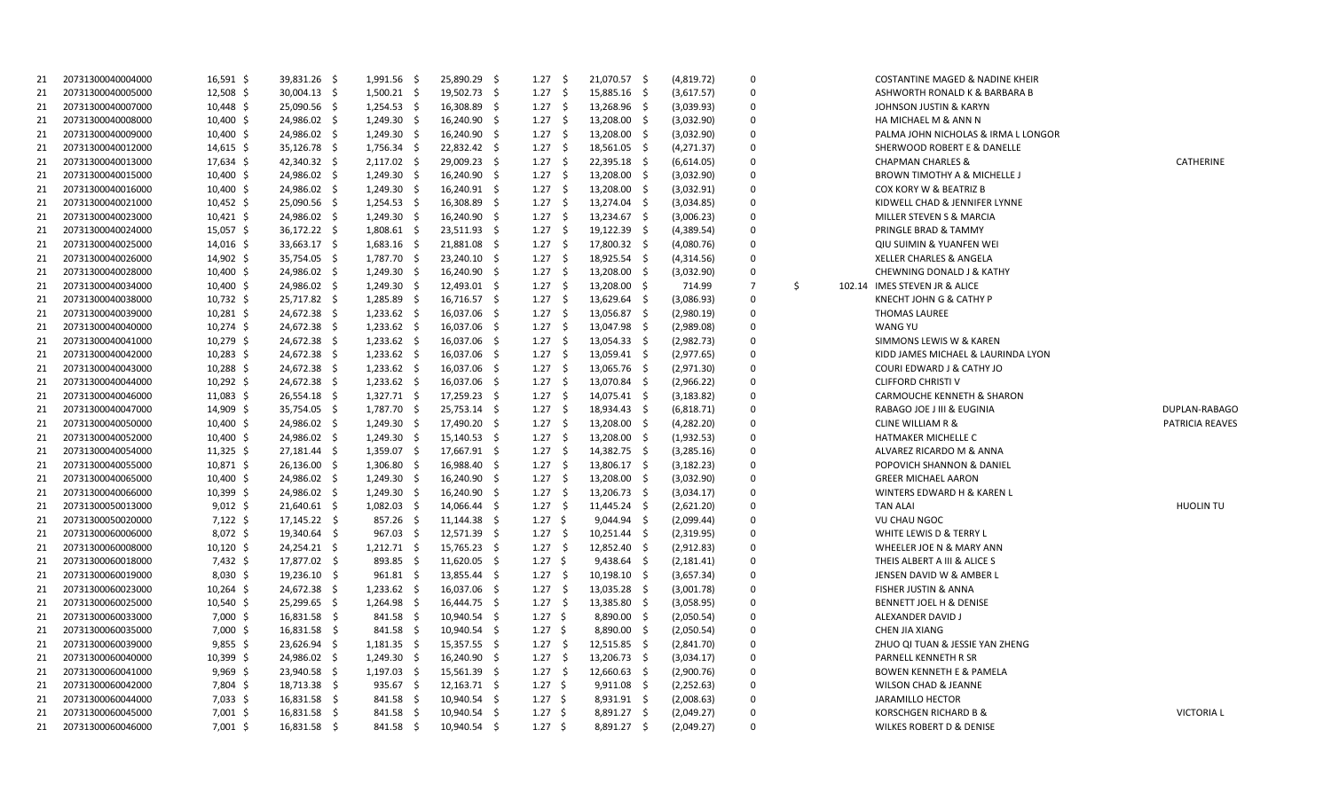| | | | | | | | | | | | | |
|---|---|---|---|---|---|---|---|---|---|---|---|---|
| 21 | 20731300040004000 | 16,591 | $ 39,831.26 | $ 1,991.56 | $ 25,890.29 | $ 1.27 | $ 21,070.57 | $ (4,819.72) | 0 | | COSTANTINE MAGED & NADINE KHEIR | |
| 21 | 20731300040005000 | 12,508 | $ 30,004.13 | $ 1,500.21 | $ 19,502.73 | $ 1.27 | $ 15,885.16 | $ (3,617.57) | 0 | | ASHWORTH RONALD K & BARBARA B | |
| 21 | 20731300040007000 | 10,448 | $ 25,090.56 | $ 1,254.53 | $ 16,308.89 | $ 1.27 | $ 13,268.96 | $ (3,039.93) | 0 | | JOHNSON JUSTIN & KARYN | |
| 21 | 20731300040008000 | 10,400 | $ 24,986.02 | $ 1,249.30 | $ 16,240.90 | $ 1.27 | $ 13,208.00 | $ (3,032.90) | 0 | | HA MICHAEL M & ANN N | |
| 21 | 20731300040009000 | 10,400 | $ 24,986.02 | $ 1,249.30 | $ 16,240.90 | $ 1.27 | $ 13,208.00 | $ (3,032.90) | 0 | | PALMA JOHN NICHOLAS & IRMA L LONGOR | |
| 21 | 20731300040012000 | 14,615 | $ 35,126.78 | $ 1,756.34 | $ 22,832.42 | $ 1.27 | $ 18,561.05 | $ (4,271.37) | 0 | | SHERWOOD ROBERT E & DANELLE | |
| 21 | 20731300040013000 | 17,634 | $ 42,340.32 | $ 2,117.02 | $ 29,009.23 | $ 1.27 | $ 22,395.18 | $ (6,614.05) | 0 | | CHAPMAN CHARLES & | CATHERINE |
| 21 | 20731300040015000 | 10,400 | $ 24,986.02 | $ 1,249.30 | $ 16,240.90 | $ 1.27 | $ 13,208.00 | $ (3,032.90) | 0 | | BROWN TIMOTHY A & MICHELLE J | |
| 21 | 20731300040016000 | 10,400 | $ 24,986.02 | $ 1,249.30 | $ 16,240.91 | $ 1.27 | $ 13,208.00 | $ (3,032.91) | 0 | | COX KORY W & BEATRIZ B | |
| 21 | 20731300040021000 | 10,452 | $ 25,090.56 | $ 1,254.53 | $ 16,308.89 | $ 1.27 | $ 13,274.04 | $ (3,034.85) | 0 | | KIDWELL CHAD & JENNIFER LYNNE | |
| 21 | 20731300040023000 | 10,421 | $ 24,986.02 | $ 1,249.30 | $ 16,240.90 | $ 1.27 | $ 13,234.67 | $ (3,006.23) | 0 | | MILLER STEVEN S & MARCIA | |
| 21 | 20731300040024000 | 15,057 | $ 36,172.22 | $ 1,808.61 | $ 23,511.93 | $ 1.27 | $ 19,122.39 | $ (4,389.54) | 0 | | PRINGLE BRAD & TAMMY | |
| 21 | 20731300040025000 | 14,016 | $ 33,663.17 | $ 1,683.16 | $ 21,881.08 | $ 1.27 | $ 17,800.32 | $ (4,080.76) | 0 | | QIU SUIMIN & YUANFEN WEI | |
| 21 | 20731300040026000 | 14,902 | $ 35,754.05 | $ 1,787.70 | $ 23,240.10 | $ 1.27 | $ 18,925.54 | $ (4,314.56) | 0 | | XELLER CHARLES & ANGELA | |
| 21 | 20731300040028000 | 10,400 | $ 24,986.02 | $ 1,249.30 | $ 16,240.90 | $ 1.27 | $ 13,208.00 | $ (3,032.90) | 0 | | CHEWNING DONALD J & KATHY | |
| 21 | 20731300040034000 | 10,400 | $ 24,986.02 | $ 1,249.30 | $ 12,493.01 | $ 1.27 | $ 13,208.00 | $ 714.99 | 7 | $ 102.14 | IMES STEVEN JR & ALICE | |
| 21 | 20731300040038000 | 10,732 | $ 25,717.82 | $ 1,285.89 | $ 16,716.57 | $ 1.27 | $ 13,629.64 | $ (3,086.93) | 0 | | KNECHT JOHN G & CATHY P | |
| 21 | 20731300040039000 | 10,281 | $ 24,672.38 | $ 1,233.62 | $ 16,037.06 | $ 1.27 | $ 13,056.87 | $ (2,980.19) | 0 | | THOMAS LAUREE | |
| 21 | 20731300040040000 | 10,274 | $ 24,672.38 | $ 1,233.62 | $ 16,037.06 | $ 1.27 | $ 13,047.98 | $ (2,989.08) | 0 | | WANG YU | |
| 21 | 20731300040041000 | 10,279 | $ 24,672.38 | $ 1,233.62 | $ 16,037.06 | $ 1.27 | $ 13,054.33 | $ (2,982.73) | 0 | | SIMMONS LEWIS W & KAREN | |
| 21 | 20731300040042000 | 10,283 | $ 24,672.38 | $ 1,233.62 | $ 16,037.06 | $ 1.27 | $ 13,059.41 | $ (2,977.65) | 0 | | KIDD JAMES MICHAEL & LAURINDA LYON | |
| 21 | 20731300040043000 | 10,288 | $ 24,672.38 | $ 1,233.62 | $ 16,037.06 | $ 1.27 | $ 13,065.76 | $ (2,971.30) | 0 | | COURI EDWARD J & CATHY JO | |
| 21 | 20731300040044000 | 10,292 | $ 24,672.38 | $ 1,233.62 | $ 16,037.06 | $ 1.27 | $ 13,070.84 | $ (2,966.22) | 0 | | CLIFFORD CHRISTI V | |
| 21 | 20731300040046000 | 11,083 | $ 26,554.18 | $ 1,327.71 | $ 17,259.23 | $ 1.27 | $ 14,075.41 | $ (3,183.82) | 0 | | CARMOUCHE KENNETH & SHARON | |
| 21 | 20731300040047000 | 14,909 | $ 35,754.05 | $ 1,787.70 | $ 25,753.14 | $ 1.27 | $ 18,934.43 | $ (6,818.71) | 0 | | RABAGO JOE J III & EUGINIA | DUPLAN-RABAGO |
| 21 | 20731300040050000 | 10,400 | $ 24,986.02 | $ 1,249.30 | $ 17,490.20 | $ 1.27 | $ 13,208.00 | $ (4,282.20) | 0 | | CLINE WILLIAM R & | PATRICIA REAVES |
| 21 | 20731300040052000 | 10,400 | $ 24,986.02 | $ 1,249.30 | $ 15,140.53 | $ 1.27 | $ 13,208.00 | $ (1,932.53) | 0 | | HATMAKER MICHELLE C | |
| 21 | 20731300040054000 | 11,325 | $ 27,181.44 | $ 1,359.07 | $ 17,667.91 | $ 1.27 | $ 14,382.75 | $ (3,285.16) | 0 | | ALVAREZ RICARDO M & ANNA | |
| 21 | 20731300040055000 | 10,871 | $ 26,136.00 | $ 1,306.80 | $ 16,988.40 | $ 1.27 | $ 13,806.17 | $ (3,182.23) | 0 | | POPOVICH SHANNON & DANIEL | |
| 21 | 20731300040065000 | 10,400 | $ 24,986.02 | $ 1,249.30 | $ 16,240.90 | $ 1.27 | $ 13,208.00 | $ (3,032.90) | 0 | | GREER MICHAEL AARON | |
| 21 | 20731300040066000 | 10,399 | $ 24,986.02 | $ 1,249.30 | $ 16,240.90 | $ 1.27 | $ 13,206.73 | $ (3,034.17) | 0 | | WINTERS EDWARD H & KAREN L | |
| 21 | 20731300050013000 | 9,012 | $ 21,640.61 | $ 1,082.03 | $ 14,066.44 | $ 1.27 | $ 11,445.24 | $ (2,621.20) | 0 | | TAN ALAI | HUOLIN TU |
| 21 | 20731300050020000 | 7,122 | $ 17,145.22 | $ 857.26 | $ 11,144.38 | $ 1.27 | $ 9,044.94 | $ (2,099.44) | 0 | | VU CHAU NGOC | |
| 21 | 20731300060006000 | 8,072 | $ 19,340.64 | $ 967.03 | $ 12,571.39 | $ 1.27 | $ 10,251.44 | $ (2,319.95) | 0 | | WHITE LEWIS D & TERRY L | |
| 21 | 20731300060008000 | 10,120 | $ 24,254.21 | $ 1,212.71 | $ 15,765.23 | $ 1.27 | $ 12,852.40 | $ (2,912.83) | 0 | | WHEELER JOE N & MARY ANN | |
| 21 | 20731300060018000 | 7,432 | $ 17,877.02 | $ 893.85 | $ 11,620.05 | $ 1.27 | $ 9,438.64 | $ (2,181.41) | 0 | | THEIS ALBERT A III & ALICE S | |
| 21 | 20731300060019000 | 8,030 | $ 19,236.10 | $ 961.81 | $ 13,855.44 | $ 1.27 | $ 10,198.10 | $ (3,657.34) | 0 | | JENSEN DAVID W & AMBER L | |
| 21 | 20731300060023000 | 10,264 | $ 24,672.38 | $ 1,233.62 | $ 16,037.06 | $ 1.27 | $ 13,035.28 | $ (3,001.78) | 0 | | FISHER JUSTIN & ANNA | |
| 21 | 20731300060025000 | 10,540 | $ 25,299.65 | $ 1,264.98 | $ 16,444.75 | $ 1.27 | $ 13,385.80 | $ (3,058.95) | 0 | | BENNETT JOEL H & DENISE | |
| 21 | 20731300060033000 | 7,000 | $ 16,831.58 | $ 841.58 | $ 10,940.54 | $ 1.27 | $ 8,890.00 | $ (2,050.54) | 0 | | ALEXANDER DAVID J | |
| 21 | 20731300060035000 | 7,000 | $ 16,831.58 | $ 841.58 | $ 10,940.54 | $ 1.27 | $ 8,890.00 | $ (2,050.54) | 0 | | CHEN JIA XIANG | |
| 21 | 20731300060039000 | 9,855 | $ 23,626.94 | $ 1,181.35 | $ 15,357.55 | $ 1.27 | $ 12,515.85 | $ (2,841.70) | 0 | | ZHUO QI TUAN & JESSIE YAN ZHENG | |
| 21 | 20731300060040000 | 10,399 | $ 24,986.02 | $ 1,249.30 | $ 16,240.90 | $ 1.27 | $ 13,206.73 | $ (3,034.17) | 0 | | PARNELL KENNETH R SR | |
| 21 | 20731300060041000 | 9,969 | $ 23,940.58 | $ 1,197.03 | $ 15,561.39 | $ 1.27 | $ 12,660.63 | $ (2,900.76) | 0 | | BOWEN KENNETH E & PAMELA | |
| 21 | 20731300060042000 | 7,804 | $ 18,713.38 | $ 935.67 | $ 12,163.71 | $ 1.27 | $ 9,911.08 | $ (2,252.63) | 0 | | WILSON CHAD & JEANNE | |
| 21 | 20731300060044000 | 7,033 | $ 16,831.58 | $ 841.58 | $ 10,940.54 | $ 1.27 | $ 8,931.91 | $ (2,008.63) | 0 | | JARAMILLO HECTOR | |
| 21 | 20731300060045000 | 7,001 | $ 16,831.58 | $ 841.58 | $ 10,940.54 | $ 1.27 | $ 8,891.27 | $ (2,049.27) | 0 | | KORSCHGEN RICHARD B & | VICTORIA L |
| 21 | 20731300060046000 | 7,001 | $ 16,831.58 | $ 841.58 | $ 10,940.54 | $ 1.27 | $ 8,891.27 | $ (2,049.27) | 0 | | WILKES ROBERT D & DENISE | |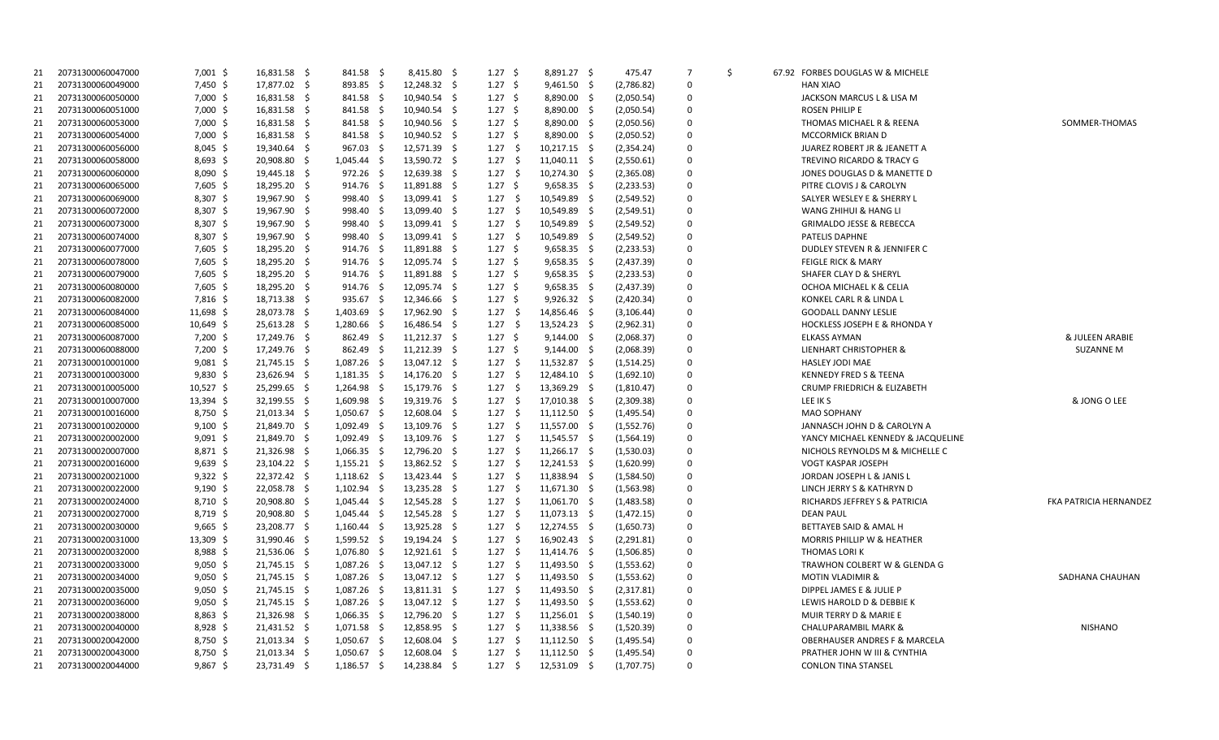| | | | | | | | | | | | | |
|---|---|---|---|---|---|---|---|---|---|---|---|---|
| 21 | 20731300060047000 | 7,001 | $ 16,831.58 | $ 841.58 | $ 8,415.80 | $ 1.27 | $ 8,891.27 | $ 475.47 | 7 | $ 67.92 | FORBES DOUGLAS W & MICHELE | |
| 21 | 20731300060049000 | 7,450 | $ 17,877.02 | $ 893.85 | $ 12,248.32 | $ 1.27 | $ 9,461.50 | $ (2,786.82) | 0 | | HAN XIAO | |
| 21 | 20731300060050000 | 7,000 | $ 16,831.58 | $ 841.58 | $ 10,940.54 | $ 1.27 | $ 8,890.00 | $ (2,050.54) | 0 | | JACKSON MARCUS L & LISA M | |
| 21 | 20731300060051000 | 7,000 | $ 16,831.58 | $ 841.58 | $ 10,940.54 | $ 1.27 | $ 8,890.00 | $ (2,050.54) | 0 | | ROSEN PHILIP E | |
| 21 | 20731300060053000 | 7,000 | $ 16,831.58 | $ 841.58 | $ 10,940.56 | $ 1.27 | $ 8,890.00 | $ (2,050.56) | 0 | | THOMAS MICHAEL R & REENA | SOMMER-THOMAS |
| 21 | 20731300060054000 | 7,000 | $ 16,831.58 | $ 841.58 | $ 10,940.52 | $ 1.27 | $ 8,890.00 | $ (2,050.52) | 0 | | MCCORMICK BRIAN D | |
| 21 | 20731300060056000 | 8,045 | $ 19,340.64 | $ 967.03 | $ 12,571.39 | $ 1.27 | $ 10,217.15 | $ (2,354.24) | 0 | | JUAREZ ROBERT JR & JEANETT A | |
| 21 | 20731300060058000 | 8,693 | $ 20,908.80 | $ 1,045.44 | $ 13,590.72 | $ 1.27 | $ 11,040.11 | $ (2,550.61) | 0 | | TREVINO RICARDO & TRACY G | |
| 21 | 20731300060060000 | 8,090 | $ 19,445.18 | $ 972.26 | $ 12,639.38 | $ 1.27 | $ 10,274.30 | $ (2,365.08) | 0 | | JONES DOUGLAS D & MANETTE D | |
| 21 | 20731300060065000 | 7,605 | $ 18,295.20 | $ 914.76 | $ 11,891.88 | $ 1.27 | $ 9,658.35 | $ (2,233.53) | 0 | | PITRE CLOVIS J & CAROLYN | |
| 21 | 20731300060069000 | 8,307 | $ 19,967.90 | $ 998.40 | $ 13,099.41 | $ 1.27 | $ 10,549.89 | $ (2,549.52) | 0 | | SALYER WESLEY E & SHERRY L | |
| 21 | 20731300060072000 | 8,307 | $ 19,967.90 | $ 998.40 | $ 13,099.40 | $ 1.27 | $ 10,549.89 | $ (2,549.51) | 0 | | WANG ZHIHUI & HANG LI | |
| 21 | 20731300060073000 | 8,307 | $ 19,967.90 | $ 998.40 | $ 13,099.41 | $ 1.27 | $ 10,549.89 | $ (2,549.52) | 0 | | GRIMALDO JESSE & REBECCA | |
| 21 | 20731300060074000 | 8,307 | $ 19,967.90 | $ 998.40 | $ 13,099.41 | $ 1.27 | $ 10,549.89 | $ (2,549.52) | 0 | | PATELIS DAPHNE | |
| 21 | 20731300060077000 | 7,605 | $ 18,295.20 | $ 914.76 | $ 11,891.88 | $ 1.27 | $ 9,658.35 | $ (2,233.53) | 0 | | DUDLEY STEVEN R & JENNIFER C | |
| 21 | 20731300060078000 | 7,605 | $ 18,295.20 | $ 914.76 | $ 12,095.74 | $ 1.27 | $ 9,658.35 | $ (2,437.39) | 0 | | FEIGLE RICK & MARY | |
| 21 | 20731300060079000 | 7,605 | $ 18,295.20 | $ 914.76 | $ 11,891.88 | $ 1.27 | $ 9,658.35 | $ (2,233.53) | 0 | | SHAFER CLAY D & SHERYL | |
| 21 | 20731300060080000 | 7,605 | $ 18,295.20 | $ 914.76 | $ 12,095.74 | $ 1.27 | $ 9,658.35 | $ (2,437.39) | 0 | | OCHOA MICHAEL K & CELIA | |
| 21 | 20731300060082000 | 7,816 | $ 18,713.38 | $ 935.67 | $ 12,346.66 | $ 1.27 | $ 9,926.32 | $ (2,420.34) | 0 | | KONKEL CARL R & LINDA L | |
| 21 | 20731300060084000 | 11,698 | $ 28,073.78 | $ 1,403.69 | $ 17,962.90 | $ 1.27 | $ 14,856.46 | $ (3,106.44) | 0 | | GOODALL DANNY LESLIE | |
| 21 | 20731300060085000 | 10,649 | $ 25,613.28 | $ 1,280.66 | $ 16,486.54 | $ 1.27 | $ 13,524.23 | $ (2,962.31) | 0 | | HOCKLESS JOSEPH E & RHONDA Y | |
| 21 | 20731300060087000 | 7,200 | $ 17,249.76 | $ 862.49 | $ 11,212.37 | $ 1.27 | $ 9,144.00 | $ (2,068.37) | 0 | | ELKASS AYMAN | & JULEEN ARABIE |
| 21 | 20731300060088000 | 7,200 | $ 17,249.76 | $ 862.49 | $ 11,212.39 | $ 1.27 | $ 9,144.00 | $ (2,068.39) | 0 | | LIENHART CHRISTOPHER & | SUZANNE M |
| 21 | 20731300010001000 | 9,081 | $ 21,745.15 | $ 1,087.26 | $ 13,047.12 | $ 1.27 | $ 11,532.87 | $ (1,514.25) | 0 | | HASLEY JODI MAE | |
| 21 | 20731300010003000 | 9,830 | $ 23,626.94 | $ 1,181.35 | $ 14,176.20 | $ 1.27 | $ 12,484.10 | $ (1,692.10) | 0 | | KENNEDY FRED S & TEENA | |
| 21 | 20731300010005000 | 10,527 | $ 25,299.65 | $ 1,264.98 | $ 15,179.76 | $ 1.27 | $ 13,369.29 | $ (1,810.47) | 0 | | CRUMP FRIEDRICH & ELIZABETH | |
| 21 | 20731300010007000 | 13,394 | $ 32,199.55 | $ 1,609.98 | $ 19,319.76 | $ 1.27 | $ 17,010.38 | $ (2,309.38) | 0 | | LEE IK S | & JONG O LEE |
| 21 | 20731300010016000 | 8,750 | $ 21,013.34 | $ 1,050.67 | $ 12,608.04 | $ 1.27 | $ 11,112.50 | $ (1,495.54) | 0 | | MAO SOPHANY | |
| 21 | 20731300010020000 | 9,100 | $ 21,849.70 | $ 1,092.49 | $ 13,109.76 | $ 1.27 | $ 11,557.00 | $ (1,552.76) | 0 | | JANNASCH JOHN D & CAROLYN A | |
| 21 | 20731300020002000 | 9,091 | $ 21,849.70 | $ 1,092.49 | $ 13,109.76 | $ 1.27 | $ 11,545.57 | $ (1,564.19) | 0 | | YANCY MICHAEL KENNEDY & JACQUELINE | |
| 21 | 20731300020007000 | 8,871 | $ 21,326.98 | $ 1,066.35 | $ 12,796.20 | $ 1.27 | $ 11,266.17 | $ (1,530.03) | 0 | | NICHOLS REYNOLDS M & MICHELLE C | |
| 21 | 20731300020016000 | 9,639 | $ 23,104.22 | $ 1,155.21 | $ 13,862.52 | $ 1.27 | $ 12,241.53 | $ (1,620.99) | 0 | | VOGT KASPAR JOSEPH | |
| 21 | 20731300020021000 | 9,322 | $ 22,372.42 | $ 1,118.62 | $ 13,423.44 | $ 1.27 | $ 11,838.94 | $ (1,584.50) | 0 | | JORDAN JOSEPH L & JANIS L | |
| 21 | 20731300020022000 | 9,190 | $ 22,058.78 | $ 1,102.94 | $ 13,235.28 | $ 1.27 | $ 11,671.30 | $ (1,563.98) | 0 | | LINCH JERRY S & KATHRYN D | |
| 21 | 20731300020024000 | 8,710 | $ 20,908.80 | $ 1,045.44 | $ 12,545.28 | $ 1.27 | $ 11,061.70 | $ (1,483.58) | 0 | | RICHARDS JEFFREY S & PATRICIA | FKA PATRICIA HERNANDEZ |
| 21 | 20731300020027000 | 8,719 | $ 20,908.80 | $ 1,045.44 | $ 12,545.28 | $ 1.27 | $ 11,073.13 | $ (1,472.15) | 0 | | DEAN PAUL | |
| 21 | 20731300020030000 | 9,665 | $ 23,208.77 | $ 1,160.44 | $ 13,925.28 | $ 1.27 | $ 12,274.55 | $ (1,650.73) | 0 | | BETTAYEB SAID & AMAL H | |
| 21 | 20731300020031000 | 13,309 | $ 31,990.46 | $ 1,599.52 | $ 19,194.24 | $ 1.27 | $ 16,902.43 | $ (2,291.81) | 0 | | MORRIS PHILLIP W & HEATHER | |
| 21 | 20731300020032000 | 8,988 | $ 21,536.06 | $ 1,076.80 | $ 12,921.61 | $ 1.27 | $ 11,414.76 | $ (1,506.85) | 0 | | THOMAS LORI K | |
| 21 | 20731300020033000 | 9,050 | $ 21,745.15 | $ 1,087.26 | $ 13,047.12 | $ 1.27 | $ 11,493.50 | $ (1,553.62) | 0 | | TRAWHON COLBERT W & GLENDA G | |
| 21 | 20731300020034000 | 9,050 | $ 21,745.15 | $ 1,087.26 | $ 13,047.12 | $ 1.27 | $ 11,493.50 | $ (1,553.62) | 0 | | MOTIN VLADIMIR & | SADHANA CHAUHAN |
| 21 | 20731300020035000 | 9,050 | $ 21,745.15 | $ 1,087.26 | $ 13,811.31 | $ 1.27 | $ 11,493.50 | $ (2,317.81) | 0 | | DIPPEL JAMES E & JULIE P | |
| 21 | 20731300020036000 | 9,050 | $ 21,745.15 | $ 1,087.26 | $ 13,047.12 | $ 1.27 | $ 11,493.50 | $ (1,553.62) | 0 | | LEWIS HAROLD D & DEBBIE K | |
| 21 | 20731300020038000 | 8,863 | $ 21,326.98 | $ 1,066.35 | $ 12,796.20 | $ 1.27 | $ 11,256.01 | $ (1,540.19) | 0 | | MUIR TERRY D & MARIE E | |
| 21 | 20731300020040000 | 8,928 | $ 21,431.52 | $ 1,071.58 | $ 12,858.95 | $ 1.27 | $ 11,338.56 | $ (1,520.39) | 0 | | CHALUPARAMBIL MARK & | NISHANO |
| 21 | 20731300020042000 | 8,750 | $ 21,013.34 | $ 1,050.67 | $ 12,608.04 | $ 1.27 | $ 11,112.50 | $ (1,495.54) | 0 | | OBERHAUSER ANDRES F & MARCELA | |
| 21 | 20731300020043000 | 8,750 | $ 21,013.34 | $ 1,050.67 | $ 12,608.04 | $ 1.27 | $ 11,112.50 | $ (1,495.54) | 0 | | PRATHER JOHN W III & CYNTHIA | |
| 21 | 20731300020044000 | 9,867 | $ 23,731.49 | $ 1,186.57 | $ 14,238.84 | $ 1.27 | $ 12,531.09 | $ (1,707.75) | 0 | | CONLON TINA STANSEL | |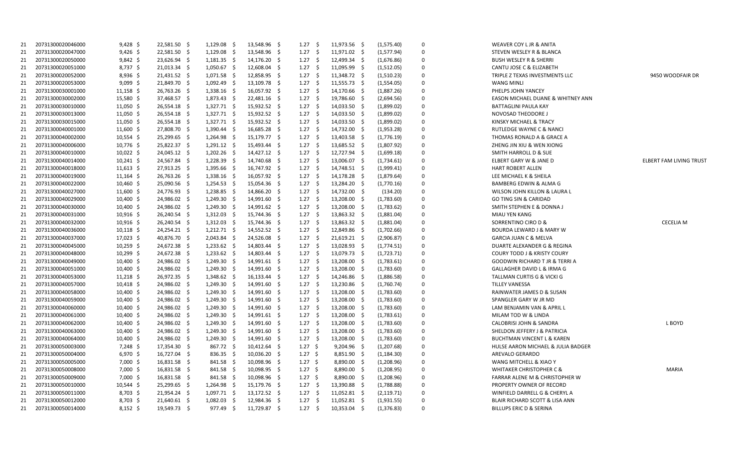| | | | | | | | | | | | |
|---|---|---|---|---|---|---|---|---|---|---|---|
| 21 | 20731300020046000 | 9,428 | $ 22,581.50 | $ 1,129.08 | $ 13,548.96 | $ 1.27 | $ 11,973.56 | $ (1,575.40) | 0 | WEAVER COY L JR & ANITA | |
| 21 | 20731300020047000 | 9,426 | $ 22,581.50 | $ 1,129.08 | $ 13,548.96 | $ 1.27 | $ 11,971.02 | $ (1,577.94) | 0 | STEVEN WESLEY R & BLANCA | |
| 21 | 20731300020050000 | 9,842 | $ 23,626.94 | $ 1,181.35 | $ 14,176.20 | $ 1.27 | $ 12,499.34 | $ (1,676.86) | 0 | BUSH WESLEY R & SHERRI | |
| 21 | 20731300020051000 | 8,737 | $ 21,013.34 | $ 1,050.67 | $ 12,608.04 | $ 1.27 | $ 11,095.99 | $ (1,512.05) | 0 | CANTU JOSE C & ELIZABETH | |
| 21 | 20731300020052000 | 8,936 | $ 21,431.52 | $ 1,071.58 | $ 12,858.95 | $ 1.27 | $ 11,348.72 | $ (1,510.23) | 0 | TRIPLE Z TEXAS INVESTMENTS LLC | 9450 WOODFAIR DR |
| 21 | 20731300020053000 | 9,099 | $ 21,849.70 | $ 1,092.49 | $ 13,109.78 | $ 1.27 | $ 11,555.73 | $ (1,554.05) | 0 | WANG MINLI | |
| 21 | 20731300030001000 | 11,158 | $ 26,763.26 | $ 1,338.16 | $ 16,057.92 | $ 1.27 | $ 14,170.66 | $ (1,887.26) | 0 | PHELPS JOHN YANCEY | |
| 21 | 20731300030002000 | 15,580 | $ 37,468.57 | $ 1,873.43 | $ 22,481.16 | $ 1.27 | $ 19,786.60 | $ (2,694.56) | 0 | EASON MICHAEL DUANE & WHITNEY ANN | |
| 21 | 20731300030010000 | 11,050 | $ 26,554.18 | $ 1,327.71 | $ 15,932.52 | $ 1.27 | $ 14,033.50 | $ (1,899.02) | 0 | BATTAGLINI PAULA KAY | |
| 21 | 20731300030013000 | 11,050 | $ 26,554.18 | $ 1,327.71 | $ 15,932.52 | $ 1.27 | $ 14,033.50 | $ (1,899.02) | 0 | NOVOSAD THEODORE J | |
| 21 | 20731300030015000 | 11,050 | $ 26,554.18 | $ 1,327.71 | $ 15,932.52 | $ 1.27 | $ 14,033.50 | $ (1,899.02) | 0 | KINSKY MICHAEL & TRACY | |
| 21 | 20731300040001000 | 11,600 | $ 27,808.70 | $ 1,390.44 | $ 16,685.28 | $ 1.27 | $ 14,732.00 | $ (1,953.28) | 0 | RUTLEDGE WAYNE C & NANCI | |
| 21 | 20731300040002000 | 10,554 | $ 25,299.65 | $ 1,264.98 | $ 15,179.77 | $ 1.27 | $ 13,403.58 | $ (1,776.19) | 0 | THOMAS RONALD A & GRACE A | |
| 21 | 20731300040006000 | 10,776 | $ 25,822.37 | $ 1,291.12 | $ 15,493.44 | $ 1.27 | $ 13,685.52 | $ (1,807.92) | 0 | ZHENG JIN XIU & WEN XIONG | |
| 21 | 20731300040010000 | 10,022 | $ 24,045.12 | $ 1,202.26 | $ 14,427.12 | $ 1.27 | $ 12,727.94 | $ (1,699.18) | 0 | SMITH HARROLL D & SUE | |
| 21 | 20731300040014000 | 10,241 | $ 24,567.84 | $ 1,228.39 | $ 14,740.68 | $ 1.27 | $ 13,006.07 | $ (1,734.61) | 0 | ELBERT GARY W & JANE D | ELBERT FAM LIVING TRUST |
| 21 | 20731300040018000 | 11,613 | $ 27,913.25 | $ 1,395.66 | $ 16,747.92 | $ 1.27 | $ 14,748.51 | $ (1,999.41) | 0 | HART ROBERT ALLEN | |
| 21 | 20731300040019000 | 11,164 | $ 26,763.26 | $ 1,338.16 | $ 16,057.92 | $ 1.27 | $ 14,178.28 | $ (1,879.64) | 0 | LEE MICHAEL K & SHEILA | |
| 21 | 20731300040022000 | 10,460 | $ 25,090.56 | $ 1,254.53 | $ 15,054.36 | $ 1.27 | $ 13,284.20 | $ (1,770.16) | 0 | BAMBERG EDWIN & ALMA G | |
| 21 | 20731300040027000 | 11,600 | $ 24,776.93 | $ 1,238.85 | $ 14,866.20 | $ 1.27 | $ 14,732.00 | $ (134.20) | 0 | WILSON JOHN KILLON & LAURA L | |
| 21 | 20731300040029000 | 10,400 | $ 24,986.02 | $ 1,249.30 | $ 14,991.60 | $ 1.27 | $ 13,208.00 | $ (1,783.60) | 0 | GO TING SIN & CARIDAD | |
| 21 | 20731300040030000 | 10,400 | $ 24,986.02 | $ 1,249.30 | $ 14,991.62 | $ 1.27 | $ 13,208.00 | $ (1,783.62) | 0 | SMITH STEPHEN E & DONNA J | |
| 21 | 20731300040031000 | 10,916 | $ 26,240.54 | $ 1,312.03 | $ 15,744.36 | $ 1.27 | $ 13,863.32 | $ (1,881.04) | 0 | MIAU YEN KANG | |
| 21 | 20731300040032000 | 10,916 | $ 26,240.54 | $ 1,312.03 | $ 15,744.36 | $ 1.27 | $ 13,863.32 | $ (1,881.04) | 0 | SORRENTINO CIRO D & | CECELIA M |
| 21 | 20731300040036000 | 10,118 | $ 24,254.21 | $ 1,212.71 | $ 14,552.52 | $ 1.27 | $ 12,849.86 | $ (1,702.66) | 0 | BOURDA LEWARD J & MARY W | |
| 21 | 20731300040037000 | 17,023 | $ 40,876.70 | $ 2,043.84 | $ 24,526.08 | $ 1.27 | $ 21,619.21 | $ (2,906.87) | 0 | GARCIA JUAN C & MELVA | |
| 21 | 20731300040045000 | 10,259 | $ 24,672.38 | $ 1,233.62 | $ 14,803.44 | $ 1.27 | $ 13,028.93 | $ (1,774.51) | 0 | DUARTE ALEXANDER G & REGINA | |
| 21 | 20731300040048000 | 10,299 | $ 24,672.38 | $ 1,233.62 | $ 14,803.44 | $ 1.27 | $ 13,079.73 | $ (1,723.71) | 0 | COURY TODD J & KRISTY COURY | |
| 21 | 20731300040049000 | 10,400 | $ 24,986.02 | $ 1,249.30 | $ 14,991.61 | $ 1.27 | $ 13,208.00 | $ (1,783.61) | 0 | GOODWIN RICHARD T JR & TERRI A | |
| 21 | 20731300040051000 | 10,400 | $ 24,986.02 | $ 1,249.30 | $ 14,991.60 | $ 1.27 | $ 13,208.00 | $ (1,783.60) | 0 | GALLAGHER DAVID L & IRMA G | |
| 21 | 20731300040053000 | 11,218 | $ 26,972.35 | $ 1,348.62 | $ 16,133.44 | $ 1.27 | $ 14,246.86 | $ (1,886.58) | 0 | TALLMAN CURTIS G & VICKI G | |
| 21 | 20731300040057000 | 10,418 | $ 24,986.02 | $ 1,249.30 | $ 14,991.60 | $ 1.27 | $ 13,230.86 | $ (1,760.74) | 0 | TILLEY VANESSA | |
| 21 | 20731300040058000 | 10,400 | $ 24,986.02 | $ 1,249.30 | $ 14,991.60 | $ 1.27 | $ 13,208.00 | $ (1,783.60) | 0 | RAINWATER JAMES D & SUSAN | |
| 21 | 20731300040059000 | 10,400 | $ 24,986.02 | $ 1,249.30 | $ 14,991.60 | $ 1.27 | $ 13,208.00 | $ (1,783.60) | 0 | SPANGLER GARY W JR MD | |
| 21 | 20731300040060000 | 10,400 | $ 24,986.02 | $ 1,249.30 | $ 14,991.60 | $ 1.27 | $ 13,208.00 | $ (1,783.60) | 0 | LAM BENJAMIN VAN & APRIL L | |
| 21 | 20731300040061000 | 10,400 | $ 24,986.02 | $ 1,249.30 | $ 14,991.61 | $ 1.27 | $ 13,208.00 | $ (1,783.61) | 0 | MILAM TOD W & LINDA | |
| 21 | 20731300040062000 | 10,400 | $ 24,986.02 | $ 1,249.30 | $ 14,991.60 | $ 1.27 | $ 13,208.00 | $ (1,783.60) | 0 | CALOBRISI JOHN & SANDRA | L BOYD |
| 21 | 20731300040063000 | 10,400 | $ 24,986.02 | $ 1,249.30 | $ 14,991.60 | $ 1.27 | $ 13,208.00 | $ (1,783.60) | 0 | SHELDON JEFFERY J & PATRICIA | |
| 21 | 20731300040064000 | 10,400 | $ 24,986.02 | $ 1,249.30 | $ 14,991.60 | $ 1.27 | $ 13,208.00 | $ (1,783.60) | 0 | BUCHTMAN VINCENT L & KAREN | |
| 21 | 20731300050003000 | 7,248 | $ 17,354.30 | $ 867.72 | $ 10,412.64 | $ 1.27 | $ 9,204.96 | $ (1,207.68) | 0 | HULSE AARON MICHAEL & JULIA BADGER | |
| 21 | 20731300050004000 | 6,970 | $ 16,727.04 | $ 836.35 | $ 10,036.20 | $ 1.27 | $ 8,851.90 | $ (1,184.30) | 0 | AREVALO GERARDO | |
| 21 | 20731300050005000 | 7,000 | $ 16,831.58 | $ 841.58 | $ 10,098.96 | $ 1.27 | $ 8,890.00 | $ (1,208.96) | 0 | WANG MITCHELL & XIAO Y | |
| 21 | 20731300050008000 | 7,000 | $ 16,831.58 | $ 841.58 | $ 10,098.95 | $ 1.27 | $ 8,890.00 | $ (1,208.95) | 0 | WHITAKER CHRISTOPHER C & | MARIA |
| 21 | 20731300050009000 | 7,000 | $ 16,831.58 | $ 841.58 | $ 10,098.96 | $ 1.27 | $ 8,890.00 | $ (1,208.96) | 0 | FARRAR ALENE M & CHRISTOPHER W | |
| 21 | 20731300050010000 | 10,544 | $ 25,299.65 | $ 1,264.98 | $ 15,179.76 | $ 1.27 | $ 13,390.88 | $ (1,788.88) | 0 | PROPERTY OWNER OF RECORD | |
| 21 | 20731300050011000 | 8,703 | $ 21,954.24 | $ 1,097.71 | $ 13,172.52 | $ 1.27 | $ 11,052.81 | $ (2,119.71) | 0 | WINFIELD DARRELL G & CHERYL A | |
| 21 | 20731300050012000 | 8,703 | $ 21,640.61 | $ 1,082.03 | $ 12,984.36 | $ 1.27 | $ 11,052.81 | $ (1,931.55) | 0 | BLAIR RICHARD SCOTT & LISA ANN | |
| 21 | 20731300050014000 | 8,152 | $ 19,549.73 | $ 977.49 | $ 11,729.87 | $ 1.27 | $ 10,353.04 | $ (1,376.83) | 0 | BILLUPS ERIC D & SERINA | |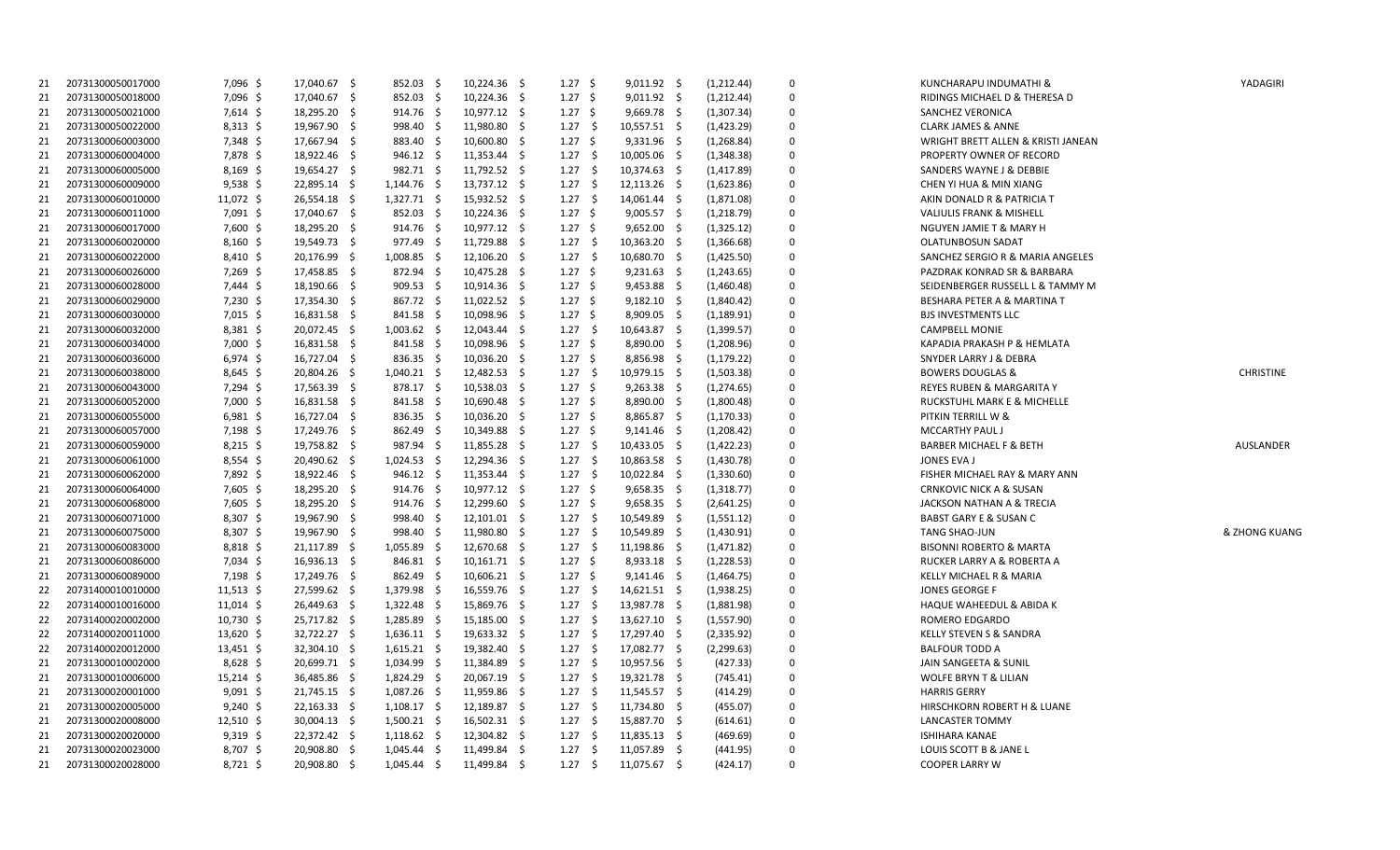| | | | | | | | | | | | |
|---|---|---|---|---|---|---|---|---|---|---|---|
| 21 | 20731300050017000 | 7,096 | $ 17,040.67 | $ 852.03 | $ 10,224.36 | $ 1.27 | $ 9,011.92 | $ (1,212.44) | 0 | KUNCHARAPU INDUMATHI & | YADAGIRI |
| 21 | 20731300050018000 | 7,096 | $ 17,040.67 | $ 852.03 | $ 10,224.36 | $ 1.27 | $ 9,011.92 | $ (1,212.44) | 0 | RIDINGS MICHAEL D & THERESA D | |
| 21 | 20731300050021000 | 7,614 | $ 18,295.20 | $ 914.76 | $ 10,977.12 | $ 1.27 | $ 9,669.78 | $ (1,307.34) | 0 | SANCHEZ VERONICA | |
| 21 | 20731300050022000 | 8,313 | $ 19,967.90 | $ 998.40 | $ 11,980.80 | $ 1.27 | $ 10,557.51 | $ (1,423.29) | 0 | CLARK JAMES & ANNE | |
| 21 | 20731300060003000 | 7,348 | $ 17,667.94 | $ 883.40 | $ 10,600.80 | $ 1.27 | $ 9,331.96 | $ (1,268.84) | 0 | WRIGHT BRETT ALLEN & KRISTI JANEAN | |
| 21 | 20731300060004000 | 7,878 | $ 18,922.46 | $ 946.12 | $ 11,353.44 | $ 1.27 | $ 10,005.06 | $ (1,348.38) | 0 | PROPERTY OWNER OF RECORD | |
| 21 | 20731300060005000 | 8,169 | $ 19,654.27 | $ 982.71 | $ 11,792.52 | $ 1.27 | $ 10,374.63 | $ (1,417.89) | 0 | SANDERS WAYNE J & DEBBIE | |
| 21 | 20731300060009000 | 9,538 | $ 22,895.14 | $ 1,144.76 | $ 13,737.12 | $ 1.27 | $ 12,113.26 | $ (1,623.86) | 0 | CHEN YI HUA & MIN XIANG | |
| 21 | 20731300060010000 | 11,072 | $ 26,554.18 | $ 1,327.71 | $ 15,932.52 | $ 1.27 | $ 14,061.44 | $ (1,871.08) | 0 | AKIN DONALD R & PATRICIA T | |
| 21 | 20731300060011000 | 7,091 | $ 17,040.67 | $ 852.03 | $ 10,224.36 | $ 1.27 | $ 9,005.57 | $ (1,218.79) | 0 | VALIULIS FRANK & MISHELL | |
| 21 | 20731300060017000 | 7,600 | $ 18,295.20 | $ 914.76 | $ 10,977.12 | $ 1.27 | $ 9,652.00 | $ (1,325.12) | 0 | NGUYEN JAMIE T & MARY H | |
| 21 | 20731300060020000 | 8,160 | $ 19,549.73 | $ 977.49 | $ 11,729.88 | $ 1.27 | $ 10,363.20 | $ (1,366.68) | 0 | OLATUNBOSUN SADAT | |
| 21 | 20731300060022000 | 8,410 | $ 20,176.99 | $ 1,008.85 | $ 12,106.20 | $ 1.27 | $ 10,680.70 | $ (1,425.50) | 0 | SANCHEZ SERGIO R & MARIA ANGELES | |
| 21 | 20731300060026000 | 7,269 | $ 17,458.85 | $ 872.94 | $ 10,475.28 | $ 1.27 | $ 9,231.63 | $ (1,243.65) | 0 | PAZDRAK KONRAD SR & BARBARA | |
| 21 | 20731300060028000 | 7,444 | $ 18,190.66 | $ 909.53 | $ 10,914.36 | $ 1.27 | $ 9,453.88 | $ (1,460.48) | 0 | SEIDENBERGER RUSSELL L & TAMMY M | |
| 21 | 20731300060029000 | 7,230 | $ 17,354.30 | $ 867.72 | $ 11,022.52 | $ 1.27 | $ 9,182.10 | $ (1,840.42) | 0 | BESHARA PETER A & MARTINA T | |
| 21 | 20731300060030000 | 7,015 | $ 16,831.58 | $ 841.58 | $ 10,098.96 | $ 1.27 | $ 8,909.05 | $ (1,189.91) | 0 | BJS INVESTMENTS LLC | |
| 21 | 20731300060032000 | 8,381 | $ 20,072.45 | $ 1,003.62 | $ 12,043.44 | $ 1.27 | $ 10,643.87 | $ (1,399.57) | 0 | CAMPBELL MONIE | |
| 21 | 20731300060034000 | 7,000 | $ 16,831.58 | $ 841.58 | $ 10,098.96 | $ 1.27 | $ 8,890.00 | $ (1,208.96) | 0 | KAPADIA PRAKASH P & HEMLATA | |
| 21 | 20731300060036000 | 6,974 | $ 16,727.04 | $ 836.35 | $ 10,036.20 | $ 1.27 | $ 8,856.98 | $ (1,179.22) | 0 | SNYDER LARRY J & DEBRA | |
| 21 | 20731300060038000 | 8,645 | $ 20,804.26 | $ 1,040.21 | $ 12,482.53 | $ 1.27 | $ 10,979.15 | $ (1,503.38) | 0 | BOWERS DOUGLAS & | CHRISTINE |
| 21 | 20731300060043000 | 7,294 | $ 17,563.39 | $ 878.17 | $ 10,538.03 | $ 1.27 | $ 9,263.38 | $ (1,274.65) | 0 | REYES RUBEN & MARGARITA Y | |
| 21 | 20731300060052000 | 7,000 | $ 16,831.58 | $ 841.58 | $ 10,690.48 | $ 1.27 | $ 8,890.00 | $ (1,800.48) | 0 | RUCKSTUHL MARK E & MICHELLE | |
| 21 | 20731300060055000 | 6,981 | $ 16,727.04 | $ 836.35 | $ 10,036.20 | $ 1.27 | $ 8,865.87 | $ (1,170.33) | 0 | PITKIN TERRILL W & | |
| 21 | 20731300060057000 | 7,198 | $ 17,249.76 | $ 862.49 | $ 10,349.88 | $ 1.27 | $ 9,141.46 | $ (1,208.42) | 0 | MCCARTHY PAUL J | |
| 21 | 20731300060059000 | 8,215 | $ 19,758.82 | $ 987.94 | $ 11,855.28 | $ 1.27 | $ 10,433.05 | $ (1,422.23) | 0 | BARBER MICHAEL F & BETH | AUSLANDER |
| 21 | 20731300060061000 | 8,554 | $ 20,490.62 | $ 1,024.53 | $ 12,294.36 | $ 1.27 | $ 10,863.58 | $ (1,430.78) | 0 | JONES EVA J | |
| 21 | 20731300060062000 | 7,892 | $ 18,922.46 | $ 946.12 | $ 11,353.44 | $ 1.27 | $ 10,022.84 | $ (1,330.60) | 0 | FISHER MICHAEL RAY & MARY ANN | |
| 21 | 20731300060064000 | 7,605 | $ 18,295.20 | $ 914.76 | $ 10,977.12 | $ 1.27 | $ 9,658.35 | $ (1,318.77) | 0 | CRNKOVIC NICK A & SUSAN | |
| 21 | 20731300060068000 | 7,605 | $ 18,295.20 | $ 914.76 | $ 12,299.60 | $ 1.27 | $ 9,658.35 | $ (2,641.25) | 0 | JACKSON NATHAN A & TRECIA | |
| 21 | 20731300060071000 | 8,307 | $ 19,967.90 | $ 998.40 | $ 12,101.01 | $ 1.27 | $ 10,549.89 | $ (1,551.12) | 0 | BABST GARY E & SUSAN C | |
| 21 | 20731300060075000 | 8,307 | $ 19,967.90 | $ 998.40 | $ 11,980.80 | $ 1.27 | $ 10,549.89 | $ (1,430.91) | 0 | TANG SHAO-JUN | & ZHONG KUANG |
| 21 | 20731300060083000 | 8,818 | $ 21,117.89 | $ 1,055.89 | $ 12,670.68 | $ 1.27 | $ 11,198.86 | $ (1,471.82) | 0 | BISONNI ROBERTO & MARTA | |
| 21 | 20731300060086000 | 7,034 | $ 16,936.13 | $ 846.81 | $ 10,161.71 | $ 1.27 | $ 8,933.18 | $ (1,228.53) | 0 | RUCKER LARRY A & ROBERTA A | |
| 21 | 20731300060089000 | 7,198 | $ 17,249.76 | $ 862.49 | $ 10,606.21 | $ 1.27 | $ 9,141.46 | $ (1,464.75) | 0 | KELLY MICHAEL R & MARIA | |
| 22 | 20731400010010000 | 11,513 | $ 27,599.62 | $ 1,379.98 | $ 16,559.76 | $ 1.27 | $ 14,621.51 | $ (1,938.25) | 0 | JONES GEORGE F | |
| 22 | 20731400010016000 | 11,014 | $ 26,449.63 | $ 1,322.48 | $ 15,869.76 | $ 1.27 | $ 13,987.78 | $ (1,881.98) | 0 | HAQUE WAHEEDUL & ABIDA K | |
| 22 | 20731400020002000 | 10,730 | $ 25,717.82 | $ 1,285.89 | $ 15,185.00 | $ 1.27 | $ 13,627.10 | $ (1,557.90) | 0 | ROMERO EDGARDO | |
| 22 | 20731400020011000 | 13,620 | $ 32,722.27 | $ 1,636.11 | $ 19,633.32 | $ 1.27 | $ 17,297.40 | $ (2,335.92) | 0 | KELLY STEVEN S & SANDRA | |
| 22 | 20731400020012000 | 13,451 | $ 32,304.10 | $ 1,615.21 | $ 19,382.40 | $ 1.27 | $ 17,082.77 | $ (2,299.63) | 0 | BALFOUR TODD A | |
| 21 | 20731300010002000 | 8,628 | $ 20,699.71 | $ 1,034.99 | $ 11,384.89 | $ 1.27 | $ 10,957.56 | $ (427.33) | 0 | JAIN SANGEETA & SUNIL | |
| 21 | 20731300010006000 | 15,214 | $ 36,485.86 | $ 1,824.29 | $ 20,067.19 | $ 1.27 | $ 19,321.78 | $ (745.41) | 0 | WOLFE BRYN T & LILIAN | |
| 21 | 20731300020001000 | 9,091 | $ 21,745.15 | $ 1,087.26 | $ 11,959.86 | $ 1.27 | $ 11,545.57 | $ (414.29) | 0 | HARRIS GERRY | |
| 21 | 20731300020005000 | 9,240 | $ 22,163.33 | $ 1,108.17 | $ 12,189.87 | $ 1.27 | $ 11,734.80 | $ (455.07) | 0 | HIRSCHKORN ROBERT H & LUANE | |
| 21 | 20731300020008000 | 12,510 | $ 30,004.13 | $ 1,500.21 | $ 16,502.31 | $ 1.27 | $ 15,887.70 | $ (614.61) | 0 | LANCASTER TOMMY | |
| 21 | 20731300020020000 | 9,319 | $ 22,372.42 | $ 1,118.62 | $ 12,304.82 | $ 1.27 | $ 11,835.13 | $ (469.69) | 0 | ISHIHARA KANAE | |
| 21 | 20731300020023000 | 8,707 | $ 20,908.80 | $ 1,045.44 | $ 11,499.84 | $ 1.27 | $ 11,057.89 | $ (441.95) | 0 | LOUIS SCOTT B & JANE L | |
| 21 | 20731300020028000 | 8,721 | $ 20,908.80 | $ 1,045.44 | $ 11,499.84 | $ 1.27 | $ 11,075.67 | $ (424.17) | 0 | COOPER LARRY W | |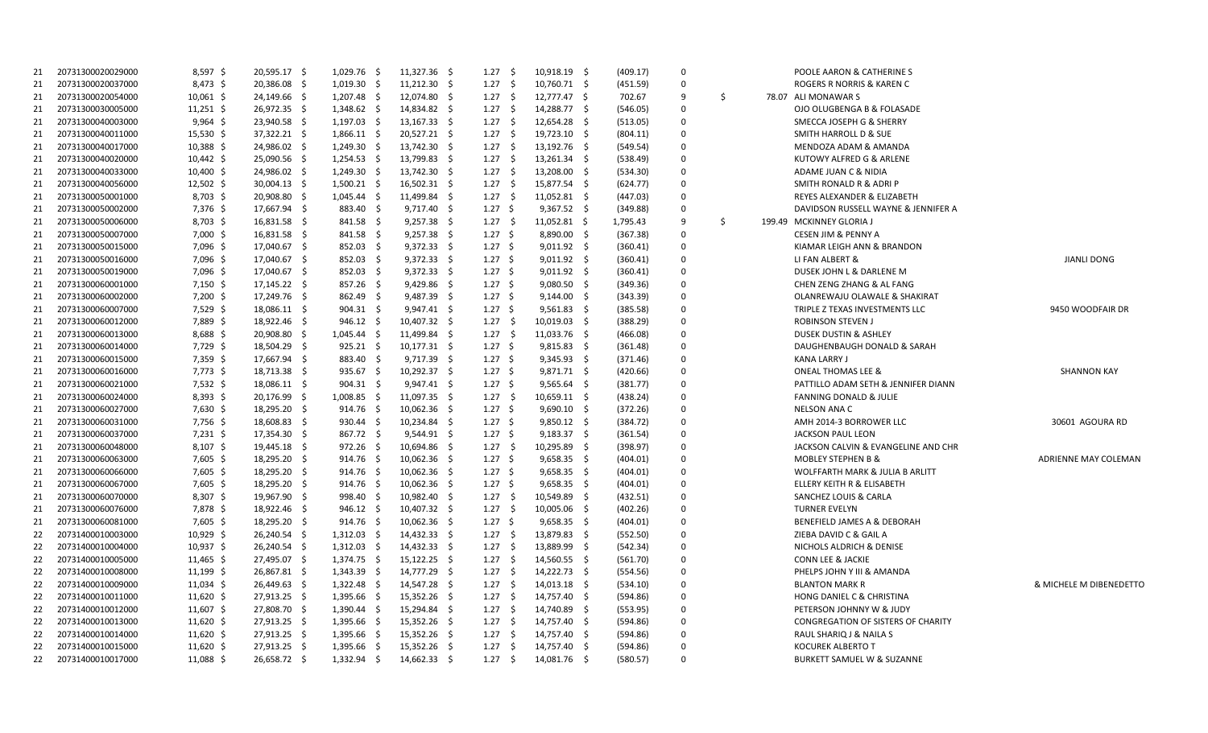| | | | | | | | | | | | | | | | | | | | |
|---|---|---|---|---|---|---|---|---|---|---|---|---|---|---|---|---|---|---|---|
| 21 | 20731300020029000 | 8,597 | $ | 20,595.17 | $ | 1,029.76 | $ | 11,327.36 | $ | 1.27 | $ | 10,918.19 | $ | (409.17) | 0 | | | POOLE AARON & CATHERINE S | |
| 21 | 20731300020037000 | 8,473 | $ | 20,386.08 | $ | 1,019.30 | $ | 11,212.30 | $ | 1.27 | $ | 10,760.71 | $ | (451.59) | 0 | | | ROGERS R NORRIS & KAREN C | |
| 21 | 20731300020054000 | 10,061 | $ | 24,149.66 | $ | 1,207.48 | $ | 12,074.80 | $ | 1.27 | $ | 12,777.47 | $ | 702.67 | 9 | $ | 78.07 | ALI MONAWAR S | |
| 21 | 20731300030005000 | 11,251 | $ | 26,972.35 | $ | 1,348.62 | $ | 14,834.82 | $ | 1.27 | $ | 14,288.77 | $ | (546.05) | 0 | | | OJO OLUGBENGA B & FOLASADE | |
| 21 | 20731300040003000 | 9,964 | $ | 23,940.58 | $ | 1,197.03 | $ | 13,167.33 | $ | 1.27 | $ | 12,654.28 | $ | (513.05) | 0 | | | SMECCA JOSEPH G & SHERRY | |
| 21 | 20731300040011000 | 15,530 | $ | 37,322.21 | $ | 1,866.11 | $ | 20,527.21 | $ | 1.27 | $ | 19,723.10 | $ | (804.11) | 0 | | | SMITH HARROLL D & SUE | |
| 21 | 20731300040017000 | 10,388 | $ | 24,986.02 | $ | 1,249.30 | $ | 13,742.30 | $ | 1.27 | $ | 13,192.76 | $ | (549.54) | 0 | | | MENDOZA ADAM & AMANDA | |
| 21 | 20731300040020000 | 10,442 | $ | 25,090.56 | $ | 1,254.53 | $ | 13,799.83 | $ | 1.27 | $ | 13,261.34 | $ | (538.49) | 0 | | | KUTOWY ALFRED G & ARLENE | |
| 21 | 20731300040033000 | 10,400 | $ | 24,986.02 | $ | 1,249.30 | $ | 13,742.30 | $ | 1.27 | $ | 13,208.00 | $ | (534.30) | 0 | | | ADAME JUAN C & NIDIA | |
| 21 | 20731300040056000 | 12,502 | $ | 30,004.13 | $ | 1,500.21 | $ | 16,502.31 | $ | 1.27 | $ | 15,877.54 | $ | (624.77) | 0 | | | SMITH RONALD R & ADRI P | |
| 21 | 20731300050001000 | 8,703 | $ | 20,908.80 | $ | 1,045.44 | $ | 11,499.84 | $ | 1.27 | $ | 11,052.81 | $ | (447.03) | 0 | | | REYES ALEXANDER & ELIZABETH | |
| 21 | 20731300050002000 | 7,376 | $ | 17,667.94 | $ | 883.40 | $ | 9,717.40 | $ | 1.27 | $ | 9,367.52 | $ | (349.88) | 0 | | | DAVIDSON RUSSELL WAYNE & JENNIFER A | |
| 21 | 20731300050006000 | 8,703 | $ | 16,831.58 | $ | 841.58 | $ | 9,257.38 | $ | 1.27 | $ | 11,052.81 | $ | 1,795.43 | 9 | $ | 199.49 | MCKINNEY GLORIA J | |
| 21 | 20731300050007000 | 7,000 | $ | 16,831.58 | $ | 841.58 | $ | 9,257.38 | $ | 1.27 | $ | 8,890.00 | $ | (367.38) | 0 | | | CESEN JIM & PENNY A | |
| 21 | 20731300050015000 | 7,096 | $ | 17,040.67 | $ | 852.03 | $ | 9,372.33 | $ | 1.27 | $ | 9,011.92 | $ | (360.41) | 0 | | | KIAMAR LEIGH ANN & BRANDON | |
| 21 | 20731300050016000 | 7,096 | $ | 17,040.67 | $ | 852.03 | $ | 9,372.33 | $ | 1.27 | $ | 9,011.92 | $ | (360.41) | 0 | | | LI FAN ALBERT & | JIANLI DONG |
| 21 | 20731300050019000 | 7,096 | $ | 17,040.67 | $ | 852.03 | $ | 9,372.33 | $ | 1.27 | $ | 9,011.92 | $ | (360.41) | 0 | | | DUSEK JOHN L & DARLENE M | |
| 21 | 20731300060001000 | 7,150 | $ | 17,145.22 | $ | 857.26 | $ | 9,429.86 | $ | 1.27 | $ | 9,080.50 | $ | (349.36) | 0 | | | CHEN ZENG ZHANG & AL FANG | |
| 21 | 20731300060002000 | 7,200 | $ | 17,249.76 | $ | 862.49 | $ | 9,487.39 | $ | 1.27 | $ | 9,144.00 | $ | (343.39) | 0 | | | OLANREWAJU OLAWALE & SHAKIRAT | |
| 21 | 20731300060007000 | 7,529 | $ | 18,086.11 | $ | 904.31 | $ | 9,947.41 | $ | 1.27 | $ | 9,561.83 | $ | (385.58) | 0 | | | TRIPLE Z TEXAS INVESTMENTS LLC | 9450 WOODFAIR DR |
| 21 | 20731300060012000 | 7,889 | $ | 18,922.46 | $ | 946.12 | $ | 10,407.32 | $ | 1.27 | $ | 10,019.03 | $ | (388.29) | 0 | | | ROBINSON STEVEN J | |
| 21 | 20731300060013000 | 8,688 | $ | 20,908.80 | $ | 1,045.44 | $ | 11,499.84 | $ | 1.27 | $ | 11,033.76 | $ | (466.08) | 0 | | | DUSEK DUSTIN & ASHLEY | |
| 21 | 20731300060014000 | 7,729 | $ | 18,504.29 | $ | 925.21 | $ | 10,177.31 | $ | 1.27 | $ | 9,815.83 | $ | (361.48) | 0 | | | DAUGHENBAUGH DONALD & SARAH | |
| 21 | 20731300060015000 | 7,359 | $ | 17,667.94 | $ | 883.40 | $ | 9,717.39 | $ | 1.27 | $ | 9,345.93 | $ | (371.46) | 0 | | | KANA LARRY J | |
| 21 | 20731300060016000 | 7,773 | $ | 18,713.38 | $ | 935.67 | $ | 10,292.37 | $ | 1.27 | $ | 9,871.71 | $ | (420.66) | 0 | | | ONEAL THOMAS LEE & | SHANNON KAY |
| 21 | 20731300060021000 | 7,532 | $ | 18,086.11 | $ | 904.31 | $ | 9,947.41 | $ | 1.27 | $ | 9,565.64 | $ | (381.77) | 0 | | | PATTILLO ADAM SETH & JENNIFER DIANN | |
| 21 | 20731300060024000 | 8,393 | $ | 20,176.99 | $ | 1,008.85 | $ | 11,097.35 | $ | 1.27 | $ | 10,659.11 | $ | (438.24) | 0 | | | FANNING DONALD & JULIE | |
| 21 | 20731300060027000 | 7,630 | $ | 18,295.20 | $ | 914.76 | $ | 10,062.36 | $ | 1.27 | $ | 9,690.10 | $ | (372.26) | 0 | | | NELSON ANA C | |
| 21 | 20731300060031000 | 7,756 | $ | 18,608.83 | $ | 930.44 | $ | 10,234.84 | $ | 1.27 | $ | 9,850.12 | $ | (384.72) | 0 | | | AMH 2014-3 BORROWER LLC | 30601 AGOURA RD |
| 21 | 20731300060037000 | 7,231 | $ | 17,354.30 | $ | 867.72 | $ | 9,544.91 | $ | 1.27 | $ | 9,183.37 | $ | (361.54) | 0 | | | JACKSON PAUL LEON | |
| 21 | 20731300060048000 | 8,107 | $ | 19,445.18 | $ | 972.26 | $ | 10,694.86 | $ | 1.27 | $ | 10,295.89 | $ | (398.97) | 0 | | | JACKSON CALVIN & EVANGELINE AND CHR | |
| 21 | 20731300060063000 | 7,605 | $ | 18,295.20 | $ | 914.76 | $ | 10,062.36 | $ | 1.27 | $ | 9,658.35 | $ | (404.01) | 0 | | | MOBLEY STEPHEN B & | ADRIENNE MAY COLEMAN |
| 21 | 20731300060066000 | 7,605 | $ | 18,295.20 | $ | 914.76 | $ | 10,062.36 | $ | 1.27 | $ | 9,658.35 | $ | (404.01) | 0 | | | WOLFFARTH MARK & JULIA B ARLITT | |
| 21 | 20731300060067000 | 7,605 | $ | 18,295.20 | $ | 914.76 | $ | 10,062.36 | $ | 1.27 | $ | 9,658.35 | $ | (404.01) | 0 | | | ELLERY KEITH R & ELISABETH | |
| 21 | 20731300060070000 | 8,307 | $ | 19,967.90 | $ | 998.40 | $ | 10,982.40 | $ | 1.27 | $ | 10,549.89 | $ | (432.51) | 0 | | | SANCHEZ LOUIS & CARLA | |
| 21 | 20731300060076000 | 7,878 | $ | 18,922.46 | $ | 946.12 | $ | 10,407.32 | $ | 1.27 | $ | 10,005.06 | $ | (402.26) | 0 | | | TURNER EVELYN | |
| 21 | 20731300060081000 | 7,605 | $ | 18,295.20 | $ | 914.76 | $ | 10,062.36 | $ | 1.27 | $ | 9,658.35 | $ | (404.01) | 0 | | | BENEFIELD JAMES A & DEBORAH | |
| 22 | 20731400010003000 | 10,929 | $ | 26,240.54 | $ | 1,312.03 | $ | 14,432.33 | $ | 1.27 | $ | 13,879.83 | $ | (552.50) | 0 | | | ZIEBA DAVID C & GAIL A | |
| 22 | 20731400010004000 | 10,937 | $ | 26,240.54 | $ | 1,312.03 | $ | 14,432.33 | $ | 1.27 | $ | 13,889.99 | $ | (542.34) | 0 | | | NICHOLS ALDRICH & DENISE | |
| 22 | 20731400010005000 | 11,465 | $ | 27,495.07 | $ | 1,374.75 | $ | 15,122.25 | $ | 1.27 | $ | 14,560.55 | $ | (561.70) | 0 | | | CONN LEE & JACKIE | |
| 22 | 20731400010008000 | 11,199 | $ | 26,867.81 | $ | 1,343.39 | $ | 14,777.29 | $ | 1.27 | $ | 14,222.73 | $ | (554.56) | 0 | | | PHELPS JOHN Y III & AMANDA | |
| 22 | 20731400010009000 | 11,034 | $ | 26,449.63 | $ | 1,322.48 | $ | 14,547.28 | $ | 1.27 | $ | 14,013.18 | $ | (534.10) | 0 | | | BLANTON MARK R | & MICHELE M DIBENEDETTO |
| 22 | 20731400010011000 | 11,620 | $ | 27,913.25 | $ | 1,395.66 | $ | 15,352.26 | $ | 1.27 | $ | 14,757.40 | $ | (594.86) | 0 | | | HONG DANIEL C & CHRISTINA | |
| 22 | 20731400010012000 | 11,607 | $ | 27,808.70 | $ | 1,390.44 | $ | 15,294.84 | $ | 1.27 | $ | 14,740.89 | $ | (553.95) | 0 | | | PETERSON JOHNNY W & JUDY | |
| 22 | 20731400010013000 | 11,620 | $ | 27,913.25 | $ | 1,395.66 | $ | 15,352.26 | $ | 1.27 | $ | 14,757.40 | $ | (594.86) | 0 | | | CONGREGATION OF SISTERS OF CHARITY | |
| 22 | 20731400010014000 | 11,620 | $ | 27,913.25 | $ | 1,395.66 | $ | 15,352.26 | $ | 1.27 | $ | 14,757.40 | $ | (594.86) | 0 | | | RAUL SHARIQ J & NAILA S | |
| 22 | 20731400010015000 | 11,620 | $ | 27,913.25 | $ | 1,395.66 | $ | 15,352.26 | $ | 1.27 | $ | 14,757.40 | $ | (594.86) | 0 | | | KOCUREK ALBERTO T | |
| 22 | 20731400010017000 | 11,088 | $ | 26,658.72 | $ | 1,332.94 | $ | 14,662.33 | $ | 1.27 | $ | 14,081.76 | $ | (580.57) | 0 | | | BURKETT SAMUEL W & SUZANNE | |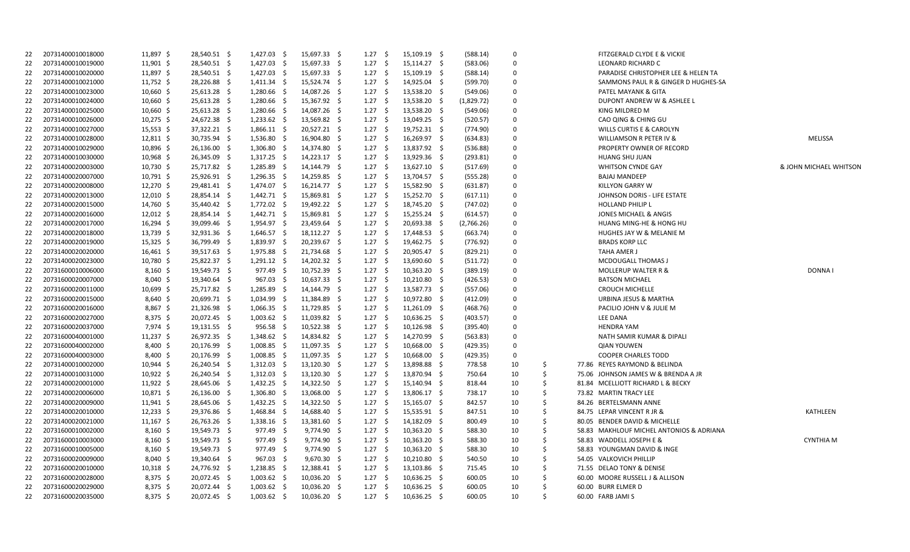| | | | | | | | | | | | | | |
|---|---|---|---|---|---|---|---|---|---|---|---|---|---|
| 22 | 20731400010018000 | 11,897 | $ 28,540.51 | $ 1,427.03 | $ 15,697.33 | $ 1.27 | $ 15,109.19 | $ (588.14) | 0 | | | FITZGERALD CLYDE E & VICKIE | |
| 22 | 20731400010019000 | 11,901 | $ 28,540.51 | $ 1,427.03 | $ 15,697.33 | $ 1.27 | $ 15,114.27 | $ (583.06) | 0 | | | LEONARD RICHARD C | |
| 22 | 20731400010020000 | 11,897 | $ 28,540.51 | $ 1,427.03 | $ 15,697.33 | $ 1.27 | $ 15,109.19 | $ (588.14) | 0 | | | PARADISE CHRISTOPHER LEE & HELEN TA | |
| 22 | 20731400010021000 | 11,752 | $ 28,226.88 | $ 1,411.34 | $ 15,524.74 | $ 1.27 | $ 14,925.04 | $ (599.70) | 0 | | | SAMMONS PAUL R & GINGER D HUGHES-SA | |
| 22 | 20731400010023000 | 10,660 | $ 25,613.28 | $ 1,280.66 | $ 14,087.26 | $ 1.27 | $ 13,538.20 | $ (549.06) | 0 | | | PATEL MAYANK & GITA | |
| 22 | 20731400010024000 | 10,660 | $ 25,613.28 | $ 1,280.66 | $ 15,367.92 | $ 1.27 | $ 13,538.20 | $ (1,829.72) | 0 | | | DUPONT ANDREW W & ASHLEE L | |
| 22 | 20731400010025000 | 10,660 | $ 25,613.28 | $ 1,280.66 | $ 14,087.26 | $ 1.27 | $ 13,538.20 | $ (549.06) | 0 | | | KING MILDRED M | |
| 22 | 20731400010026000 | 10,275 | $ 24,672.38 | $ 1,233.62 | $ 13,569.82 | $ 1.27 | $ 13,049.25 | $ (520.57) | 0 | | | CAO QING & CHING GU | |
| 22 | 20731400010027000 | 15,553 | $ 37,322.21 | $ 1,866.11 | $ 20,527.21 | $ 1.27 | $ 19,752.31 | $ (774.90) | 0 | | | WILLS CURTIS E & CAROLYN | |
| 22 | 20731400010028000 | 12,811 | $ 30,735.94 | $ 1,536.80 | $ 16,904.80 | $ 1.27 | $ 16,269.97 | $ (634.83) | 0 | | | WILLIAMSON R PETER IV & | MELISSA |
| 22 | 20731400010029000 | 10,896 | $ 26,136.00 | $ 1,306.80 | $ 14,374.80 | $ 1.27 | $ 13,837.92 | $ (536.88) | 0 | | | PROPERTY OWNER OF RECORD | |
| 22 | 20731400010030000 | 10,968 | $ 26,345.09 | $ 1,317.25 | $ 14,223.17 | $ 1.27 | $ 13,929.36 | $ (293.81) | 0 | | | HUANG SHU JUAN | |
| 22 | 20731400020003000 | 10,730 | $ 25,717.82 | $ 1,285.89 | $ 14,144.79 | $ 1.27 | $ 13,627.10 | $ (517.69) | 0 | | | WHITSON CYNDE GAY | & JOHN MICHAEL WHITSON |
| 22 | 20731400020007000 | 10,791 | $ 25,926.91 | $ 1,296.35 | $ 14,259.85 | $ 1.27 | $ 13,704.57 | $ (555.28) | 0 | | | BAJAJ MANDEEP | |
| 22 | 20731400020008000 | 12,270 | $ 29,481.41 | $ 1,474.07 | $ 16,214.77 | $ 1.27 | $ 15,582.90 | $ (631.87) | 0 | | | KILLYON GARRY W | |
| 22 | 20731400020013000 | 12,010 | $ 28,854.14 | $ 1,442.71 | $ 15,869.81 | $ 1.27 | $ 15,252.70 | $ (617.11) | 0 | | | JOHNSON DORIS - LIFE ESTATE | |
| 22 | 20731400020015000 | 14,760 | $ 35,440.42 | $ 1,772.02 | $ 19,492.22 | $ 1.27 | $ 18,745.20 | $ (747.02) | 0 | | | HOLLAND PHILIP L | |
| 22 | 20731400020016000 | 12,012 | $ 28,854.14 | $ 1,442.71 | $ 15,869.81 | $ 1.27 | $ 15,255.24 | $ (614.57) | 0 | | | JONES MICHAEL & ANGIS | |
| 22 | 20731400020017000 | 16,294 | $ 39,099.46 | $ 1,954.97 | $ 23,459.64 | $ 1.27 | $ 20,693.38 | $ (2,766.26) | 0 | | | HUANG MING-HE & HONG HU | |
| 22 | 20731400020018000 | 13,739 | $ 32,931.36 | $ 1,646.57 | $ 18,112.27 | $ 1.27 | $ 17,448.53 | $ (663.74) | 0 | | | HUGHES JAY W & MELANIE M | |
| 22 | 20731400020019000 | 15,325 | $ 36,799.49 | $ 1,839.97 | $ 20,239.67 | $ 1.27 | $ 19,462.75 | $ (776.92) | 0 | | | BRADS KORP LLC | |
| 22 | 20731400020020000 | 16,461 | $ 39,517.63 | $ 1,975.88 | $ 21,734.68 | $ 1.27 | $ 20,905.47 | $ (829.21) | 0 | | | TAHA AMER J | |
| 22 | 20731400020023000 | 10,780 | $ 25,822.37 | $ 1,291.12 | $ 14,202.32 | $ 1.27 | $ 13,690.60 | $ (511.72) | 0 | | | MCDOUGALL THOMAS J | |
| 22 | 20731600010006000 | 8,160 | $ 19,549.73 | $ 977.49 | $ 10,752.39 | $ 1.27 | $ 10,363.20 | $ (389.19) | 0 | | | MOLLERUP WALTER R & | DONNA I |
| 22 | 20731600020007000 | 8,040 | $ 19,340.64 | $ 967.03 | $ 10,637.33 | $ 1.27 | $ 10,210.80 | $ (426.53) | 0 | | | BATSON MICHAEL | |
| 22 | 20731600020011000 | 10,699 | $ 25,717.82 | $ 1,285.89 | $ 14,144.79 | $ 1.27 | $ 13,587.73 | $ (557.06) | 0 | | | CROUCH MICHELLE | |
| 22 | 20731600020015000 | 8,640 | $ 20,699.71 | $ 1,034.99 | $ 11,384.89 | $ 1.27 | $ 10,972.80 | $ (412.09) | 0 | | | URBINA JESUS & MARTHA | |
| 22 | 20731600020016000 | 8,867 | $ 21,326.98 | $ 1,066.35 | $ 11,729.85 | $ 1.27 | $ 11,261.09 | $ (468.76) | 0 | | | PACILIO JOHN V & JULIE M | |
| 22 | 20731600020027000 | 8,375 | $ 20,072.45 | $ 1,003.62 | $ 11,039.82 | $ 1.27 | $ 10,636.25 | $ (403.57) | 0 | | | LEE DANA | |
| 22 | 20731600020037000 | 7,974 | $ 19,131.55 | $ 956.58 | $ 10,522.38 | $ 1.27 | $ 10,126.98 | $ (395.40) | 0 | | | HENDRA YAM | |
| 22 | 20731600040001000 | 11,237 | $ 26,972.35 | $ 1,348.62 | $ 14,834.82 | $ 1.27 | $ 14,270.99 | $ (563.83) | 0 | | | NATH SAMIR KUMAR & DIPALI | |
| 22 | 20731600040002000 | 8,400 | $ 20,176.99 | $ 1,008.85 | $ 11,097.35 | $ 1.27 | $ 10,668.00 | $ (429.35) | 0 | | | QIAN YOUWEN | |
| 22 | 20731600040003000 | 8,400 | $ 20,176.99 | $ 1,008.85 | $ 11,097.35 | $ 1.27 | $ 10,668.00 | $ (429.35) | 0 | | | COOPER CHARLES TODD | |
| 22 | 20731400010002000 | 10,944 | $ 26,240.54 | $ 1,312.03 | $ 13,120.30 | $ 1.27 | $ 13,898.88 | $ 778.58 | 10 | $ | 77.86 | REYES RAYMOND & BELINDA | |
| 22 | 20731400010031000 | 10,922 | $ 26,240.54 | $ 1,312.03 | $ 13,120.30 | $ 1.27 | $ 13,870.94 | $ 750.64 | 10 | $ | 75.06 | JOHNSON JAMES W & BRENDA A JR | |
| 22 | 20731400020001000 | 11,922 | $ 28,645.06 | $ 1,432.25 | $ 14,322.50 | $ 1.27 | $ 15,140.94 | $ 818.44 | 10 | $ | 81.84 | MCELLIOTT RICHARD L & BECKY | |
| 22 | 20731400020006000 | 10,871 | $ 26,136.00 | $ 1,306.80 | $ 13,068.00 | $ 1.27 | $ 13,806.17 | $ 738.17 | 10 | $ | 73.82 | MARTIN TRACY LEE | |
| 22 | 20731400020009000 | 11,941 | $ 28,645.06 | $ 1,432.25 | $ 14,322.50 | $ 1.27 | $ 15,165.07 | $ 842.57 | 10 | $ | 84.26 | BERTELSMANN ANNE | |
| 22 | 20731400020010000 | 12,233 | $ 29,376.86 | $ 1,468.84 | $ 14,688.40 | $ 1.27 | $ 15,535.91 | $ 847.51 | 10 | $ | 84.75 | LEPAR VINCENT R JR & | KATHLEEN |
| 22 | 20731400020021000 | 11,167 | $ 26,763.26 | $ 1,338.16 | $ 13,381.60 | $ 1.27 | $ 14,182.09 | $ 800.49 | 10 | $ | 80.05 | BENDER DAVID & MICHELLE | |
| 22 | 20731600010002000 | 8,160 | $ 19,549.73 | $ 977.49 | $ 9,774.90 | $ 1.27 | $ 10,363.20 | $ 588.30 | 10 | $ | 58.83 | MAKHLOUF MICHEL ANTONIOS & ADRIANA | |
| 22 | 20731600010003000 | 8,160 | $ 19,549.73 | $ 977.49 | $ 9,774.90 | $ 1.27 | $ 10,363.20 | $ 588.30 | 10 | $ | 58.83 | WADDELL JOSEPH E & | CYNTHIA M |
| 22 | 20731600010005000 | 8,160 | $ 19,549.73 | $ 977.49 | $ 9,774.90 | $ 1.27 | $ 10,363.20 | $ 588.30 | 10 | $ | 58.83 | YOUNGMAN DAVID & INGE | |
| 22 | 20731600020009000 | 8,040 | $ 19,340.64 | $ 967.03 | $ 9,670.30 | $ 1.27 | $ 10,210.80 | $ 540.50 | 10 | $ | 54.05 | VALKOVICH PHILLIP | |
| 22 | 20731600020010000 | 10,318 | $ 24,776.92 | $ 1,238.85 | $ 12,388.41 | $ 1.27 | $ 13,103.86 | $ 715.45 | 10 | $ | 71.55 | DELAO TONY & DENISE | |
| 22 | 20731600020028000 | 8,375 | $ 20,072.45 | $ 1,003.62 | $ 10,036.20 | $ 1.27 | $ 10,636.25 | $ 600.05 | 10 | $ | 60.00 | MOORE RUSSELL J & ALLISON | |
| 22 | 20731600020029000 | 8,375 | $ 20,072.44 | $ 1,003.62 | $ 10,036.20 | $ 1.27 | $ 10,636.25 | $ 600.05 | 10 | $ | 60.00 | BURR ELMER D | |
| 22 | 20731600020035000 | 8,375 | $ 20,072.45 | $ 1,003.62 | $ 10,036.20 | $ 1.27 | $ 10,636.25 | $ 600.05 | 10 | $ | 60.00 | FARB JAMI S | |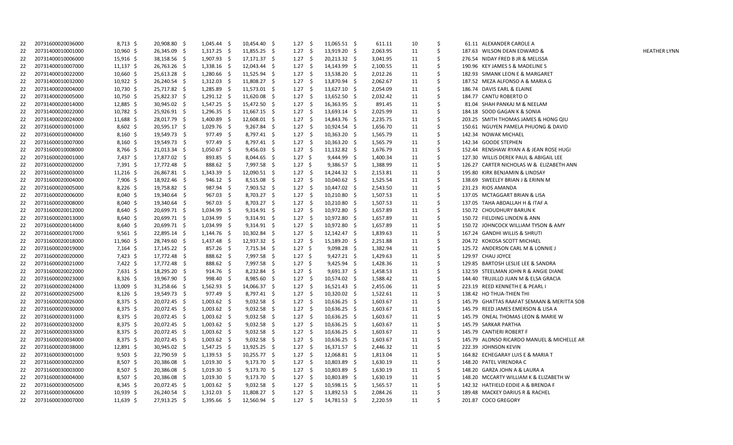| | | | | | | | | | | | | | |
|---|---|---|---|---|---|---|---|---|---|---|---|---|---|
| 22 | 20731600020036000 | 8,713 | $ 20,908.80 | $ 1,045.44 | $ 10,454.40 | $ 1.27 | $ 11,065.51 | $ 611.11 | 10 | $ 61.11 | ALEXANDER CAROLE A | |
| 22 | 20731400010001000 | 10,960 | $ 26,345.09 | $ 1,317.25 | $ 11,855.25 | $ 1.27 | $ 13,919.20 | $ 2,063.95 | 11 | $ 187.63 | WILSON DEAN EDWARD & | HEATHER LYNN |
| 22 | 20731400010006000 | 15,916 | $ 38,158.56 | $ 1,907.93 | $ 17,171.37 | $ 1.27 | $ 20,213.32 | $ 3,041.95 | 11 | $ 276.54 | NIDAY FRED B JR & MELISSA | |
| 22 | 20731400010007000 | 11,137 | $ 26,763.26 | $ 1,338.16 | $ 12,043.44 | $ 1.27 | $ 14,143.99 | $ 2,100.55 | 11 | $ 190.96 | KEY JAMES S & MADELINE S | |
| 22 | 20731400010022000 | 10,660 | $ 25,613.28 | $ 1,280.66 | $ 11,525.94 | $ 1.27 | $ 13,538.20 | $ 2,012.26 | 11 | $ 182.93 | SIMANK LEON E & MARGARET | |
| 22 | 20731400010032000 | 10,922 | $ 26,240.54 | $ 1,312.03 | $ 11,808.27 | $ 1.27 | $ 13,870.94 | $ 2,062.67 | 11 | $ 187.52 | MEZA ALFONSO A & MARIA G | |
| 22 | 20731400020004000 | 10,730 | $ 25,717.82 | $ 1,285.89 | $ 11,573.01 | $ 1.27 | $ 13,627.10 | $ 2,054.09 | 11 | $ 186.74 | DAVIS EARL & ELAINE | |
| 22 | 20731400020005000 | 10,750 | $ 25,822.37 | $ 1,291.12 | $ 11,620.08 | $ 1.27 | $ 13,652.50 | $ 2,032.42 | 11 | $ 184.77 | CANTU ROBERTO O | |
| 22 | 20731400020014000 | 12,885 | $ 30,945.02 | $ 1,547.25 | $ 15,472.50 | $ 1.27 | $ 16,363.95 | $ 891.45 | 11 | $ 81.04 | SHAH PANKAJ M & NEELAM | |
| 22 | 20731400020022000 | 10,782 | $ 25,926.91 | $ 1,296.35 | $ 11,667.15 | $ 1.27 | $ 13,693.14 | $ 2,025.99 | 11 | $ 184.18 | SOOD GAGAN K & SONIA | |
| 22 | 20731400020024000 | 11,688 | $ 28,017.79 | $ 1,400.89 | $ 12,608.01 | $ 1.27 | $ 14,843.76 | $ 2,235.75 | 11 | $ 203.25 | SMITH THOMAS JAMES & HONG QIU | |
| 22 | 20731600010001000 | 8,602 | $ 20,595.17 | $ 1,029.76 | $ 9,267.84 | $ 1.27 | $ 10,924.54 | $ 1,656.70 | 11 | $ 150.61 | NGUYEN PAMELA PHUONG & DAVID | |
| 22 | 20731600010004000 | 8,160 | $ 19,549.73 | $ 977.49 | $ 8,797.41 | $ 1.27 | $ 10,363.20 | $ 1,565.79 | 11 | $ 142.34 | NOWAK MICHAEL | |
| 22 | 20731600010007000 | 8,160 | $ 19,549.73 | $ 977.49 | $ 8,797.41 | $ 1.27 | $ 10,363.20 | $ 1,565.79 | 11 | $ 142.34 | GOODE STEPHEN | |
| 22 | 20731600010008000 | 8,766 | $ 21,013.34 | $ 1,050.67 | $ 9,456.03 | $ 1.27 | $ 11,132.82 | $ 1,676.79 | 11 | $ 152.44 | RENSHAW RYAN A & JEAN ROSE HUGI | |
| 22 | 20731600020001000 | 7,437 | $ 17,877.02 | $ 893.85 | $ 8,044.65 | $ 1.27 | $ 9,444.99 | $ 1,400.34 | 11 | $ 127.30 | WILLIS DEREK PAUL & ABIGAIL LEE | |
| 22 | 20731600020002000 | 7,391 | $ 17,772.48 | $ 888.62 | $ 7,997.58 | $ 1.27 | $ 9,386.57 | $ 1,388.99 | 11 | $ 126.27 | CARTER NICHOLAS W & ELIZABETH ANN | |
| 22 | 20731600020003000 | 11,216 | $ 26,867.81 | $ 1,343.39 | $ 12,090.51 | $ 1.27 | $ 14,244.32 | $ 2,153.81 | 11 | $ 195.80 | KIRK BENJAMIN & LINDSAY | |
| 22 | 20731600020004000 | 7,906 | $ 18,922.46 | $ 946.12 | $ 8,515.08 | $ 1.27 | $ 10,040.62 | $ 1,525.54 | 11 | $ 138.69 | SWEELEY BRIAN J & ERINN M | |
| 22 | 20731600020005000 | 8,226 | $ 19,758.82 | $ 987.94 | $ 7,903.52 | $ 1.27 | $ 10,447.02 | $ 2,543.50 | 11 | $ 231.23 | RIOS AMANDA | |
| 22 | 20731600020006000 | 8,040 | $ 19,340.64 | $ 967.03 | $ 8,703.27 | $ 1.27 | $ 10,210.80 | $ 1,507.53 | 11 | $ 137.05 | MCTAGGART BRIAN & LISA | |
| 22 | 20731600020008000 | 8,040 | $ 19,340.64 | $ 967.03 | $ 8,703.27 | $ 1.27 | $ 10,210.80 | $ 1,507.53 | 11 | $ 137.05 | TAHA ABDALLAH H & ITAF A | |
| 22 | 20731600020012000 | 8,640 | $ 20,699.71 | $ 1,034.99 | $ 9,314.91 | $ 1.27 | $ 10,972.80 | $ 1,657.89 | 11 | $ 150.72 | CHOUDHURY BARUN K | |
| 22 | 20731600020013000 | 8,640 | $ 20,699.71 | $ 1,034.99 | $ 9,314.91 | $ 1.27 | $ 10,972.80 | $ 1,657.89 | 11 | $ 150.72 | FIELDING LINDEN & ANN | |
| 22 | 20731600020014000 | 8,640 | $ 20,699.71 | $ 1,034.99 | $ 9,314.91 | $ 1.27 | $ 10,972.80 | $ 1,657.89 | 11 | $ 150.72 | JOHNCOCK WILLIAM TYSON & AMY | |
| 22 | 20731600020017000 | 9,561 | $ 22,895.14 | $ 1,144.76 | $ 10,302.84 | $ 1.27 | $ 12,142.47 | $ 1,839.63 | 11 | $ 167.24 | GANDHI WILLIS & SHRUTI | |
| 22 | 20731600020018000 | 11,960 | $ 28,749.60 | $ 1,437.48 | $ 12,937.32 | $ 1.27 | $ 15,189.20 | $ 2,251.88 | 11 | $ 204.72 | KOKOSA SCOTT MICHAEL | |
| 22 | 20731600020019000 | 7,164 | $ 17,145.22 | $ 857.26 | $ 7,715.34 | $ 1.27 | $ 9,098.28 | $ 1,382.94 | 11 | $ 125.72 | ANDERSON CARL M & LONNIE J | |
| 22 | 20731600020020000 | 7,423 | $ 17,772.48 | $ 888.62 | $ 7,997.58 | $ 1.27 | $ 9,427.21 | $ 1,429.63 | 11 | $ 129.97 | CHAU JOYCE | |
| 22 | 20731600020021000 | 7,422 | $ 17,772.48 | $ 888.62 | $ 7,997.58 | $ 1.27 | $ 9,425.94 | $ 1,428.36 | 11 | $ 129.85 | BARTOSH LESLIE LEE & SANDRA | |
| 22 | 20731600020022000 | 7,631 | $ 18,295.20 | $ 914.76 | $ 8,232.84 | $ 1.27 | $ 9,691.37 | $ 1,458.53 | 11 | $ 132.59 | STEELMAN JOHN R & ANGIE DIANE | |
| 22 | 20731600020023000 | 8,326 | $ 19,967.90 | $ 998.40 | $ 8,985.60 | $ 1.27 | $ 10,574.02 | $ 1,588.42 | 11 | $ 144.40 | TRUJILLO JUAN M & ELSA GRACIA | |
| 22 | 20731600020024000 | 13,009 | $ 31,258.66 | $ 1,562.93 | $ 14,066.37 | $ 1.27 | $ 16,521.43 | $ 2,455.06 | 11 | $ 223.19 | REED KENNETH E & PEARL I | |
| 22 | 20731600020025000 | 8,126 | $ 19,549.73 | $ 977.49 | $ 8,797.41 | $ 1.27 | $ 10,320.02 | $ 1,522.61 | 11 | $ 138.42 | HO THUA-THIEN THI | |
| 22 | 20731600020026000 | 8,375 | $ 20,072.45 | $ 1,003.62 | $ 9,032.58 | $ 1.27 | $ 10,636.25 | $ 1,603.67 | 11 | $ 145.79 | GHATTAS RAAFAT SEMAAN & MERITTA SOB | |
| 22 | 20731600020030000 | 8,375 | $ 20,072.45 | $ 1,003.62 | $ 9,032.58 | $ 1.27 | $ 10,636.25 | $ 1,603.67 | 11 | $ 145.79 | REED JAMES EMERSON & LISA A | |
| 22 | 20731600020031000 | 8,375 | $ 20,072.45 | $ 1,003.62 | $ 9,032.58 | $ 1.27 | $ 10,636.25 | $ 1,603.67 | 11 | $ 145.79 | ONEAL THOMAS LEON & MARIE W | |
| 22 | 20731600020032000 | 8,375 | $ 20,072.45 | $ 1,003.62 | $ 9,032.58 | $ 1.27 | $ 10,636.25 | $ 1,603.67 | 11 | $ 145.79 | SARKAR PARTHA | |
| 22 | 20731600020033000 | 8,375 | $ 20,072.45 | $ 1,003.62 | $ 9,032.58 | $ 1.27 | $ 10,636.25 | $ 1,603.67 | 11 | $ 145.79 | CANTIERI ROBERT F | |
| 22 | 20731600020034000 | 8,375 | $ 20,072.45 | $ 1,003.62 | $ 9,032.58 | $ 1.27 | $ 10,636.25 | $ 1,603.67 | 11 | $ 145.79 | ALONSO RICARDO MANUEL & MICHELLE AR | |
| 22 | 20731600020038000 | 12,891 | $ 30,945.02 | $ 1,547.25 | $ 13,925.25 | $ 1.27 | $ 16,371.57 | $ 2,446.32 | 11 | $ 222.39 | JOHNSON KEVIN | |
| 22 | 20731600030001000 | 9,503 | $ 22,790.59 | $ 1,139.53 | $ 10,255.77 | $ 1.27 | $ 12,068.81 | $ 1,813.04 | 11 | $ 164.82 | ECHEGARAY LUIS E & MARIA T | |
| 22 | 20731600030002000 | 8,507 | $ 20,386.08 | $ 1,019.30 | $ 9,173.70 | $ 1.27 | $ 10,803.89 | $ 1,630.19 | 11 | $ 148.20 | PATEL VIRENDRA C | |
| 22 | 20731600030003000 | 8,507 | $ 20,386.08 | $ 1,019.30 | $ 9,173.70 | $ 1.27 | $ 10,803.89 | $ 1,630.19 | 11 | $ 148.20 | GARZA JOHN A & LAURA A | |
| 22 | 20731600030004000 | 8,507 | $ 20,386.08 | $ 1,019.30 | $ 9,173.70 | $ 1.27 | $ 10,803.89 | $ 1,630.19 | 11 | $ 148.20 | MCCARTY WILLIAM K & ELIZABETH W | |
| 22 | 20731600030005000 | 8,345 | $ 20,072.45 | $ 1,003.62 | $ 9,032.58 | $ 1.27 | $ 10,598.15 | $ 1,565.57 | 11 | $ 142.32 | HATFIELD EDDIE A & BRENDA F | |
| 22 | 20731600030006000 | 10,939 | $ 26,240.54 | $ 1,312.03 | $ 11,808.27 | $ 1.27 | $ 13,892.53 | $ 2,084.26 | 11 | $ 189.48 | MACKEY DARIUS R & RACHEL | |
| 22 | 20731600030007000 | 11,639 | $ 27,913.25 | $ 1,395.66 | $ 12,560.94 | $ 1.27 | $ 14,781.53 | $ 2,220.59 | 11 | $ 201.87 | COCO GREGORY | |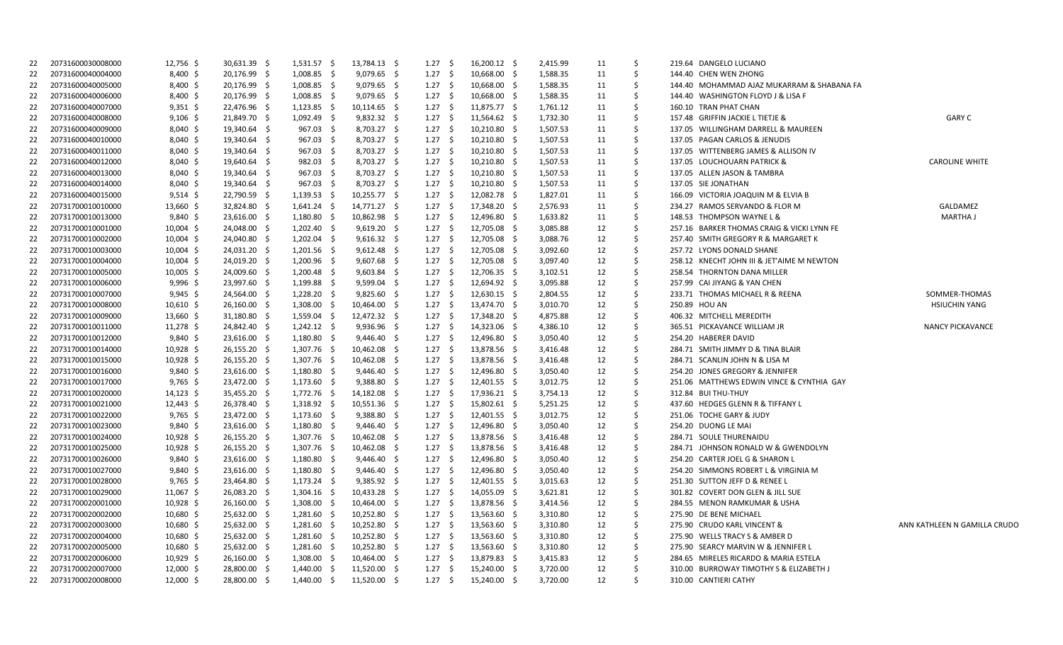| | | | | | | | | | | | | | |
|---|---|---|---|---|---|---|---|---|---|---|---|---|---|
| 22 | 20731600030008000 | 12,756 | $ 30,631.39 | $ 1,531.57 | $ 13,784.13 | $ 1.27 | $ 16,200.12 | $ 2,415.99 | 11 | $ 219.64 | DANGELO LUCIANO | | |
| 22 | 20731600040004000 | 8,400 | $ 20,176.99 | $ 1,008.85 | $ 9,079.65 | $ 1.27 | $ 10,668.00 | $ 1,588.35 | 11 | $ 144.40 | CHEN WEN ZHONG | | |
| 22 | 20731600040005000 | 8,400 | $ 20,176.99 | $ 1,008.85 | $ 9,079.65 | $ 1.27 | $ 10,668.00 | $ 1,588.35 | 11 | $ 144.40 | MOHAMMAD AJAZ MUKARRAM & SHABANA FA | | |
| 22 | 20731600040006000 | 8,400 | $ 20,176.99 | $ 1,008.85 | $ 9,079.65 | $ 1.27 | $ 10,668.00 | $ 1,588.35 | 11 | $ 144.40 | WASHINGTON FLOYD J & LISA F | | |
| 22 | 20731600040007000 | 9,351 | $ 22,476.96 | $ 1,123.85 | $ 10,114.65 | $ 1.27 | $ 11,875.77 | $ 1,761.12 | 11 | $ 160.10 | TRAN PHAT CHAN | | |
| 22 | 20731600040008000 | 9,106 | $ 21,849.70 | $ 1,092.49 | $ 9,832.32 | $ 1.27 | $ 11,564.62 | $ 1,732.30 | 11 | $ 157.48 | GRIFFIN JACKIE L TIETJE & | GARY C | |
| 22 | 20731600040009000 | 8,040 | $ 19,340.64 | $ 967.03 | $ 8,703.27 | $ 1.27 | $ 10,210.80 | $ 1,507.53 | 11 | $ 137.05 | WILLINGHAM DARRELL & MAUREEN | | |
| 22 | 20731600040010000 | 8,040 | $ 19,340.64 | $ 967.03 | $ 8,703.27 | $ 1.27 | $ 10,210.80 | $ 1,507.53 | 11 | $ 137.05 | PAGAN CARLOS & JENUDIS | | |
| 22 | 20731600040011000 | 8,040 | $ 19,340.64 | $ 967.03 | $ 8,703.27 | $ 1.27 | $ 10,210.80 | $ 1,507.53 | 11 | $ 137.05 | WITTENBERG JAMES & ALLISON IV | | |
| 22 | 20731600040012000 | 8,040 | $ 19,640.64 | $ 982.03 | $ 8,703.27 | $ 1.27 | $ 10,210.80 | $ 1,507.53 | 11 | $ 137.05 | LOUCHOUARN PATRICK & | CAROLINE WHITE | |
| 22 | 20731600040013000 | 8,040 | $ 19,340.64 | $ 967.03 | $ 8,703.27 | $ 1.27 | $ 10,210.80 | $ 1,507.53 | 11 | $ 137.05 | ALLEN JASON & TAMBRA | | |
| 22 | 20731600040014000 | 8,040 | $ 19,340.64 | $ 967.03 | $ 8,703.27 | $ 1.27 | $ 10,210.80 | $ 1,507.53 | 11 | $ 137.05 | SIE JONATHAN | | |
| 22 | 20731600040015000 | 9,514 | $ 22,790.59 | $ 1,139.53 | $ 10,255.77 | $ 1.27 | $ 12,082.78 | $ 1,827.01 | 11 | $ 166.09 | VICTORIA JOAQUIN M & ELVIA B | | |
| 22 | 20731700010010000 | 13,660 | $ 32,824.80 | $ 1,641.24 | $ 14,771.27 | $ 1.27 | $ 17,348.20 | $ 2,576.93 | 11 | $ 234.27 | RAMOS SERVANDO & FLOR M | GALDAMEZ | |
| 22 | 20731700010013000 | 9,840 | $ 23,616.00 | $ 1,180.80 | $ 10,862.98 | $ 1.27 | $ 12,496.80 | $ 1,633.82 | 11 | $ 148.53 | THOMPSON WAYNE L & | MARTHA J | |
| 22 | 20731700010001000 | 10,004 | $ 24,048.00 | $ 1,202.40 | $ 9,619.20 | $ 1.27 | $ 12,705.08 | $ 3,085.88 | 12 | $ 257.16 | BARKER THOMAS CRAIG & VICKI LYNN FE | | |
| 22 | 20731700010002000 | 10,004 | $ 24,040.80 | $ 1,202.04 | $ 9,616.32 | $ 1.27 | $ 12,705.08 | $ 3,088.76 | 12 | $ 257.40 | SMITH GREGORY R & MARGARET K | | |
| 22 | 20731700010003000 | 10,004 | $ 24,031.20 | $ 1,201.56 | $ 9,612.48 | $ 1.27 | $ 12,705.08 | $ 3,092.60 | 12 | $ 257.72 | LYONS DONALD SHANE | | |
| 22 | 20731700010004000 | 10,004 | $ 24,019.20 | $ 1,200.96 | $ 9,607.68 | $ 1.27 | $ 12,705.08 | $ 3,097.40 | 12 | $ 258.12 | KNECHT JOHN III & JET'AIME M NEWTON | | |
| 22 | 20731700010005000 | 10,005 | $ 24,009.60 | $ 1,200.48 | $ 9,603.84 | $ 1.27 | $ 12,706.35 | $ 3,102.51 | 12 | $ 258.54 | THORNTON DANA MILLER | | |
| 22 | 20731700010006000 | 9,996 | $ 23,997.60 | $ 1,199.88 | $ 9,599.04 | $ 1.27 | $ 12,694.92 | $ 3,095.88 | 12 | $ 257.99 | CAI JIYANG & YAN CHEN | | |
| 22 | 20731700010007000 | 9,945 | $ 24,564.00 | $ 1,228.20 | $ 9,825.60 | $ 1.27 | $ 12,630.15 | $ 2,804.55 | 12 | $ 233.71 | THOMAS MICHAEL R & REENA | SOMMER-THOMAS | |
| 22 | 20731700010008000 | 10,610 | $ 26,160.00 | $ 1,308.00 | $ 10,464.00 | $ 1.27 | $ 13,474.70 | $ 3,010.70 | 12 | $ 250.89 | HOU AN | HSIUCHIN YANG | |
| 22 | 20731700010009000 | 13,660 | $ 31,180.80 | $ 1,559.04 | $ 12,472.32 | $ 1.27 | $ 17,348.20 | $ 4,875.88 | 12 | $ 406.32 | MITCHELL MEREDITH | | |
| 22 | 20731700010011000 | 11,278 | $ 24,842.40 | $ 1,242.12 | $ 9,936.96 | $ 1.27 | $ 14,323.06 | $ 4,386.10 | 12 | $ 365.51 | PICKAVANCE WILLIAM JR | NANCY PICKAVANCE | |
| 22 | 20731700010012000 | 9,840 | $ 23,616.00 | $ 1,180.80 | $ 9,446.40 | $ 1.27 | $ 12,496.80 | $ 3,050.40 | 12 | $ 254.20 | HABERER DAVID | | |
| 22 | 20731700010014000 | 10,928 | $ 26,155.20 | $ 1,307.76 | $ 10,462.08 | $ 1.27 | $ 13,878.56 | $ 3,416.48 | 12 | $ 284.71 | SMITH JIMMY D & TINA BLAIR | | |
| 22 | 20731700010015000 | 10,928 | $ 26,155.20 | $ 1,307.76 | $ 10,462.08 | $ 1.27 | $ 13,878.56 | $ 3,416.48 | 12 | $ 284.71 | SCANLIN JOHN N & LISA M | | |
| 22 | 20731700010016000 | 9,840 | $ 23,616.00 | $ 1,180.80 | $ 9,446.40 | $ 1.27 | $ 12,496.80 | $ 3,050.40 | 12 | $ 254.20 | JONES GREGORY & JENNIFER | | |
| 22 | 20731700010017000 | 9,765 | $ 23,472.00 | $ 1,173.60 | $ 9,388.80 | $ 1.27 | $ 12,401.55 | $ 3,012.75 | 12 | $ 251.06 | MATTHEWS EDWIN VINCE & CYNTHIA GAY | | |
| 22 | 20731700010020000 | 14,123 | $ 35,455.20 | $ 1,772.76 | $ 14,182.08 | $ 1.27 | $ 17,936.21 | $ 3,754.13 | 12 | $ 312.84 | BUI THU-THUY | | |
| 22 | 20731700010021000 | 12,443 | $ 26,378.40 | $ 1,318.92 | $ 10,551.36 | $ 1.27 | $ 15,802.61 | $ 5,251.25 | 12 | $ 437.60 | HEDGES GLENN R & TIFFANY L | | |
| 22 | 20731700010022000 | 9,765 | $ 23,472.00 | $ 1,173.60 | $ 9,388.80 | $ 1.27 | $ 12,401.55 | $ 3,012.75 | 12 | $ 251.06 | TOCHE GARY & JUDY | | |
| 22 | 20731700010023000 | 9,840 | $ 23,616.00 | $ 1,180.80 | $ 9,446.40 | $ 1.27 | $ 12,496.80 | $ 3,050.40 | 12 | $ 254.20 | DUONG LE MAI | | |
| 22 | 20731700010024000 | 10,928 | $ 26,155.20 | $ 1,307.76 | $ 10,462.08 | $ 1.27 | $ 13,878.56 | $ 3,416.48 | 12 | $ 284.71 | SOULE THURENAIDU | | |
| 22 | 20731700010025000 | 10,928 | $ 26,155.20 | $ 1,307.76 | $ 10,462.08 | $ 1.27 | $ 13,878.56 | $ 3,416.48 | 12 | $ 284.71 | JOHNSON RONALD W & GWENDOLYN | | |
| 22 | 20731700010026000 | 9,840 | $ 23,616.00 | $ 1,180.80 | $ 9,446.40 | $ 1.27 | $ 12,496.80 | $ 3,050.40 | 12 | $ 254.20 | CARTER JOEL G & SHARON L | | |
| 22 | 20731700010027000 | 9,840 | $ 23,616.00 | $ 1,180.80 | $ 9,446.40 | $ 1.27 | $ 12,496.80 | $ 3,050.40 | 12 | $ 254.20 | SIMMONS ROBERT L & VIRGINIA M | | |
| 22 | 20731700010028000 | 9,765 | $ 23,464.80 | $ 1,173.24 | $ 9,385.92 | $ 1.27 | $ 12,401.55 | $ 3,015.63 | 12 | $ 251.30 | SUTTON JEFF D & RENEE L | | |
| 22 | 20731700010029000 | 11,067 | $ 26,083.20 | $ 1,304.16 | $ 10,433.28 | $ 1.27 | $ 14,055.09 | $ 3,621.81 | 12 | $ 301.82 | COVERT DON GLEN & JILL SUE | | |
| 22 | 20731700020001000 | 10,928 | $ 26,160.00 | $ 1,308.00 | $ 10,464.00 | $ 1.27 | $ 13,878.56 | $ 3,414.56 | 12 | $ 284.55 | MENON RAMKUMAR & USHA | | |
| 22 | 20731700020002000 | 10,680 | $ 25,632.00 | $ 1,281.60 | $ 10,252.80 | $ 1.27 | $ 13,563.60 | $ 3,310.80 | 12 | $ 275.90 | DE BENE MICHAEL | | |
| 22 | 20731700020003000 | 10,680 | $ 25,632.00 | $ 1,281.60 | $ 10,252.80 | $ 1.27 | $ 13,563.60 | $ 3,310.80 | 12 | $ 275.90 | CRUDO KARL VINCENT & | ANN KATHLEEN N GAMILLA CRUDO | |
| 22 | 20731700020004000 | 10,680 | $ 25,632.00 | $ 1,281.60 | $ 10,252.80 | $ 1.27 | $ 13,563.60 | $ 3,310.80 | 12 | $ 275.90 | WELLS TRACY S & AMBER D | | |
| 22 | 20731700020005000 | 10,680 | $ 25,632.00 | $ 1,281.60 | $ 10,252.80 | $ 1.27 | $ 13,563.60 | $ 3,310.80 | 12 | $ 275.90 | SEARCY MARVIN W & JENNIFER L | | |
| 22 | 20731700020006000 | 10,929 | $ 26,160.00 | $ 1,308.00 | $ 10,464.00 | $ 1.27 | $ 13,879.83 | $ 3,415.83 | 12 | $ 284.65 | MIRELES RICARDO & MARIA ESTELA | | |
| 22 | 20731700020007000 | 12,000 | $ 28,800.00 | $ 1,440.00 | $ 11,520.00 | $ 1.27 | $ 15,240.00 | $ 3,720.00 | 12 | $ 310.00 | BURROWAY TIMOTHY S & ELIZABETH J | | |
| 22 | 20731700020008000 | 12,000 | $ 28,800.00 | $ 1,440.00 | $ 11,520.00 | $ 1.27 | $ 15,240.00 | $ 3,720.00 | 12 | $ 310.00 | CANTIERI CATHY | | |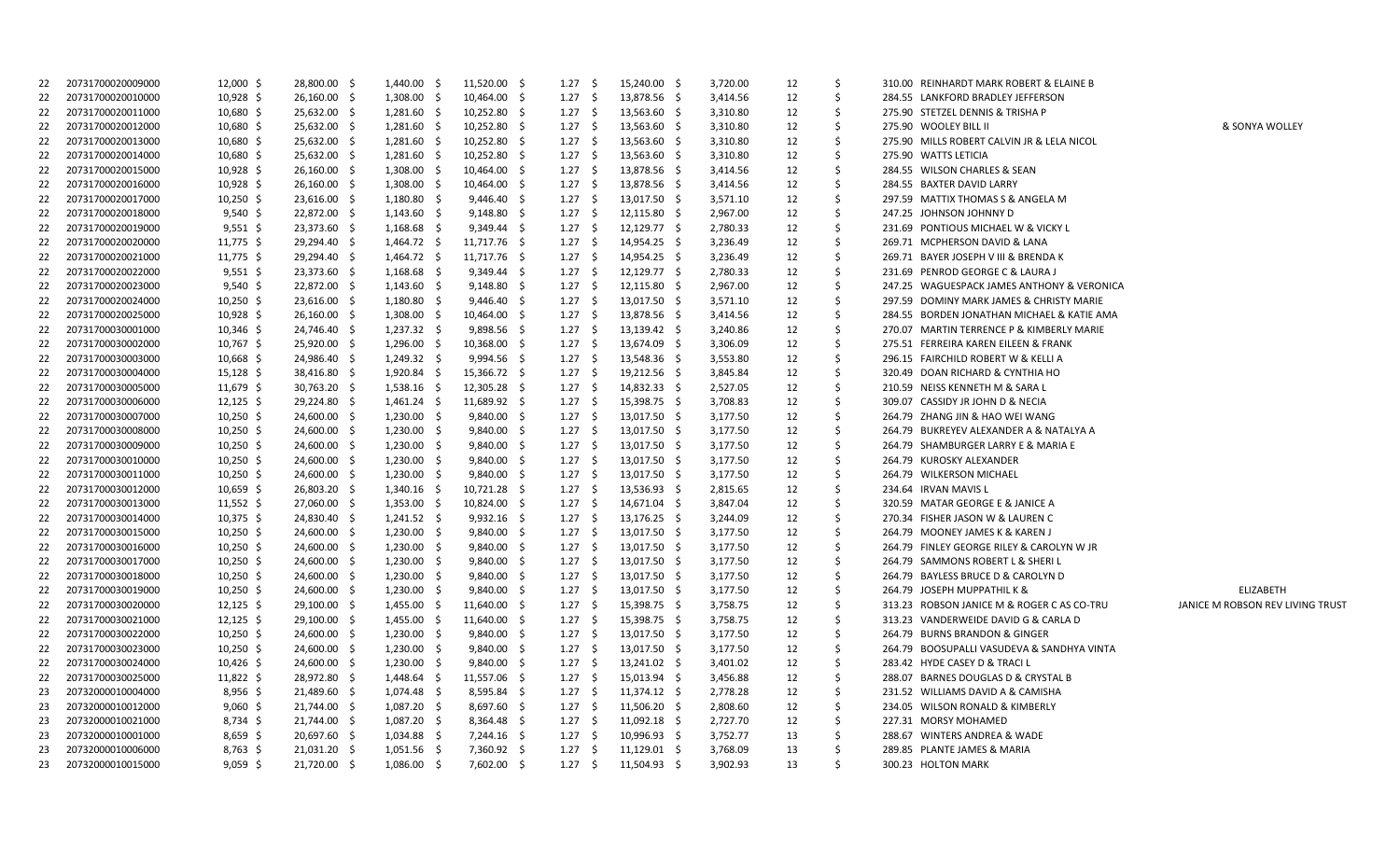| | | | | | | | | | | | | |
|---|---|---|---|---|---|---|---|---|---|---|---|---|
| 22 | 20731700020009000 | 12,000 $ | 28,800.00 $ | 1,440.00 $ | 11,520.00 $ | 1.27 $ | 15,240.00 $ | 3,720.00 | 12 | $ | 310.00 REINHARDT MARK ROBERT & ELAINE B | |
| 22 | 20731700020010000 | 10,928 $ | 26,160.00 $ | 1,308.00 $ | 10,464.00 $ | 1.27 $ | 13,878.56 $ | 3,414.56 | 12 | $ | 284.55 LANKFORD BRADLEY JEFFERSON | |
| 22 | 20731700020011000 | 10,680 $ | 25,632.00 $ | 1,281.60 $ | 10,252.80 $ | 1.27 $ | 13,563.60 $ | 3,310.80 | 12 | $ | 275.90 STETZEL DENNIS & TRISHA P | |
| 22 | 20731700020012000 | 10,680 $ | 25,632.00 $ | 1,281.60 $ | 10,252.80 $ | 1.27 $ | 13,563.60 $ | 3,310.80 | 12 | $ | 275.90 WOOLEY BILL II | & SONYA WOLLEY |
| 22 | 20731700020013000 | 10,680 $ | 25,632.00 $ | 1,281.60 $ | 10,252.80 $ | 1.27 $ | 13,563.60 $ | 3,310.80 | 12 | $ | 275.90 MILLS ROBERT CALVIN JR & LELA NICOL | |
| 22 | 20731700020014000 | 10,680 $ | 25,632.00 $ | 1,281.60 $ | 10,252.80 $ | 1.27 $ | 13,563.60 $ | 3,310.80 | 12 | $ | 275.90 WATTS LETICIA | |
| 22 | 20731700020015000 | 10,928 $ | 26,160.00 $ | 1,308.00 $ | 10,464.00 $ | 1.27 $ | 13,878.56 $ | 3,414.56 | 12 | $ | 284.55 WILSON CHARLES & SEAN | |
| 22 | 20731700020016000 | 10,928 $ | 26,160.00 $ | 1,308.00 $ | 10,464.00 $ | 1.27 $ | 13,878.56 $ | 3,414.56 | 12 | $ | 284.55 BAXTER DAVID LARRY | |
| 22 | 20731700020017000 | 10,250 $ | 23,616.00 $ | 1,180.80 $ | 9,446.40 $ | 1.27 $ | 13,017.50 $ | 3,571.10 | 12 | $ | 297.59 MATTIX THOMAS S & ANGELA M | |
| 22 | 20731700020018000 | 9,540 $ | 22,872.00 $ | 1,143.60 $ | 9,148.80 $ | 1.27 $ | 12,115.80 $ | 2,967.00 | 12 | $ | 247.25 JOHNSON JOHNNY D | |
| 22 | 20731700020019000 | 9,551 $ | 23,373.60 $ | 1,168.68 $ | 9,349.44 $ | 1.27 $ | 12,129.77 $ | 2,780.33 | 12 | $ | 231.69 PONTIOUS MICHAEL W & VICKY L | |
| 22 | 20731700020020000 | 11,775 $ | 29,294.40 $ | 1,464.72 $ | 11,717.76 $ | 1.27 $ | 14,954.25 $ | 3,236.49 | 12 | $ | 269.71 MCPHERSON DAVID & LANA | |
| 22 | 20731700020021000 | 11,775 $ | 29,294.40 $ | 1,464.72 $ | 11,717.76 $ | 1.27 $ | 14,954.25 $ | 3,236.49 | 12 | $ | 269.71 BAYER JOSEPH V III & BRENDA K | |
| 22 | 20731700020022000 | 9,551 $ | 23,373.60 $ | 1,168.68 $ | 9,349.44 $ | 1.27 $ | 12,129.77 $ | 2,780.33 | 12 | $ | 231.69 PENROD GEORGE C & LAURA J | |
| 22 | 20731700020023000 | 9,540 $ | 22,872.00 $ | 1,143.60 $ | 9,148.80 $ | 1.27 $ | 12,115.80 $ | 2,967.00 | 12 | $ | 247.25 WAGUESPACK JAMES ANTHONY & VERONICA | |
| 22 | 20731700020024000 | 10,250 $ | 23,616.00 $ | 1,180.80 $ | 9,446.40 $ | 1.27 $ | 13,017.50 $ | 3,571.10 | 12 | $ | 297.59 DOMINY MARK JAMES & CHRISTY MARIE | |
| 22 | 20731700020025000 | 10,928 $ | 26,160.00 $ | 1,308.00 $ | 10,464.00 $ | 1.27 $ | 13,878.56 $ | 3,414.56 | 12 | $ | 284.55 BORDEN JONATHAN MICHAEL & KATIE AMA | |
| 22 | 20731700030001000 | 10,346 $ | 24,746.40 $ | 1,237.32 $ | 9,898.56 $ | 1.27 $ | 13,139.42 $ | 3,240.86 | 12 | $ | 270.07 MARTIN TERRENCE P & KIMBERLY MARIE | |
| 22 | 20731700030002000 | 10,767 $ | 25,920.00 $ | 1,296.00 $ | 10,368.00 $ | 1.27 $ | 13,674.09 $ | 3,306.09 | 12 | $ | 275.51 FERREIRA KAREN EILEEN & FRANK | |
| 22 | 20731700030003000 | 10,668 $ | 24,986.40 $ | 1,249.32 $ | 9,994.56 $ | 1.27 $ | 13,548.36 $ | 3,553.80 | 12 | $ | 296.15 FAIRCHILD ROBERT W & KELLI A | |
| 22 | 20731700030004000 | 15,128 $ | 38,416.80 $ | 1,920.84 $ | 15,366.72 $ | 1.27 $ | 19,212.56 $ | 3,845.84 | 12 | $ | 320.49 DOAN RICHARD & CYNTHIA HO | |
| 22 | 20731700030005000 | 11,679 $ | 30,763.20 $ | 1,538.16 $ | 12,305.28 $ | 1.27 $ | 14,832.33 $ | 2,527.05 | 12 | $ | 210.59 NEISS KENNETH M & SARA L | |
| 22 | 20731700030006000 | 12,125 $ | 29,224.80 $ | 1,461.24 $ | 11,689.92 $ | 1.27 $ | 15,398.75 $ | 3,708.83 | 12 | $ | 309.07 CASSIDY JR JOHN D & NECIA | |
| 22 | 20731700030007000 | 10,250 $ | 24,600.00 $ | 1,230.00 $ | 9,840.00 $ | 1.27 $ | 13,017.50 $ | 3,177.50 | 12 | $ | 264.79 ZHANG JIN & HAO WEI WANG | |
| 22 | 20731700030008000 | 10,250 $ | 24,600.00 $ | 1,230.00 $ | 9,840.00 $ | 1.27 $ | 13,017.50 $ | 3,177.50 | 12 | $ | 264.79 BUKREYEV ALEXANDER A & NATALYA A | |
| 22 | 20731700030009000 | 10,250 $ | 24,600.00 $ | 1,230.00 $ | 9,840.00 $ | 1.27 $ | 13,017.50 $ | 3,177.50 | 12 | $ | 264.79 SHAMBURGER LARRY E & MARIA E | |
| 22 | 20731700030010000 | 10,250 $ | 24,600.00 $ | 1,230.00 $ | 9,840.00 $ | 1.27 $ | 13,017.50 $ | 3,177.50 | 12 | $ | 264.79 KUROSKY ALEXANDER | |
| 22 | 20731700030011000 | 10,250 $ | 24,600.00 $ | 1,230.00 $ | 9,840.00 $ | 1.27 $ | 13,017.50 $ | 3,177.50 | 12 | $ | 264.79 WILKERSON MICHAEL | |
| 22 | 20731700030012000 | 10,659 $ | 26,803.20 $ | 1,340.16 $ | 10,721.28 $ | 1.27 $ | 13,536.93 $ | 2,815.65 | 12 | $ | 234.64 IRVAN MAVIS L | |
| 22 | 20731700030013000 | 11,552 $ | 27,060.00 $ | 1,353.00 $ | 10,824.00 $ | 1.27 $ | 14,671.04 $ | 3,847.04 | 12 | $ | 320.59 MATAR GEORGE E & JANICE A | |
| 22 | 20731700030014000 | 10,375 $ | 24,830.40 $ | 1,241.52 $ | 9,932.16 $ | 1.27 $ | 13,176.25 $ | 3,244.09 | 12 | $ | 270.34 FISHER JASON W & LAUREN C | |
| 22 | 20731700030015000 | 10,250 $ | 24,600.00 $ | 1,230.00 $ | 9,840.00 $ | 1.27 $ | 13,017.50 $ | 3,177.50 | 12 | $ | 264.79 MOONEY JAMES K & KAREN J | |
| 22 | 20731700030016000 | 10,250 $ | 24,600.00 $ | 1,230.00 $ | 9,840.00 $ | 1.27 $ | 13,017.50 $ | 3,177.50 | 12 | $ | 264.79 FINLEY GEORGE RILEY & CAROLYN W JR | |
| 22 | 20731700030017000 | 10,250 $ | 24,600.00 $ | 1,230.00 $ | 9,840.00 $ | 1.27 $ | 13,017.50 $ | 3,177.50 | 12 | $ | 264.79 SAMMONS ROBERT L & SHERI L | |
| 22 | 20731700030018000 | 10,250 $ | 24,600.00 $ | 1,230.00 $ | 9,840.00 $ | 1.27 $ | 13,017.50 $ | 3,177.50 | 12 | $ | 264.79 BAYLESS BRUCE D & CAROLYN D | |
| 22 | 20731700030019000 | 10,250 $ | 24,600.00 $ | 1,230.00 $ | 9,840.00 $ | 1.27 $ | 13,017.50 $ | 3,177.50 | 12 | $ | 264.79 JOSEPH MUPPATHIL K & | ELIZABETH |
| 22 | 20731700030020000 | 12,125 $ | 29,100.00 $ | 1,455.00 $ | 11,640.00 $ | 1.27 $ | 15,398.75 $ | 3,758.75 | 12 | $ | 313.23 ROBSON JANICE M & ROGER C AS CO-TRU | JANICE M ROBSON REV LIVING TRUST |
| 22 | 20731700030021000 | 12,125 $ | 29,100.00 $ | 1,455.00 $ | 11,640.00 $ | 1.27 $ | 15,398.75 $ | 3,758.75 | 12 | $ | 313.23 VANDERWEIDE DAVID G & CARLA D | |
| 22 | 20731700030022000 | 10,250 $ | 24,600.00 $ | 1,230.00 $ | 9,840.00 $ | 1.27 $ | 13,017.50 $ | 3,177.50 | 12 | $ | 264.79 BURNS BRANDON & GINGER | |
| 22 | 20731700030023000 | 10,250 $ | 24,600.00 $ | 1,230.00 $ | 9,840.00 $ | 1.27 $ | 13,017.50 $ | 3,177.50 | 12 | $ | 264.79 BOOSUPALLI VASUDEVA & SANDHYA VINTA | |
| 22 | 20731700030024000 | 10,426 $ | 24,600.00 $ | 1,230.00 $ | 9,840.00 $ | 1.27 $ | 13,241.02 $ | 3,401.02 | 12 | $ | 283.42 HYDE CASEY D & TRACI L | |
| 22 | 20731700030025000 | 11,822 $ | 28,972.80 $ | 1,448.64 $ | 11,557.06 $ | 1.27 $ | 15,013.94 $ | 3,456.88 | 12 | $ | 288.07 BARNES DOUGLAS D & CRYSTAL B | |
| 23 | 20732000010004000 | 8,956 $ | 21,489.60 $ | 1,074.48 $ | 8,595.84 $ | 1.27 $ | 11,374.12 $ | 2,778.28 | 12 | $ | 231.52 WILLIAMS DAVID A & CAMISHA | |
| 23 | 20732000010012000 | 9,060 $ | 21,744.00 $ | 1,087.20 $ | 8,697.60 $ | 1.27 $ | 11,506.20 $ | 2,808.60 | 12 | $ | 234.05 WILSON RONALD & KIMBERLY | |
| 23 | 20732000010021000 | 8,734 $ | 21,744.00 $ | 1,087.20 $ | 8,364.48 $ | 1.27 $ | 11,092.18 $ | 2,727.70 | 12 | $ | 227.31 MORSY MOHAMED | |
| 23 | 20732000010001000 | 8,659 $ | 20,697.60 $ | 1,034.88 $ | 7,244.16 $ | 1.27 $ | 10,996.93 $ | 3,752.77 | 13 | $ | 288.67 WINTERS ANDREA & WADE | |
| 23 | 20732000010006000 | 8,763 $ | 21,031.20 $ | 1,051.56 $ | 7,360.92 $ | 1.27 $ | 11,129.01 $ | 3,768.09 | 13 | $ | 289.85 PLANTE JAMES & MARIA | |
| 23 | 20732000010015000 | 9,059 $ | 21,720.00 $ | 1,086.00 $ | 7,602.00 $ | 1.27 $ | 11,504.93 $ | 3,902.93 | 13 | $ | 300.23 HOLTON MARK | |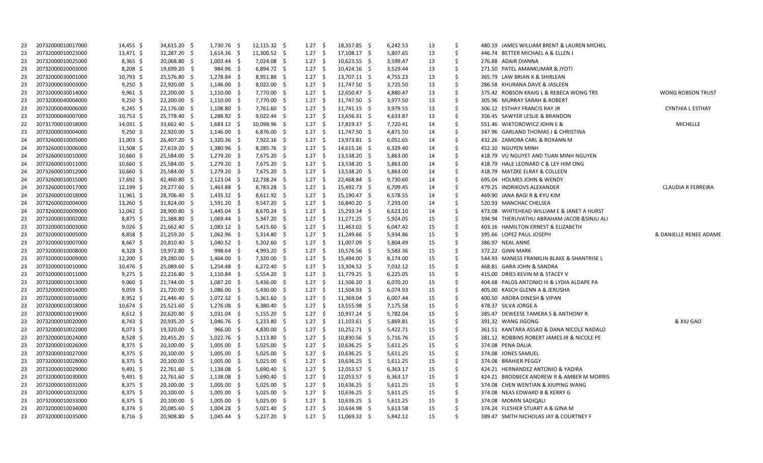| | | | | | | | | | | | | |
|---|---|---|---|---|---|---|---|---|---|---|---|---|
| 23 | 20732000010017000 | 14,455 | $ 34,615.20 | $ 1,730.76 | $ 12,115.32 | $ 1.27 | $ 18,357.85 | $ 6,242.53 | 13 | $ 480.19 | JAMES WILLIAM BRENT & LAUREN MICHEL | |
| 23 | 20732000010023000 | 13,471 | $ 32,287.20 | $ 1,614.36 | $ 11,300.52 | $ 1.27 | $ 17,108.17 | $ 5,807.65 | 13 | $ 446.74 | BETTER MICHAEL A & ELLEN J | |
| 23 | 20732000010025000 | 8,365 | $ 20,068.80 | $ 1,003.44 | $ 7,024.08 | $ 1.27 | $ 10,623.55 | $ 3,599.47 | 13 | $ 276.88 | ADAIR DIANNA | |
| 23 | 20732000020003000 | 8,208 | $ 19,699.20 | $ 984.96 | $ 6,894.72 | $ 1.27 | $ 10,424.16 | $ 3,529.44 | 13 | $ 271.50 | PATEL AMANKUMAR & JYOTI | |
| 23 | 20732000030001000 | 10,793 | $ 25,576.80 | $ 1,278.84 | $ 8,951.88 | $ 1.27 | $ 13,707.11 | $ 4,755.23 | 13 | $ 365.79 | LAW BRIAN K & SHIRLEAN | |
| 23 | 20732000030003000 | 9,250 | $ 22,920.00 | $ 1,146.00 | $ 8,022.00 | $ 1.27 | $ 11,747.50 | $ 3,725.50 | 13 | $ 286.58 | KHURANA DAVE & JASLEEN | |
| 23 | 20732000030014000 | 9,961 | $ 22,200.00 | $ 1,110.00 | $ 7,770.00 | $ 1.27 | $ 12,650.47 | $ 4,880.47 | 13 | $ 375.42 | ROBSON KRAIG L & REBECA WONG TRS | WONG ROBSON TRUST |
| 23 | 20732000040004000 | 9,250 | $ 22,200.00 | $ 1,110.00 | $ 7,770.00 | $ 1.27 | $ 11,747.50 | $ 3,977.50 | 13 | $ 305.96 | MURRAY SARAH & ROBERT | |
| 23 | 20732000040006000 | 9,245 | $ 22,176.00 | $ 1,108.80 | $ 7,761.60 | $ 1.27 | $ 11,741.15 | $ 3,979.55 | 13 | $ 306.12 | ESTHAY FRANCIS RAY JR | CYNTHIA L ESTHAY |
| 23 | 20732000040007000 | 10,753 | $ 25,778.40 | $ 1,288.92 | $ 9,022.44 | $ 1.27 | $ 13,656.31 | $ 4,633.87 | 13 | $ 356.45 | SAWYER LESLIE & BRANDON | |
| 22 | 20731700010018000 | 14,031 | $ 33,662.40 | $ 1,683.12 | $ 10,098.96 | $ 1.27 | $ 17,819.37 | $ 7,720.41 | 14 | $ 551.46 | WIKTOROWICZ JOHN E & | MICHELLE |
| 23 | 20732000030004000 | 9,250 | $ 22,920.00 | $ 1,146.00 | $ 6,876.00 | $ 1.27 | $ 11,747.50 | $ 4,871.50 | 14 | $ 347.96 | GARLAND THOMAS J & CHRISTINA | |
| 24 | 20732600010005000 | 11,003 | $ 26,407.20 | $ 1,320.36 | $ 7,922.16 | $ 1.27 | $ 13,973.81 | $ 6,051.65 | 14 | $ 432.26 | ZAMORA CARL & ROXANN M | |
| 24 | 20732600010006000 | 11,508 | $ 27,619.20 | $ 1,380.96 | $ 8,285.76 | $ 1.27 | $ 14,615.16 | $ 6,329.40 | 14 | $ 452.10 | NGUYEN MINH | |
| 24 | 20732600010010000 | 10,660 | $ 25,584.00 | $ 1,279.20 | $ 7,675.20 | $ 1.27 | $ 13,538.20 | $ 5,863.00 | 14 | $ 418.79 | VU NGUYET AND TUAN MINH NGUYEN | |
| 24 | 20732600010011000 | 10,660 | $ 25,584.00 | $ 1,279.20 | $ 7,675.20 | $ 1.27 | $ 13,538.20 | $ 5,863.00 | 14 | $ 418.79 | HALE LEONARD C & LEY HIM ONG | |
| 24 | 20732600010012000 | 10,660 | $ 25,584.00 | $ 1,279.20 | $ 7,675.20 | $ 1.27 | $ 13,538.20 | $ 5,863.00 | 14 | $ 418.79 | MATZKE ELRAY & COLLEEN | |
| 24 | 20732600010015000 | 17,692 | $ 42,460.80 | $ 2,123.04 | $ 12,738.24 | $ 1.27 | $ 22,468.84 | $ 9,730.60 | 14 | $ 695.04 | HOLMES JOHN & WENDY | |
| 24 | 20732600010017000 | 12,199 | $ 29,277.60 | $ 1,463.88 | $ 8,783.28 | $ 1.27 | $ 15,492.73 | $ 6,709.45 | 14 | $ 479.25 | INDRIKOVS ALEXANDER | CLAUDIA R FERREIRA |
| 24 | 20732600010018000 | 11,961 | $ 28,706.40 | $ 1,435.32 | $ 8,611.92 | $ 1.27 | $ 15,190.47 | $ 6,578.55 | 14 | $ 469.90 | JANA BAGI R & KYU KIM | |
| 24 | 20732600020004000 | 13,260 | $ 31,824.00 | $ 1,591.20 | $ 9,547.20 | $ 1.27 | $ 16,840.20 | $ 7,293.00 | 14 | $ 520.93 | MANCHAC CHELSEA | |
| 24 | 20732600020009000 | 12,042 | $ 28,900.80 | $ 1,445.04 | $ 8,670.24 | $ 1.27 | $ 15,293.34 | $ 6,623.10 | 14 | $ 473.08 | WHITEHEAD WILLIAM E & JANET A HURST | |
| 23 | 20732000010002000 | 8,875 | $ 21,388.80 | $ 1,069.44 | $ 5,347.20 | $ 1.27 | $ 11,271.25 | $ 5,924.05 | 15 | $ 394.94 | THERUVATHU ABRAHAM JACOB &SINJU ALI | |
| 23 | 20732000010003000 | 9,026 | $ 21,662.40 | $ 1,083.12 | $ 5,415.60 | $ 1.27 | $ 11,463.02 | $ 6,047.42 | 15 | $ 403.16 | HAMILTON ERNEST & ELIZABETH | |
| 23 | 20732000010005000 | 8,858 | $ 21,259.20 | $ 1,062.96 | $ 5,314.80 | $ 1.27 | $ 11,249.66 | $ 5,934.86 | 15 | $ 395.66 | LOPEZ PAUL JOSEPH | & DANIELLE RENEE ADAME |
| 23 | 20732000010007000 | 8,667 | $ 20,810.40 | $ 1,040.52 | $ 5,202.60 | $ 1.27 | $ 11,007.09 | $ 5,804.49 | 15 | $ 386.97 | NEAL ANNE | |
| 23 | 20732000010008000 | 8,328 | $ 19,972.80 | $ 998.64 | $ 4,993.20 | $ 1.27 | $ 10,576.56 | $ 5,583.36 | 15 | $ 372.22 | GINN MARK | |
| 23 | 20732000010009000 | 12,200 | $ 29,280.00 | $ 1,464.00 | $ 7,320.00 | $ 1.27 | $ 15,494.00 | $ 8,174.00 | 15 | $ 544.93 | MANESS FRANKLIN BLAKE & SHANTRISE L | |
| 23 | 20732000010010000 | 10,476 | $ 25,089.60 | $ 1,254.48 | $ 6,272.40 | $ 1.27 | $ 13,304.52 | $ 7,032.12 | 15 | $ 468.81 | GARA JOHN & SANDRA | |
| 23 | 20732000010011000 | 9,275 | $ 22,216.80 | $ 1,110.84 | $ 5,554.20 | $ 1.27 | $ 11,779.25 | $ 6,225.05 | 15 | $ 415.00 | DRIES KEVIN M & STACEY V | |
| 23 | 20732000010013000 | 9,060 | $ 21,744.00 | $ 1,087.20 | $ 5,436.00 | $ 1.27 | $ 11,506.20 | $ 6,070.20 | 15 | $ 404.68 | PALOS ANTONIO III & LYDIA ALDAPE PA | |
| 23 | 20732000010014000 | 9,059 | $ 21,720.00 | $ 1,086.00 | $ 5,430.00 | $ 1.27 | $ 11,504.93 | $ 6,074.93 | 15 | $ 405.00 | KASCH GLENN A & JERUSHA | |
| 23 | 20732000010016000 | 8,952 | $ 21,446.40 | $ 1,072.32 | $ 5,361.60 | $ 1.27 | $ 11,369.04 | $ 6,007.44 | 15 | $ 400.50 | ARORA DINESH & VIPAN | |
| 23 | 20732000010018000 | 10,674 | $ 25,521.60 | $ 1,276.08 | $ 6,380.40 | $ 1.27 | $ 13,555.98 | $ 7,175.58 | 15 | $ 478.37 | SILVA JORGE A | |
| 23 | 20732000010019000 | 8,612 | $ 20,620.80 | $ 1,031.04 | $ 5,155.20 | $ 1.27 | $ 10,937.24 | $ 5,782.04 | 15 | $ 385.47 | DEWEESE TAMERA S & ANTHONY R | |
| 23 | 20732000010020000 | 8,743 | $ 20,935.20 | $ 1,046.76 | $ 5,233.80 | $ 1.27 | $ 11,103.61 | $ 5,869.81 | 15 | $ 391.32 | WANG JIGONG | & XIU GAO |
| 23 | 20732000010022000 | 8,073 | $ 19,320.00 | $ 966.00 | $ 4,830.00 | $ 1.27 | $ 10,252.71 | $ 5,422.71 | 15 | $ 361.51 | KANTARA ASSAD & DANA NICOLE NADALO | |
| 23 | 20732000010024000 | 8,528 | $ 20,455.20 | $ 1,022.76 | $ 5,113.80 | $ 1.27 | $ 10,830.56 | $ 5,716.76 | 15 | $ 381.12 | ROBBINS ROBERT JAMES JR & NICOLE PE | |
| 23 | 20732000010026000 | 8,375 | $ 20,100.00 | $ 1,005.00 | $ 5,025.00 | $ 1.27 | $ 10,636.25 | $ 5,611.25 | 15 | $ 374.08 | PENA DALIA | |
| 23 | 20732000010027000 | 8,375 | $ 20,100.00 | $ 1,005.00 | $ 5,025.00 | $ 1.27 | $ 10,636.25 | $ 5,611.25 | 15 | $ 374.08 | JONES SAMUEL | |
| 23 | 20732000010028000 | 8,375 | $ 20,100.00 | $ 1,005.00 | $ 5,025.00 | $ 1.27 | $ 10,636.25 | $ 5,611.25 | 15 | $ 374.08 | BRAHIER PEGGY | |
| 23 | 20732000010029000 | 9,491 | $ 22,761.60 | $ 1,138.08 | $ 5,690.40 | $ 1.27 | $ 12,053.57 | $ 6,363.17 | 15 | $ 424.21 | HERNANDEZ ANTONIO & YADIRA | |
| 23 | 20732000010030000 | 9,491 | $ 22,761.60 | $ 1,138.08 | $ 5,690.40 | $ 1.27 | $ 12,053.57 | $ 6,363.17 | 15 | $ 424.21 | BRODBECK ANDREW R & AMBER M MORRIS | |
| 23 | 20732000010031000 | 8,375 | $ 20,100.00 | $ 1,005.00 | $ 5,025.00 | $ 1.27 | $ 10,636.25 | $ 5,611.25 | 15 | $ 374.08 | CHEN WENTIAN & XIUPING WANG | |
| 23 | 20732000010032000 | 8,375 | $ 20,100.00 | $ 1,005.00 | $ 5,025.00 | $ 1.27 | $ 10,636.25 | $ 5,611.25 | 15 | $ 374.08 | NEAS EDWARD B & KERRY G | |
| 23 | 20732000010033000 | 8,375 | $ 20,100.00 | $ 1,005.00 | $ 5,025.00 | $ 1.27 | $ 10,636.25 | $ 5,611.25 | 15 | $ 374.08 | MOMIN SADIQALI | |
| 23 | 20732000010034000 | 8,374 | $ 20,085.60 | $ 1,004.28 | $ 5,021.40 | $ 1.27 | $ 10,634.98 | $ 5,613.58 | 15 | $ 374.24 | FLESHER STUART A & GINA M | |
| 23 | 20732000010035000 | 8,716 | $ 20,908.80 | $ 1,045.44 | $ 5,227.20 | $ 1.27 | $ 11,069.32 | $ 5,842.12 | 15 | $ 389.47 | SMITH NICHOLAS JAY & COURTNEY F | |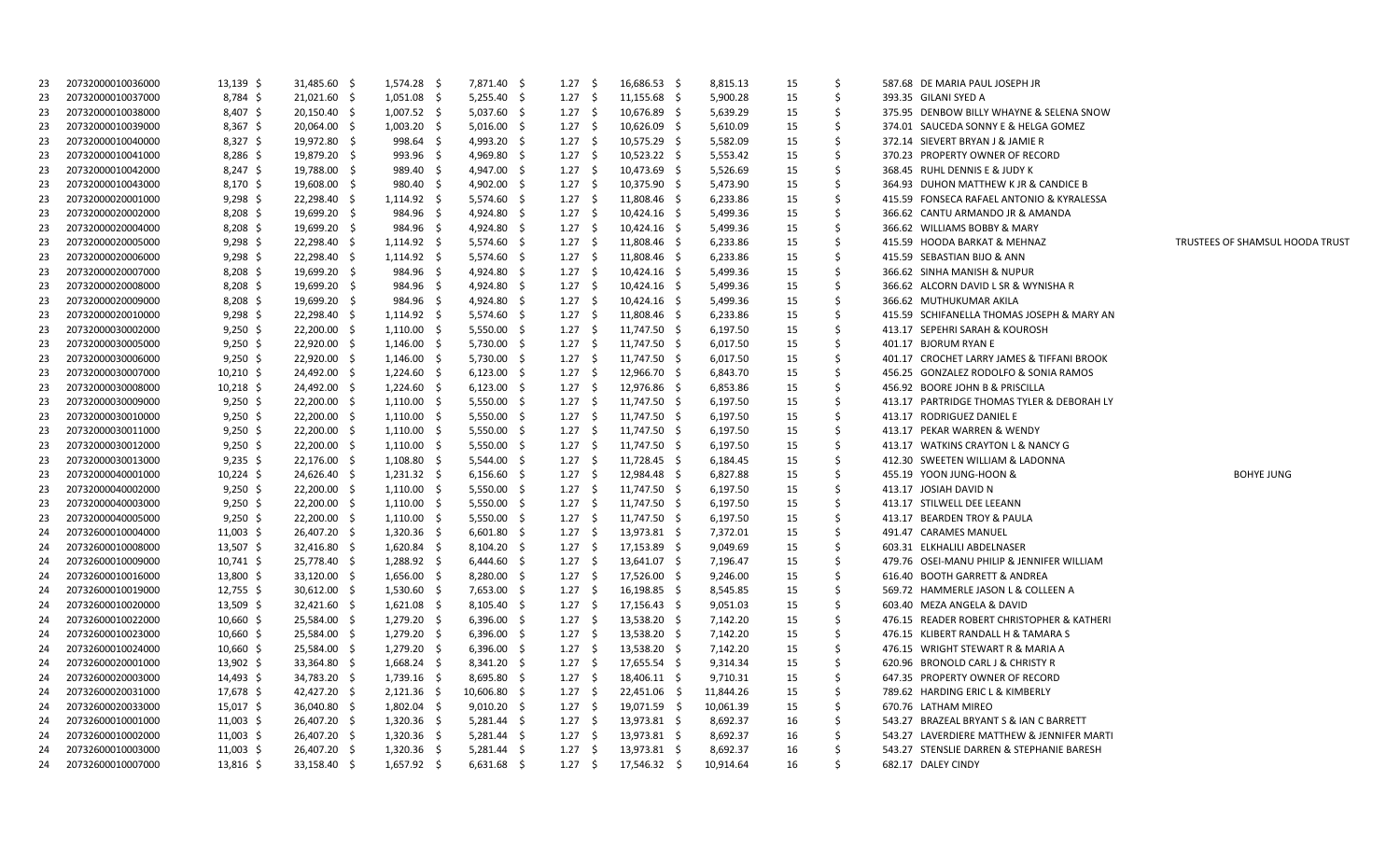| | | | | | | | | | | | | | |
|---|---|---|---|---|---|---|---|---|---|---|---|---|---|
| 23 | 20732000010036000 | 13,139 | $ 31,485.60 | $ 1,574.28 | $ 7,871.40 | $ 1.27 | $ 16,686.53 | $ 8,815.13 | 15 | $ 587.68 | DE MARIA PAUL JOSEPH JR | | |
| 23 | 20732000010037000 | 8,784 | $ 21,021.60 | $ 1,051.08 | $ 5,255.40 | $ 1.27 | $ 11,155.68 | $ 5,900.28 | 15 | $ 393.35 | GILANI SYED A | | |
| 23 | 20732000010038000 | 8,407 | $ 20,150.40 | $ 1,007.52 | $ 5,037.60 | $ 1.27 | $ 10,676.89 | $ 5,639.29 | 15 | $ 375.95 | DENBOW BILLY WHAYNE & SELENA SNOW | | |
| 23 | 20732000010039000 | 8,367 | $ 20,064.00 | $ 1,003.20 | $ 5,016.00 | $ 1.27 | $ 10,626.09 | $ 5,610.09 | 15 | $ 374.01 | SAUCEDA SONNY E & HELGA GOMEZ | | |
| 23 | 20732000010040000 | 8,327 | $ 19,972.80 | $ 998.64 | $ 4,993.20 | $ 1.27 | $ 10,575.29 | $ 5,582.09 | 15 | $ 372.14 | SIEVERT BRYAN J & JAMIE R | | |
| 23 | 20732000010041000 | 8,286 | $ 19,879.20 | $ 993.96 | $ 4,969.80 | $ 1.27 | $ 10,523.22 | $ 5,553.42 | 15 | $ 370.23 | PROPERTY OWNER OF RECORD | | |
| 23 | 20732000010042000 | 8,247 | $ 19,788.00 | $ 989.40 | $ 4,947.00 | $ 1.27 | $ 10,473.69 | $ 5,526.69 | 15 | $ 368.45 | RUHL DENNIS E & JUDY K | | |
| 23 | 20732000010043000 | 8,170 | $ 19,608.00 | $ 980.40 | $ 4,902.00 | $ 1.27 | $ 10,375.90 | $ 5,473.90 | 15 | $ 364.93 | DUHON MATTHEW K JR & CANDICE B | | |
| 23 | 20732000020001000 | 9,298 | $ 22,298.40 | $ 1,114.92 | $ 5,574.60 | $ 1.27 | $ 11,808.46 | $ 6,233.86 | 15 | $ 415.59 | FONSECA RAFAEL ANTONIO & KYRALESSA | | |
| 23 | 20732000020002000 | 8,208 | $ 19,699.20 | $ 984.96 | $ 4,924.80 | $ 1.27 | $ 10,424.16 | $ 5,499.36 | 15 | $ 366.62 | CANTU ARMANDO JR & AMANDA | | |
| 23 | 20732000020004000 | 8,208 | $ 19,699.20 | $ 984.96 | $ 4,924.80 | $ 1.27 | $ 10,424.16 | $ 5,499.36 | 15 | $ 366.62 | WILLIAMS BOBBY & MARY | | |
| 23 | 20732000020005000 | 9,298 | $ 22,298.40 | $ 1,114.92 | $ 5,574.60 | $ 1.27 | $ 11,808.46 | $ 6,233.86 | 15 | $ 415.59 | HOODA BARKAT & MEHNAZ | TRUSTEES OF SHAMSUL HOODA TRUST | |
| 23 | 20732000020006000 | 9,298 | $ 22,298.40 | $ 1,114.92 | $ 5,574.60 | $ 1.27 | $ 11,808.46 | $ 6,233.86 | 15 | $ 415.59 | SEBASTIAN BIJO & ANN | | |
| 23 | 20732000020007000 | 8,208 | $ 19,699.20 | $ 984.96 | $ 4,924.80 | $ 1.27 | $ 10,424.16 | $ 5,499.36 | 15 | $ 366.62 | SINHA MANISH & NUPUR | | |
| 23 | 20732000020008000 | 8,208 | $ 19,699.20 | $ 984.96 | $ 4,924.80 | $ 1.27 | $ 10,424.16 | $ 5,499.36 | 15 | $ 366.62 | ALCORN DAVID L SR & WYNISHA R | | |
| 23 | 20732000020009000 | 8,208 | $ 19,699.20 | $ 984.96 | $ 4,924.80 | $ 1.27 | $ 10,424.16 | $ 5,499.36 | 15 | $ 366.62 | MUTHUKUMAR AKILA | | |
| 23 | 20732000020010000 | 9,298 | $ 22,298.40 | $ 1,114.92 | $ 5,574.60 | $ 1.27 | $ 11,808.46 | $ 6,233.86 | 15 | $ 415.59 | SCHIFANELLA THOMAS JOSEPH & MARY AN | | |
| 23 | 20732000030002000 | 9,250 | $ 22,200.00 | $ 1,110.00 | $ 5,550.00 | $ 1.27 | $ 11,747.50 | $ 6,197.50 | 15 | $ 413.17 | SEPEHRI SARAH & KOUROSH | | |
| 23 | 20732000030005000 | 9,250 | $ 22,920.00 | $ 1,146.00 | $ 5,730.00 | $ 1.27 | $ 11,747.50 | $ 6,017.50 | 15 | $ 401.17 | BJORUM RYAN E | | |
| 23 | 20732000030006000 | 9,250 | $ 22,920.00 | $ 1,146.00 | $ 5,730.00 | $ 1.27 | $ 11,747.50 | $ 6,017.50 | 15 | $ 401.17 | CROCHET LARRY JAMES & TIFFANI BROOK | | |
| 23 | 20732000030007000 | 10,210 | $ 24,492.00 | $ 1,224.60 | $ 6,123.00 | $ 1.27 | $ 12,966.70 | $ 6,843.70 | 15 | $ 456.25 | GONZALEZ RODOLFO & SONIA RAMOS | | |
| 23 | 20732000030008000 | 10,218 | $ 24,492.00 | $ 1,224.60 | $ 6,123.00 | $ 1.27 | $ 12,976.86 | $ 6,853.86 | 15 | $ 456.92 | BOORE JOHN B & PRISCILLA | | |
| 23 | 20732000030009000 | 9,250 | $ 22,200.00 | $ 1,110.00 | $ 5,550.00 | $ 1.27 | $ 11,747.50 | $ 6,197.50 | 15 | $ 413.17 | PARTRIDGE THOMAS TYLER & DEBORAH LY | | |
| 23 | 20732000030010000 | 9,250 | $ 22,200.00 | $ 1,110.00 | $ 5,550.00 | $ 1.27 | $ 11,747.50 | $ 6,197.50 | 15 | $ 413.17 | RODRIGUEZ DANIEL E | | |
| 23 | 20732000030011000 | 9,250 | $ 22,200.00 | $ 1,110.00 | $ 5,550.00 | $ 1.27 | $ 11,747.50 | $ 6,197.50 | 15 | $ 413.17 | PEKAR WARREN & WENDY | | |
| 23 | 20732000030012000 | 9,250 | $ 22,200.00 | $ 1,110.00 | $ 5,550.00 | $ 1.27 | $ 11,747.50 | $ 6,197.50 | 15 | $ 413.17 | WATKINS CRAYTON L & NANCY G | | |
| 23 | 20732000030013000 | 9,235 | $ 22,176.00 | $ 1,108.80 | $ 5,544.00 | $ 1.27 | $ 11,728.45 | $ 6,184.45 | 15 | $ 412.30 | SWEETEN WILLIAM & LADONNA | | |
| 23 | 20732000040001000 | 10,224 | $ 24,626.40 | $ 1,231.32 | $ 6,156.60 | $ 1.27 | $ 12,984.48 | $ 6,827.88 | 15 | $ 455.19 | YOON JUNG-HOON & | | BOHYE JUNG |
| 23 | 20732000040002000 | 9,250 | $ 22,200.00 | $ 1,110.00 | $ 5,550.00 | $ 1.27 | $ 11,747.50 | $ 6,197.50 | 15 | $ 413.17 | JOSIAH DAVID N | | |
| 23 | 20732000040003000 | 9,250 | $ 22,200.00 | $ 1,110.00 | $ 5,550.00 | $ 1.27 | $ 11,747.50 | $ 6,197.50 | 15 | $ 413.17 | STILWELL DEE LEEANN | | |
| 23 | 20732000040005000 | 9,250 | $ 22,200.00 | $ 1,110.00 | $ 5,550.00 | $ 1.27 | $ 11,747.50 | $ 6,197.50 | 15 | $ 413.17 | BEARDEN TROY & PAULA | | |
| 24 | 20732600010004000 | 11,003 | $ 26,407.20 | $ 1,320.36 | $ 6,601.80 | $ 1.27 | $ 13,973.81 | $ 7,372.01 | 15 | $ 491.47 | CARAMES MANUEL | | |
| 24 | 20732600010008000 | 13,507 | $ 32,416.80 | $ 1,620.84 | $ 8,104.20 | $ 1.27 | $ 17,153.89 | $ 9,049.69 | 15 | $ 603.31 | ELKHALILI ABDELNASER | | |
| 24 | 20732600010009000 | 10,741 | $ 25,778.40 | $ 1,288.92 | $ 6,444.60 | $ 1.27 | $ 13,641.07 | $ 7,196.47 | 15 | $ 479.76 | OSEI-MANU PHILIP & JENNIFER WILLIAM | | |
| 24 | 20732600010016000 | 13,800 | $ 33,120.00 | $ 1,656.00 | $ 8,280.00 | $ 1.27 | $ 17,526.00 | $ 9,246.00 | 15 | $ 616.40 | BOOTH GARRETT & ANDREA | | |
| 24 | 20732600010019000 | 12,755 | $ 30,612.00 | $ 1,530.60 | $ 7,653.00 | $ 1.27 | $ 16,198.85 | $ 8,545.85 | 15 | $ 569.72 | HAMMERLE JASON L & COLLEEN A | | |
| 24 | 20732600010020000 | 13,509 | $ 32,421.60 | $ 1,621.08 | $ 8,105.40 | $ 1.27 | $ 17,156.43 | $ 9,051.03 | 15 | $ 603.40 | MEZA ANGELA & DAVID | | |
| 24 | 20732600010022000 | 10,660 | $ 25,584.00 | $ 1,279.20 | $ 6,396.00 | $ 1.27 | $ 13,538.20 | $ 7,142.20 | 15 | $ 476.15 | READER ROBERT CHRISTOPHER & KATHERI | | |
| 24 | 20732600010023000 | 10,660 | $ 25,584.00 | $ 1,279.20 | $ 6,396.00 | $ 1.27 | $ 13,538.20 | $ 7,142.20 | 15 | $ 476.15 | KLIBERT RANDALL H & TAMARA S | | |
| 24 | 20732600010024000 | 10,660 | $ 25,584.00 | $ 1,279.20 | $ 6,396.00 | $ 1.27 | $ 13,538.20 | $ 7,142.20 | 15 | $ 476.15 | WRIGHT STEWART R & MARIA A | | |
| 24 | 20732600020001000 | 13,902 | $ 33,364.80 | $ 1,668.24 | $ 8,341.20 | $ 1.27 | $ 17,655.54 | $ 9,314.34 | 15 | $ 620.96 | BRONOLD CARL J & CHRISTY R | | |
| 24 | 20732600020003000 | 14,493 | $ 34,783.20 | $ 1,739.16 | $ 8,695.80 | $ 1.27 | $ 18,406.11 | $ 9,710.31 | 15 | $ 647.35 | PROPERTY OWNER OF RECORD | | |
| 24 | 20732600020031000 | 17,678 | $ 42,427.20 | $ 2,121.36 | $ 10,606.80 | $ 1.27 | $ 22,451.06 | $ 11,844.26 | 15 | $ 789.62 | HARDING ERIC L & KIMBERLY | | |
| 24 | 20732600020033000 | 15,017 | $ 36,040.80 | $ 1,802.04 | $ 9,010.20 | $ 1.27 | $ 19,071.59 | $ 10,061.39 | 15 | $ 670.76 | LATHAM MIREO | | |
| 24 | 20732600010001000 | 11,003 | $ 26,407.20 | $ 1,320.36 | $ 5,281.44 | $ 1.27 | $ 13,973.81 | $ 8,692.37 | 16 | $ 543.27 | BRAZEAL BRYANT S & IAN C BARRETT | | |
| 24 | 20732600010002000 | 11,003 | $ 26,407.20 | $ 1,320.36 | $ 5,281.44 | $ 1.27 | $ 13,973.81 | $ 8,692.37 | 16 | $ 543.27 | LAVERDIERE MATTHEW & JENNIFER MARTI | | |
| 24 | 20732600010003000 | 11,003 | $ 26,407.20 | $ 1,320.36 | $ 5,281.44 | $ 1.27 | $ 13,973.81 | $ 8,692.37 | 16 | $ 543.27 | STENSLIE DARREN & STEPHANIE BARESH | | |
| 24 | 20732600010007000 | 13,816 | $ 33,158.40 | $ 1,657.92 | $ 6,631.68 | $ 1.27 | $ 17,546.32 | $ 10,914.64 | 16 | $ 682.17 | DALEY CINDY | | |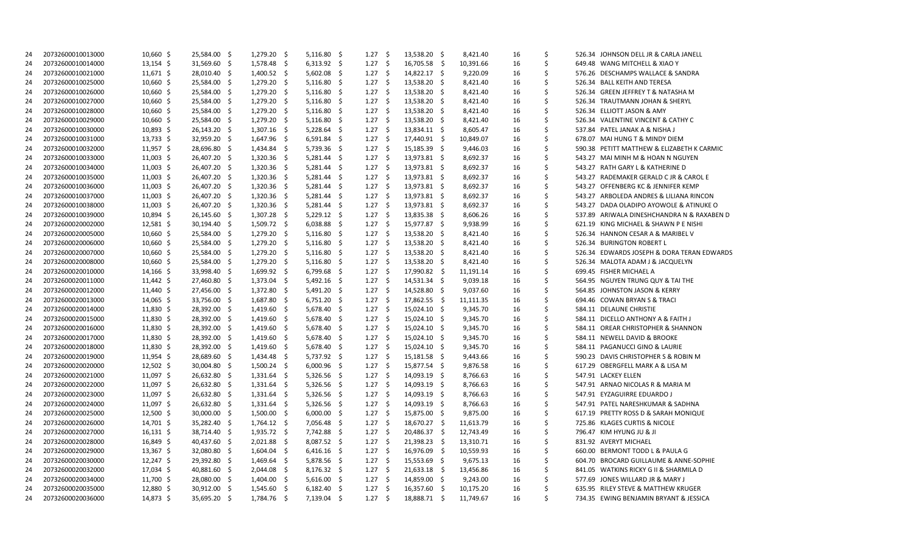| | | | | | | | | | | | | | | | | | |
|---|---|---|---|---|---|---|---|---|---|---|---|---|---|---|---|---|---|
| 24 | 20732600010013000 | 10,660 | $ | 25,584.00 | $ | 1,279.20 | $ | 5,116.80 | $ | 1.27 | $ | 13,538.20 | $ | 8,421.40 | 16 | $ | 526.34 JOHNSON DELL JR & CARLA JANELL |
| 24 | 20732600010014000 | 13,154 | $ | 31,569.60 | $ | 1,578.48 | $ | 6,313.92 | $ | 1.27 | $ | 16,705.58 | $ | 10,391.66 | 16 | $ | 649.48 WANG MITCHELL & XIAO Y |
| 24 | 20732600010021000 | 11,671 | $ | 28,010.40 | $ | 1,400.52 | $ | 5,602.08 | $ | 1.27 | $ | 14,822.17 | $ | 9,220.09 | 16 | $ | 576.26 DESCHAMPS WALLACE & SANDRA |
| 24 | 20732600010025000 | 10,660 | $ | 25,584.00 | $ | 1,279.20 | $ | 5,116.80 | $ | 1.27 | $ | 13,538.20 | $ | 8,421.40 | 16 | $ | 526.34 BALL KEITH AND TERESA |
| 24 | 20732600010026000 | 10,660 | $ | 25,584.00 | $ | 1,279.20 | $ | 5,116.80 | $ | 1.27 | $ | 13,538.20 | $ | 8,421.40 | 16 | $ | 526.34 GREEN JEFFREY T & NATASHA M |
| 24 | 20732600010027000 | 10,660 | $ | 25,584.00 | $ | 1,279.20 | $ | 5,116.80 | $ | 1.27 | $ | 13,538.20 | $ | 8,421.40 | 16 | $ | 526.34 TRAUTMANN JOHAN & SHERYL |
| 24 | 20732600010028000 | 10,660 | $ | 25,584.00 | $ | 1,279.20 | $ | 5,116.80 | $ | 1.27 | $ | 13,538.20 | $ | 8,421.40 | 16 | $ | 526.34 ELLIOTT JASON & AMY |
| 24 | 20732600010029000 | 10,660 | $ | 25,584.00 | $ | 1,279.20 | $ | 5,116.80 | $ | 1.27 | $ | 13,538.20 | $ | 8,421.40 | 16 | $ | 526.34 VALENTINE VINCENT & CATHY C |
| 24 | 20732600010030000 | 10,893 | $ | 26,143.20 | $ | 1,307.16 | $ | 5,228.64 | $ | 1.27 | $ | 13,834.11 | $ | 8,605.47 | 16 | $ | 537.84 PATEL JANAK A & NISHA J |
| 24 | 20732600010031000 | 13,733 | $ | 32,959.20 | $ | 1,647.96 | $ | 6,591.84 | $ | 1.27 | $ | 17,440.91 | $ | 10,849.07 | 16 | $ | 678.07 MAI HUNG T & MINDY DIEM |
| 24 | 20732600010032000 | 11,957 | $ | 28,696.80 | $ | 1,434.84 | $ | 5,739.36 | $ | 1.27 | $ | 15,185.39 | $ | 9,446.03 | 16 | $ | 590.38 PETITT MATTHEW & ELIZABETH K CARMIC |
| 24 | 20732600010033000 | 11,003 | $ | 26,407.20 | $ | 1,320.36 | $ | 5,281.44 | $ | 1.27 | $ | 13,973.81 | $ | 8,692.37 | 16 | $ | 543.27 MAI MINH M & HOAN N NGUYEN |
| 24 | 20732600010034000 | 11,003 | $ | 26,407.20 | $ | 1,320.36 | $ | 5,281.44 | $ | 1.27 | $ | 13,973.81 | $ | 8,692.37 | 16 | $ | 543.27 RATH GARY L & KATHERINE D |
| 24 | 20732600010035000 | 11,003 | $ | 26,407.20 | $ | 1,320.36 | $ | 5,281.44 | $ | 1.27 | $ | 13,973.81 | $ | 8,692.37 | 16 | $ | 543.27 RADEMAKER GERALD C JR & CAROL E |
| 24 | 20732600010036000 | 11,003 | $ | 26,407.20 | $ | 1,320.36 | $ | 5,281.44 | $ | 1.27 | $ | 13,973.81 | $ | 8,692.37 | 16 | $ | 543.27 OFFENBERG KC & JENNIFER KEMP |
| 24 | 20732600010037000 | 11,003 | $ | 26,407.20 | $ | 1,320.36 | $ | 5,281.44 | $ | 1.27 | $ | 13,973.81 | $ | 8,692.37 | 16 | $ | 543.27 ARBOLEDA ANDRES & LILIANA RINCON |
| 24 | 20732600010038000 | 11,003 | $ | 26,407.20 | $ | 1,320.36 | $ | 5,281.44 | $ | 1.27 | $ | 13,973.81 | $ | 8,692.37 | 16 | $ | 543.27 DADA OLADIPO AYOWOLE & ATINUKE O |
| 24 | 20732600010039000 | 10,894 | $ | 26,145.60 | $ | 1,307.28 | $ | 5,229.12 | $ | 1.27 | $ | 13,835.38 | $ | 8,606.26 | 16 | $ | 537.89 ARIWALA DINESHCHANDRA N & RAXABEN D |
| 24 | 20732600020002000 | 12,581 | $ | 30,194.40 | $ | 1,509.72 | $ | 6,038.88 | $ | 1.27 | $ | 15,977.87 | $ | 9,938.99 | 16 | $ | 621.19 KING MICHAEL & SHAWN P E NISHI |
| 24 | 20732600020005000 | 10,660 | $ | 25,584.00 | $ | 1,279.20 | $ | 5,116.80 | $ | 1.27 | $ | 13,538.20 | $ | 8,421.40 | 16 | $ | 526.34 HANNON CESAR A & MARIBEL V |
| 24 | 20732600020006000 | 10,660 | $ | 25,584.00 | $ | 1,279.20 | $ | 5,116.80 | $ | 1.27 | $ | 13,538.20 | $ | 8,421.40 | 16 | $ | 526.34 BURINGTON ROBERT L |
| 24 | 20732600020007000 | 10,660 | $ | 25,584.00 | $ | 1,279.20 | $ | 5,116.80 | $ | 1.27 | $ | 13,538.20 | $ | 8,421.40 | 16 | $ | 526.34 EDWARDS JOSEPH & DORA TERAN EDWARDS |
| 24 | 20732600020008000 | 10,660 | $ | 25,584.00 | $ | 1,279.20 | $ | 5,116.80 | $ | 1.27 | $ | 13,538.20 | $ | 8,421.40 | 16 | $ | 526.34 MALOTA ADAM J & JACQUELYN |
| 24 | 20732600020010000 | 14,166 | $ | 33,998.40 | $ | 1,699.92 | $ | 6,799.68 | $ | 1.27 | $ | 17,990.82 | $ | 11,191.14 | 16 | $ | 699.45 FISHER MICHAEL A |
| 24 | 20732600020011000 | 11,442 | $ | 27,460.80 | $ | 1,373.04 | $ | 5,492.16 | $ | 1.27 | $ | 14,531.34 | $ | 9,039.18 | 16 | $ | 564.95 NGUYEN TRUNG QUY & TAI THE |
| 24 | 20732600020012000 | 11,440 | $ | 27,456.00 | $ | 1,372.80 | $ | 5,491.20 | $ | 1.27 | $ | 14,528.80 | $ | 9,037.60 | 16 | $ | 564.85 JOHNSTON JASON & KERRY |
| 24 | 20732600020013000 | 14,065 | $ | 33,756.00 | $ | 1,687.80 | $ | 6,751.20 | $ | 1.27 | $ | 17,862.55 | $ | 11,111.35 | 16 | $ | 694.46 COWAN BRYAN S & TRACI |
| 24 | 20732600020014000 | 11,830 | $ | 28,392.00 | $ | 1,419.60 | $ | 5,678.40 | $ | 1.27 | $ | 15,024.10 | $ | 9,345.70 | 16 | $ | 584.11 DELAUNE CHRISTIE |
| 24 | 20732600020015000 | 11,830 | $ | 28,392.00 | $ | 1,419.60 | $ | 5,678.40 | $ | 1.27 | $ | 15,024.10 | $ | 9,345.70 | 16 | $ | 584.11 DICELLO ANTHONY A & FAITH J |
| 24 | 20732600020016000 | 11,830 | $ | 28,392.00 | $ | 1,419.60 | $ | 5,678.40 | $ | 1.27 | $ | 15,024.10 | $ | 9,345.70 | 16 | $ | 584.11 OREAR CHRISTOPHER & SHANNON |
| 24 | 20732600020017000 | 11,830 | $ | 28,392.00 | $ | 1,419.60 | $ | 5,678.40 | $ | 1.27 | $ | 15,024.10 | $ | 9,345.70 | 16 | $ | 584.11 NEWELL DAVID & BROOKE |
| 24 | 20732600020018000 | 11,830 | $ | 28,392.00 | $ | 1,419.60 | $ | 5,678.40 | $ | 1.27 | $ | 15,024.10 | $ | 9,345.70 | 16 | $ | 584.11 PAGANUCCI GINO & LAURIE |
| 24 | 20732600020019000 | 11,954 | $ | 28,689.60 | $ | 1,434.48 | $ | 5,737.92 | $ | 1.27 | $ | 15,181.58 | $ | 9,443.66 | 16 | $ | 590.23 DAVIS CHRISTOPHER S & ROBIN M |
| 24 | 20732600020020000 | 12,502 | $ | 30,004.80 | $ | 1,500.24 | $ | 6,000.96 | $ | 1.27 | $ | 15,877.54 | $ | 9,876.58 | 16 | $ | 617.29 OBERGFELL MARK A & LISA M |
| 24 | 20732600020021000 | 11,097 | $ | 26,632.80 | $ | 1,331.64 | $ | 5,326.56 | $ | 1.27 | $ | 14,093.19 | $ | 8,766.63 | 16 | $ | 547.91 LACKEY ELLEN |
| 24 | 20732600020022000 | 11,097 | $ | 26,632.80 | $ | 1,331.64 | $ | 5,326.56 | $ | 1.27 | $ | 14,093.19 | $ | 8,766.63 | 16 | $ | 547.91 ARNAO NICOLAS R & MARIA M |
| 24 | 20732600020023000 | 11,097 | $ | 26,632.80 | $ | 1,331.64 | $ | 5,326.56 | $ | 1.27 | $ | 14,093.19 | $ | 8,766.63 | 16 | $ | 547.91 EYZAGUIRRE EDUARDO J |
| 24 | 20732600020024000 | 11,097 | $ | 26,632.80 | $ | 1,331.64 | $ | 5,326.56 | $ | 1.27 | $ | 14,093.19 | $ | 8,766.63 | 16 | $ | 547.91 PATEL NARESHKUMAR & SADHNA |
| 24 | 20732600020025000 | 12,500 | $ | 30,000.00 | $ | 1,500.00 | $ | 6,000.00 | $ | 1.27 | $ | 15,875.00 | $ | 9,875.00 | 16 | $ | 617.19 PRETTY ROSS D & SARAH MONIQUE |
| 24 | 20732600020026000 | 14,701 | $ | 35,282.40 | $ | 1,764.12 | $ | 7,056.48 | $ | 1.27 | $ | 18,670.27 | $ | 11,613.79 | 16 | $ | 725.86 KLAGES CURTIS & NICOLE |
| 24 | 20732600020027000 | 16,131 | $ | 38,714.40 | $ | 1,935.72 | $ | 7,742.88 | $ | 1.27 | $ | 20,486.37 | $ | 12,743.49 | 16 | $ | 796.47 KIM HYUNG JU & JI |
| 24 | 20732600020028000 | 16,849 | $ | 40,437.60 | $ | 2,021.88 | $ | 8,087.52 | $ | 1.27 | $ | 21,398.23 | $ | 13,310.71 | 16 | $ | 831.92 AVERYT MICHAEL |
| 24 | 20732600020029000 | 13,367 | $ | 32,080.80 | $ | 1,604.04 | $ | 6,416.16 | $ | 1.27 | $ | 16,976.09 | $ | 10,559.93 | 16 | $ | 660.00 BERMONT TODD L & PAULA G |
| 24 | 20732600020030000 | 12,247 | $ | 29,392.80 | $ | 1,469.64 | $ | 5,878.56 | $ | 1.27 | $ | 15,553.69 | $ | 9,675.13 | 16 | $ | 604.70 BROCARD GUILLAUME & ANNE-SOPHIE |
| 24 | 20732600020032000 | 17,034 | $ | 40,881.60 | $ | 2,044.08 | $ | 8,176.32 | $ | 1.27 | $ | 21,633.18 | $ | 13,456.86 | 16 | $ | 841.05 WATKINS RICKY G II & SHARMILA D |
| 24 | 20732600020034000 | 11,700 | $ | 28,080.00 | $ | 1,404.00 | $ | 5,616.00 | $ | 1.27 | $ | 14,859.00 | $ | 9,243.00 | 16 | $ | 577.69 JONES WILLARD JR & MARY J |
| 24 | 20732600020035000 | 12,880 | $ | 30,912.00 | $ | 1,545.60 | $ | 6,182.40 | $ | 1.27 | $ | 16,357.60 | $ | 10,175.20 | 16 | $ | 635.95 RILEY STEVE & MATTHEW KRUGER |
| 24 | 20732600020036000 | 14,873 | $ | 35,695.20 | $ | 1,784.76 | $ | 7,139.04 | $ | 1.27 | $ | 18,888.71 | $ | 11,749.67 | 16 | $ | 734.35 EWING BENJAMIN BRYANT & JESSICA |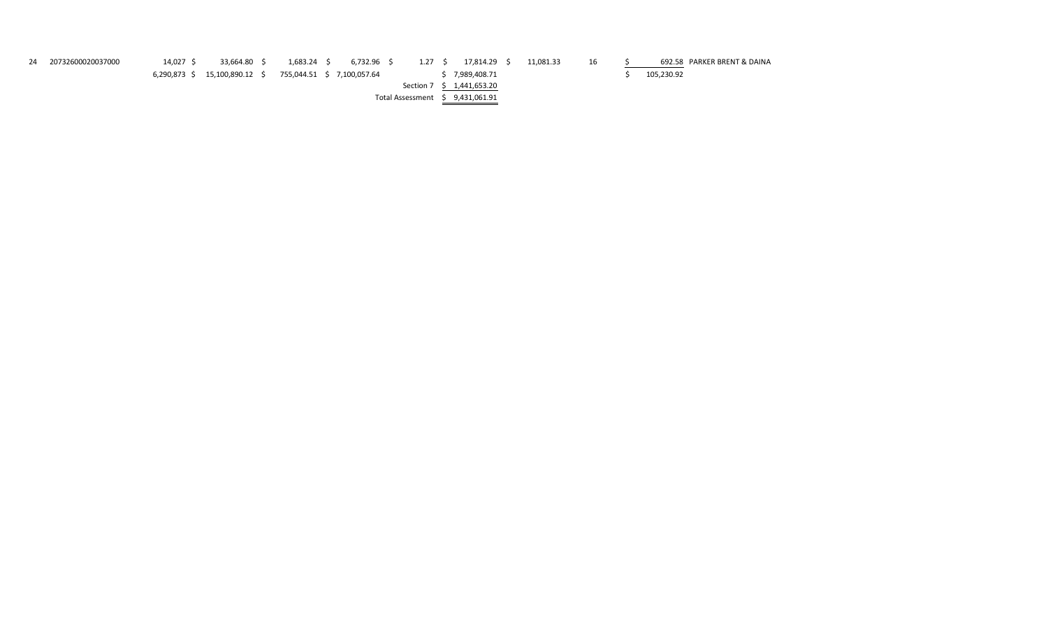| | | | | | | | | | | | | |
|---|---|---|---|---|---|---|---|---|---|---|---|---|
| 24 | 20732600020037000 | 14,027 | $ 33,664.80 | $ 1,683.24 | $ 6,732.96 | $ 1.27 | $ 17,814.29 | $ 11,081.33 | 16 | $ 692.58 | PARKER BRENT & DAINA |
| | | 6,290,873 | $ 15,100,890.12 | $ 755,044.51 | $ 7,100,057.64 | | $ 7,989,408.71 | | | $ 105,230.92 | |
| | | | | | | Section 7 | $ 1,441,653.20 | | | | |
| | | | | | | Total Assessment | $ 9,431,061.91 | | | | |